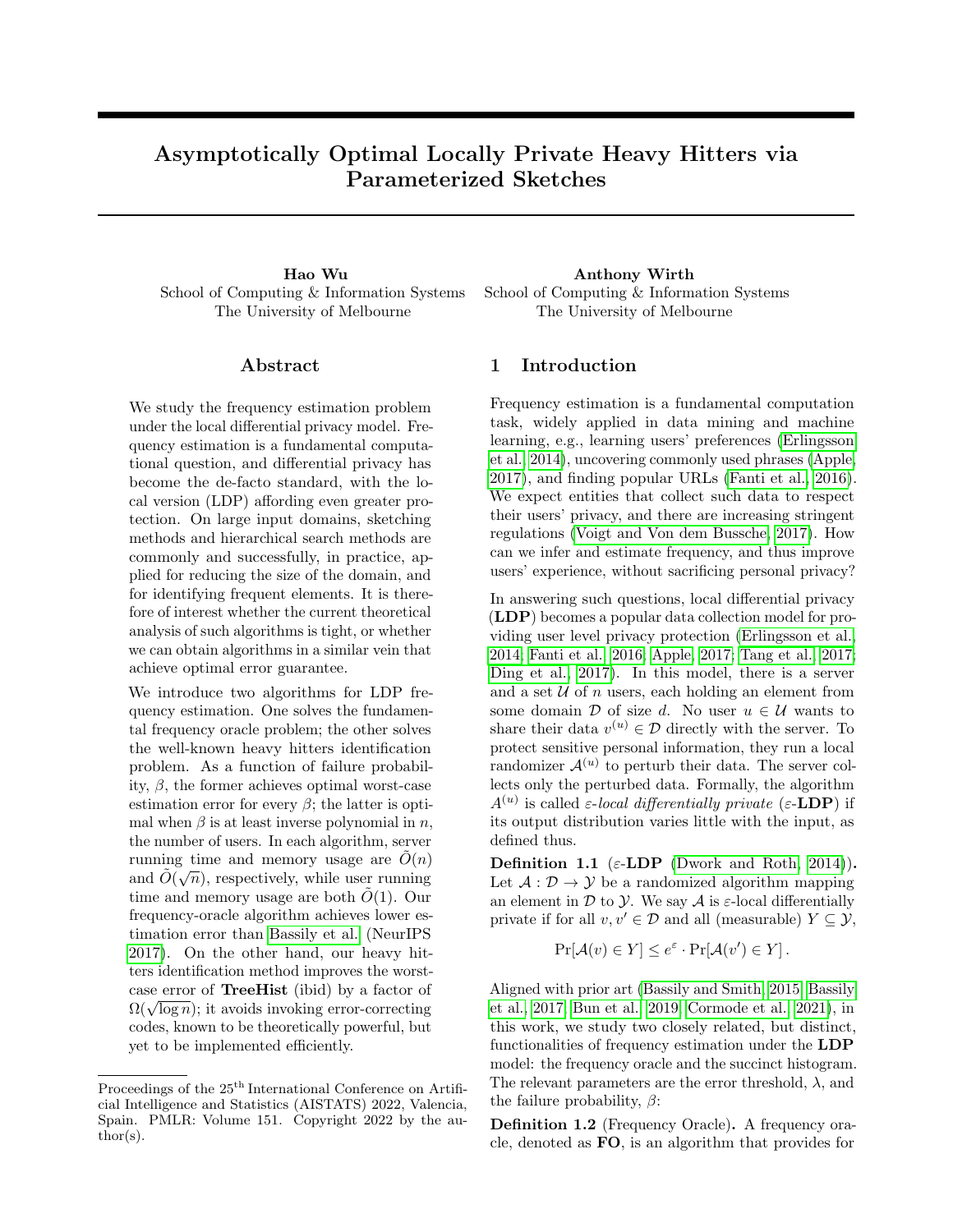# Asymptotically Optimal Locally Private Heavy Hitters via Parameterized Sketches

**Hao Wu**
School of Computing & Information Systems
The University of Melbourne

**Anthony Wirth**
School of Computing & Information Systems
The University of Melbourne

## Abstract

We study the frequency estimation problem under the local differential privacy model. Frequency estimation is a fundamental computational question, and differential privacy has become the de-facto standard, with the local version (LDP) affording even greater protection. On large input domains, sketching methods and hierarchical search methods are commonly and successfully, in practice, applied for reducing the size of the domain, and for identifying frequent elements. It is therefore of interest whether the current theoretical analysis of such algorithms is tight, or whether we can obtain algorithms in a similar vein that achieve optimal error guarantee.

We introduce two algorithms for LDP frequency estimation. One solves the fundamental frequency oracle problem; the other solves the well-known heavy hitters identification problem. As a function of failure probability, $\beta$, the former achieves optimal worst-case estimation error for every $\beta$; the latter is optimal when $\beta$ is at least inverse polynomial in $n$, the number of users. In each algorithm, server running time and memory usage are $\tilde{O}(n)$ and $\tilde{O}(\sqrt{n})$, respectively, while user running time and memory usage are both $\tilde{O}(1)$. Our frequency-oracle algorithm achieves lower estimation error than Bassily et al. (NeurIPS 2017). On the other hand, our heavy hitters identification method improves the worst-case error of **TreeHist** (ibid) by a factor of $\Omega(\sqrt{\log n})$; it avoids invoking error-correcting codes, known to be theoretically powerful, but yet to be implemented efficiently.

Proceedings of the 25[th] International Conference on Artificial Intelligence and Statistics (AISTATS) 2022, Valencia, Spain. PMLR: Volume 151. Copyright 2022 by the author(s).

## 1 Introduction

Frequency estimation is a fundamental computation task, widely applied in data mining and machine learning, e.g., learning users' preferences (Erlingsson et al., 2014), uncovering commonly used phrases (Apple, 2017), and finding popular URLs (Fanti et al., 2016). We expect entities that collect such data to respect their users' privacy, and there are increasing stringent regulations (Voigt and Von dem Bussche, 2017). How can we infer and estimate frequency, and thus improve users' experience, without sacrificing personal privacy?

In answering such questions, local differential privacy (**LDP**) becomes a popular data collection model for providing user level privacy protection (Erlingsson et al., 2014; Fanti et al., 2016; Apple, 2017; Tang et al., 2017; Ding et al., 2017). In this model, there is a server and a set $\mathcal{U}$ of $n$ users, each holding an element from some domain $\mathcal{D}$ of size $d$. No user $u \in \mathcal{U}$ wants to share their data $v^{(u)} \in \mathcal{D}$ directly with the server. To protect sensitive personal information, they run a local randomizer $\mathcal{A}^{(u)}$ to perturb their data. The server collects only the perturbed data. Formally, the algorithm $A^{(u)}$ is called *$\varepsilon$-local differentially private* ($\varepsilon$-**LDP**) if its output distribution varies little with the input, as defined thus.

**Definition 1.1** ($\varepsilon$-**LDP** (Dwork and Roth, 2014))**.** Let $\mathcal{A} : \mathcal{D} \to \mathcal{Y}$ be a randomized algorithm mapping an element in $\mathcal{D}$ to $\mathcal{Y}$. We say $\mathcal{A}$ is $\varepsilon$-local differentially private if for all $v, v' \in \mathcal{D}$ and all (measurable) $Y \subseteq \mathcal{Y}$,

$$\Pr[\mathcal{A}(v) \in Y] \leq e^{\varepsilon} \cdot \Pr[\mathcal{A}(v') \in Y] .$$

Aligned with prior art (Bassily and Smith, 2015; Bassily et al., 2017; Bun et al., 2019; Cormode et al., 2021), in this work, we study two closely related, but distinct, functionalities of frequency estimation under the **LDP** model: the frequency oracle and the succinct histogram. The relevant parameters are the error threshold, $\lambda$, and the failure probability, $\beta$:

**Definition 1.2** (Frequency Oracle)**.** A frequency oracle, denoted as **FO**, is an algorithm that provides for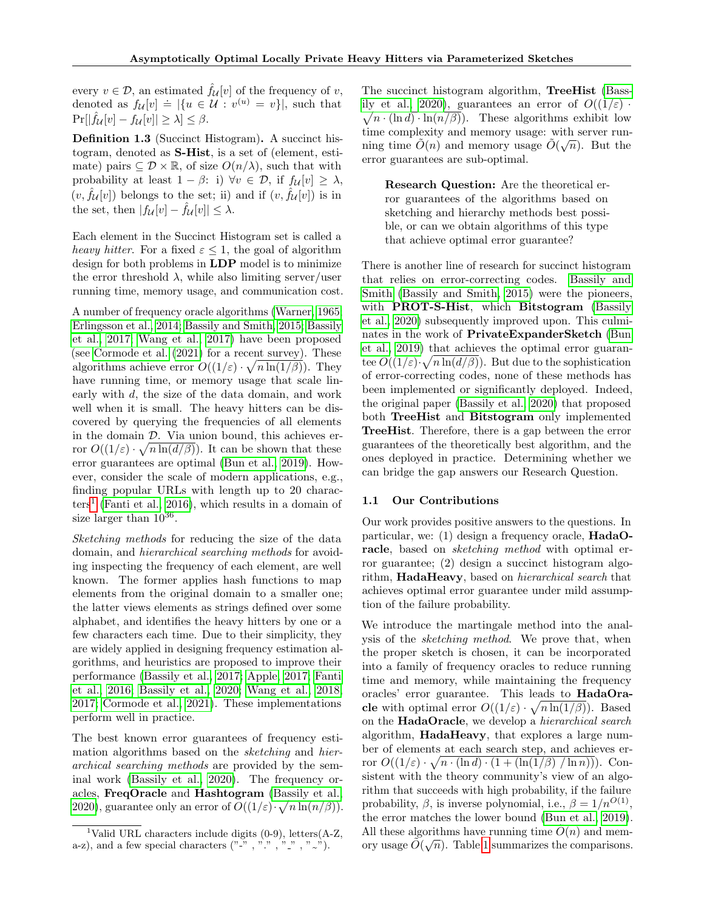every $v \in \mathcal{D}$, an estimated $\hat{f}_{\mathcal{U}}[v]$ of the frequency of $v$, denoted as $f_{\mathcal{U}}[v] \doteq |\{u \in \mathcal{U} : v^{(u)} = v\}|$, such that $\Pr[|\hat{f}_{\mathcal{U}}[v] - f_{\mathcal{U}}[v]| \geq \lambda] \leq \beta$.

**Definition 1.3** (Succinct Histogram)**.** A succinct histogram, denoted as **S-Hist**, is a set of (element, estimate) pairs $\subseteq \mathcal{D} \times \mathbb{R}$, of size $O(n/\lambda)$, such that with probability at least $1 - \beta$: i) $\forall v \in \mathcal{D}$, if $f_{\mathcal{U}}[v] \geq \lambda$, $(v, \hat{f}_{\mathcal{U}}[v])$ belongs to the set; ii) and if $(v, \hat{f}_{\mathcal{U}}[v])$ is in the set, then $|f_{\mathcal{U}}[v] - \hat{f}_{\mathcal{U}}[v]| \leq \lambda$.

Each element in the Succinct Histogram set is called a *heavy hitter*. For a fixed $\varepsilon \leq 1$, the goal of algorithm design for both problems in **LDP** model is to minimize the error threshold $\lambda$, while also limiting server/user running time, memory usage, and communication cost.

A number of frequency oracle algorithms (Warner, 1965; Erlingsson et al., 2014; Bassily and Smith, 2015; Bassily et al., 2017; Wang et al., 2017) have been proposed (see Cormode et al. (2021) for a recent survey). These algorithms achieve error $O((1/\varepsilon) \cdot \sqrt{n \ln(1/\beta)})$. They have running time, or memory usage that scale linearly with $d$, the size of the data domain, and work well when it is small. The heavy hitters can be discovered by querying the frequencies of all elements in the domain $\mathcal{D}$. Via union bound, this achieves error $O((1/\varepsilon) \cdot \sqrt{n \ln(d/\beta)})$. It can be shown that these error guarantees are optimal (Bun et al., 2019). However, consider the scale of modern applications, e.g., finding popular URLs with length up to 20 characters[1] (Fanti et al., 2016), which results in a domain of size larger than $10^{36}$.

*Sketching methods* for reducing the size of the data domain, and *hierarchical searching methods* for avoiding inspecting the frequency of each element, are well known. The former applies hash functions to map elements from the original domain to a smaller one; the latter views elements as strings defined over some alphabet, and identifies the heavy hitters by one or a few characters each time. Due to their simplicity, they are widely applied in designing frequency estimation algorithms, and heuristics are proposed to improve their performance (Bassily et al., 2017; Apple, 2017; Fanti et al., 2016; Bassily et al., 2020; Wang et al., 2018, 2017; Cormode et al., 2021). These implementations perform well in practice.

The best known error guarantees of frequency estimation algorithms based on the *sketching* and *hierarchical searching methods* are provided by the seminal work (Bassily et al., 2020). The frequency oracles, **FreqOracle** and **Hashtogram** (Bassily et al., 2020), guarantee only an error of $O((1/\varepsilon) \cdot \sqrt{n \ln(n/\beta)})$. The succinct histogram algorithm, **TreeHist** (Bassily et al., 2020), guarantees an error of $O((1/\varepsilon) \cdot \sqrt{n \cdot (\ln d) \cdot \ln(n/\beta)})$. These algorithms exhibit low time complexity and memory usage: with server running time $\tilde{O}(n)$ and memory usage $\tilde{O}(\sqrt{n})$. But the error guarantees are sub-optimal.

> **Research Question:** Are the theoretical error guarantees of the algorithms based on sketching and hierarchy methods best possible, or can we obtain algorithms of this type that achieve optimal error guarantee?

There is another line of research for succinct histogram that relies on error-correcting codes. Bassily and Smith (Bassily and Smith, 2015) were the pioneers, with **PROT-S-Hist**, which **Bitstogram** (Bassily et al., 2020) subsequently improved upon. This culminates in the work of **PrivateExpanderSketch** (Bun et al., 2019) that achieves the optimal error guarantee $O((1/\varepsilon) \cdot \sqrt{n \ln(d/\beta)})$. But due to the sophistication of error-correcting codes, none of these methods has been implemented or significantly deployed. Indeed, the original paper (Bassily et al., 2020) that proposed both **TreeHist** and **Bitstogram** only implemented **TreeHist**. Therefore, there is a gap between the error guarantees of the theoretically best algorithm, and the ones deployed in practice. Determining whether we can bridge the gap answers our Research Question.

### 1.1 Our Contributions

Our work provides positive answers to the questions. In particular, we: (1) design a frequency oracle, **HadaOracle**, based on *sketching method* with optimal error guarantee; (2) design a succinct histogram algorithm, **HadaHeavy**, based on *hierarchical search* that achieves optimal error guarantee under mild assumption of the failure probability.

We introduce the martingale method into the analysis of the *sketching method*. We prove that, when the proper sketch is chosen, it can be incorporated into a family of frequency oracles to reduce running time and memory, while maintaining the frequency oracles' error guarantee. This leads to **HadaOracle** with optimal error $O((1/\varepsilon) \cdot \sqrt{n \ln(1/\beta)})$. Based on the **HadaOracle**, we develop a *hierarchical search* algorithm, **HadaHeavy**, that explores a large number of elements at each search step, and achieves error $O((1/\varepsilon) \cdot \sqrt{n \cdot (\ln d) \cdot (1 + (\ln(1/\beta) \;/ \ln n))})$. Consistent with the theory community's view of an algorithm that succeeds with high probability, if the failure probability, $\beta$, is inverse polynomial, i.e., $\beta = 1/n^{O(1)}$, the error matches the lower bound (Bun et al., 2019). All these algorithms have running time $O(n)$ and memory usage $\tilde{O}(\sqrt{n})$. Table 1 summarizes the comparisons.

[1] Valid URL characters include digits (0-9), letters(A-Z, a-z), and a few special characters ("-" , "." , "_" , "~").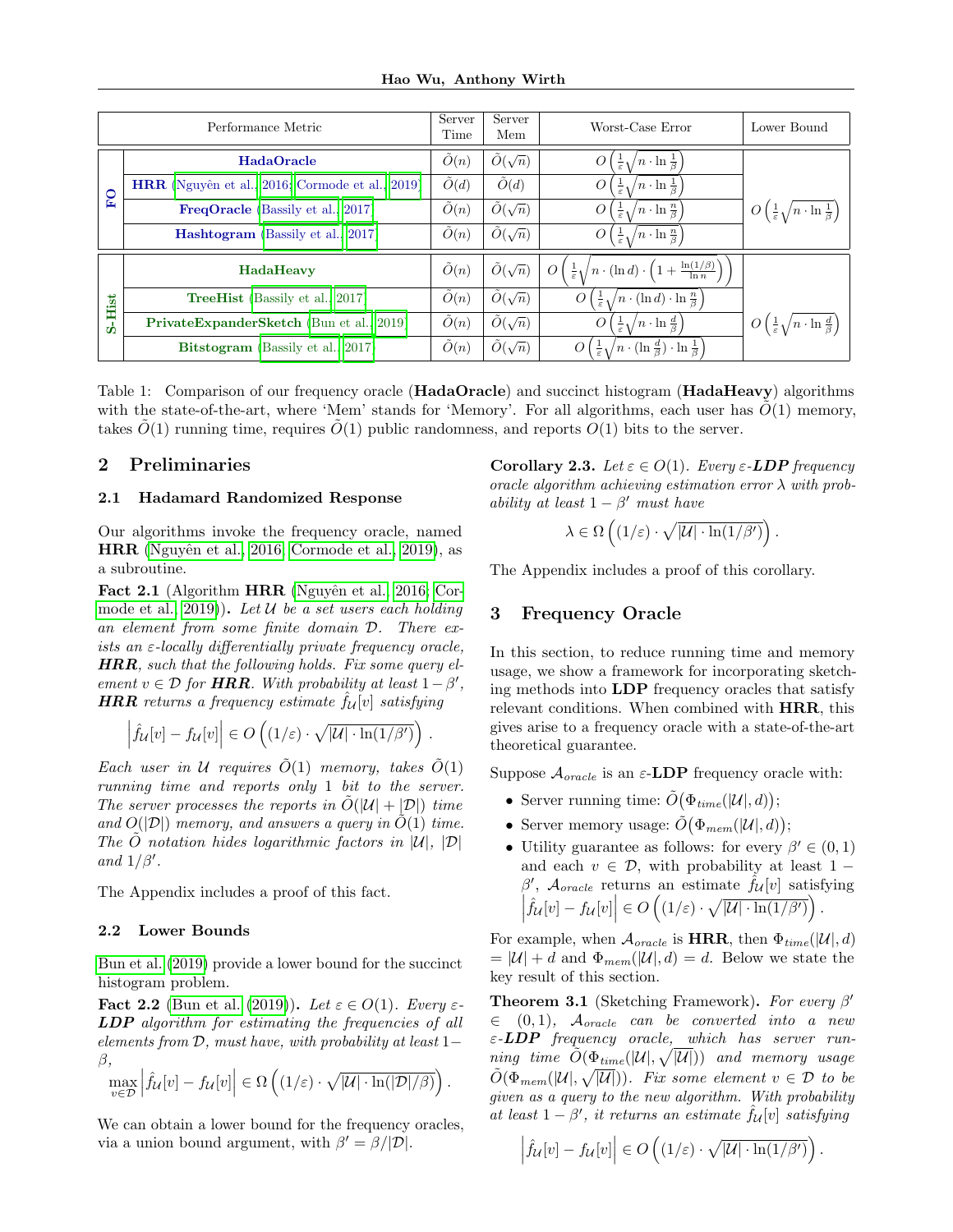| | Performance Metric | Server Time | Server Mem | Worst-Case Error | Lower Bound |
|---|---|---|---|---|---|
| FO | **HadaOracle** | $\tilde{O}(n)$ | $\tilde{O}(\sqrt{n})$ | $O\left(\frac{1}{\varepsilon}\sqrt{n \cdot \ln \frac{1}{\beta}}\right)$ | $O\left(\frac{1}{\varepsilon}\sqrt{n \cdot \ln \frac{1}{\beta}}\right)$ |
| | **HRR** (Nguyên et al., 2016; Cormode et al., 2019) | $\tilde{O}(d)$ | $\tilde{O}(d)$ | $O\left(\frac{1}{\varepsilon}\sqrt{n \cdot \ln \frac{1}{\beta}}\right)$ | |
| | **FreqOracle** (Bassily et al., 2017) | $\tilde{O}(n)$ | $\tilde{O}(\sqrt{n})$ | $O\left(\frac{1}{\varepsilon}\sqrt{n \cdot \ln \frac{n}{\beta}}\right)$ | |
| | **Hashtogram** (Bassily et al., 2017) | $\tilde{O}(n)$ | $\tilde{O}(\sqrt{n})$ | $O\left(\frac{1}{\varepsilon}\sqrt{n \cdot \ln \frac{n}{\beta}}\right)$ | |
| S-Hist | **HadaHeavy** | $\tilde{O}(n)$ | $\tilde{O}(\sqrt{n})$ | $O\left(\frac{1}{\varepsilon}\sqrt{n \cdot (\ln d) \cdot \left(1 + \frac{\ln(1/\beta)}{\ln n}\right)}\right)$ | $O\left(\frac{1}{\varepsilon}\sqrt{n \cdot \ln \frac{d}{\beta}}\right)$ |
| | **TreeHist** (Bassily et al., 2017) | $\tilde{O}(n)$ | $\tilde{O}(\sqrt{n})$ | $O\left(\frac{1}{\varepsilon}\sqrt{n \cdot (\ln d) \cdot \ln \frac{n}{\beta}}\right)$ | |
| | **PrivateExpanderSketch** (Bun et al., 2019) | $\tilde{O}(n)$ | $\tilde{O}(\sqrt{n})$ | $O\left(\frac{1}{\varepsilon}\sqrt{n \cdot \ln \frac{d}{\beta}}\right)$ | |
| | **Bitstogram** (Bassily et al., 2017) | $\tilde{O}(n)$ | $\tilde{O}(\sqrt{n})$ | $O\left(\frac{1}{\varepsilon}\sqrt{n \cdot (\ln \frac{d}{\beta}) \cdot \ln \frac{1}{\beta}}\right)$ | |

Table 1: Comparison of our frequency oracle (**HadaOracle**) and succinct histogram (**HadaHeavy**) algorithms with the state-of-the-art, where 'Mem' stands for 'Memory'. For all algorithms, each user has $\tilde{O}(1)$ memory, takes $\tilde{O}(1)$ running time, requires $\tilde{O}(1)$ public randomness, and reports $O(1)$ bits to the server.

## 2 Preliminaries

### 2.1 Hadamard Randomized Response

Our algorithms invoke the frequency oracle, named **HRR** (Nguyên et al., 2016; Cormode et al., 2019), as a subroutine.

**Fact 2.1** (Algorithm **HRR** (Nguyên et al., 2016; Cormode et al., 2019)). *Let $\mathcal{U}$ be a set users each holding an element from some finite domain $\mathcal{D}$. There exists an $\varepsilon$-locally differentially private frequency oracle, **HRR**, such that the following holds. Fix some query element $v \in \mathcal{D}$ for **HRR**. With probability at least $1 - \beta'$, **HRR** returns a frequency estimate $\hat{f}_{\mathcal{U}}[v]$ satisfying*

$$\left|\hat{f}_{\mathcal{U}}[v] - f_{\mathcal{U}}[v]\right| \in O\left((1/\varepsilon) \cdot \sqrt{|\mathcal{U}| \cdot \ln(1/\beta')}\right).$$

*Each user in $\mathcal{U}$ requires $\tilde{O}(1)$ memory, takes $\tilde{O}(1)$ running time and reports only 1 bit to the server. The server processes the reports in $\tilde{O}(|\mathcal{U}| + |\mathcal{D}|)$ time and $O(|\mathcal{D}|)$ memory, and answers a query in $\tilde{O}(1)$ time. The $\tilde{O}$ notation hides logarithmic factors in $|\mathcal{U}|$, $|\mathcal{D}|$ and $1/\beta'$.*

The Appendix includes a proof of this fact.

### 2.2 Lower Bounds

Bun et al. (2019) provide a lower bound for the succinct histogram problem.

**Fact 2.2** (Bun et al. (2019)). *Let $\varepsilon \in O(1)$. Every $\varepsilon$-**LDP** algorithm for estimating the frequencies of all elements from $\mathcal{D}$, must have, with probability at least $1-\beta$,*

$$\max_{v \in \mathcal{D}} \left|\hat{f}_{\mathcal{U}}[v] - f_{\mathcal{U}}[v]\right| \in \Omega\left((1/\varepsilon) \cdot \sqrt{|\mathcal{U}| \cdot \ln(|\mathcal{D}|/\beta)}\right).$$

We can obtain a lower bound for the frequency oracles, via a union bound argument, with $\beta' = \beta/|\mathcal{D}|$.

**Corollary 2.3.** *Let $\varepsilon \in O(1)$. Every $\varepsilon$-**LDP** frequency oracle algorithm achieving estimation error $\lambda$ with probability at least $1 - \beta'$ must have*

$$\lambda \in \Omega\left((1/\varepsilon) \cdot \sqrt{|\mathcal{U}| \cdot \ln(1/\beta')}\right).$$

The Appendix includes a proof of this corollary.

## 3 Frequency Oracle

In this section, to reduce running time and memory usage, we show a framework for incorporating sketching methods into **LDP** frequency oracles that satisfy relevant conditions. When combined with **HRR**, this gives arise to a frequency oracle with a state-of-the-art theoretical guarantee.

Suppose $\mathcal{A}_{oracle}$ is an $\varepsilon$-**LDP** frequency oracle with:

- Server running time: $\tilde{O}\big(\Phi_{time}(|\mathcal{U}|, d)\big)$;
- Server memory usage: $\tilde{O}\big(\Phi_{mem}(|\mathcal{U}|, d)\big)$;
- Utility guarantee as follows: for every $\beta' \in (0, 1)$ and each $v \in \mathcal{D}$, with probability at least $1 - \beta'$, $\mathcal{A}_{oracle}$ returns an estimate $\hat{f}_{\mathcal{U}}[v]$ satisfying $\left|\hat{f}_{\mathcal{U}}[v] - f_{\mathcal{U}}[v]\right| \in O\left((1/\varepsilon) \cdot \sqrt{|\mathcal{U}| \cdot \ln(1/\beta')}\right)$.

For example, when $\mathcal{A}_{oracle}$ is **HRR**, then $\Phi_{time}(|\mathcal{U}|, d) = |\mathcal{U}| + d$ and $\Phi_{mem}(|\mathcal{U}|, d) = d$. Below we state the key result of this section.

**Theorem 3.1** (Sketching Framework). *For every $\beta' \in (0, 1)$, $\mathcal{A}_{oracle}$ can be converted into a new $\varepsilon$-**LDP** frequency oracle, which has server running time $\tilde{O}(\Phi_{time}(|\mathcal{U}|, \sqrt{|\mathcal{U}|}))$ and memory usage $\tilde{O}(\Phi_{mem}(|\mathcal{U}|, \sqrt{|\mathcal{U}|}))$. Fix some element $v \in \mathcal{D}$ to be given as a query to the new algorithm. With probability at least $1 - \beta'$, it returns an estimate $\hat{f}_{\mathcal{U}}[v]$ satisfying*

$$\left|\hat{f}_{\mathcal{U}}[v] - f_{\mathcal{U}}[v]\right| \in O\left((1/\varepsilon) \cdot \sqrt{|\mathcal{U}| \cdot \ln(1/\beta')}\right).$$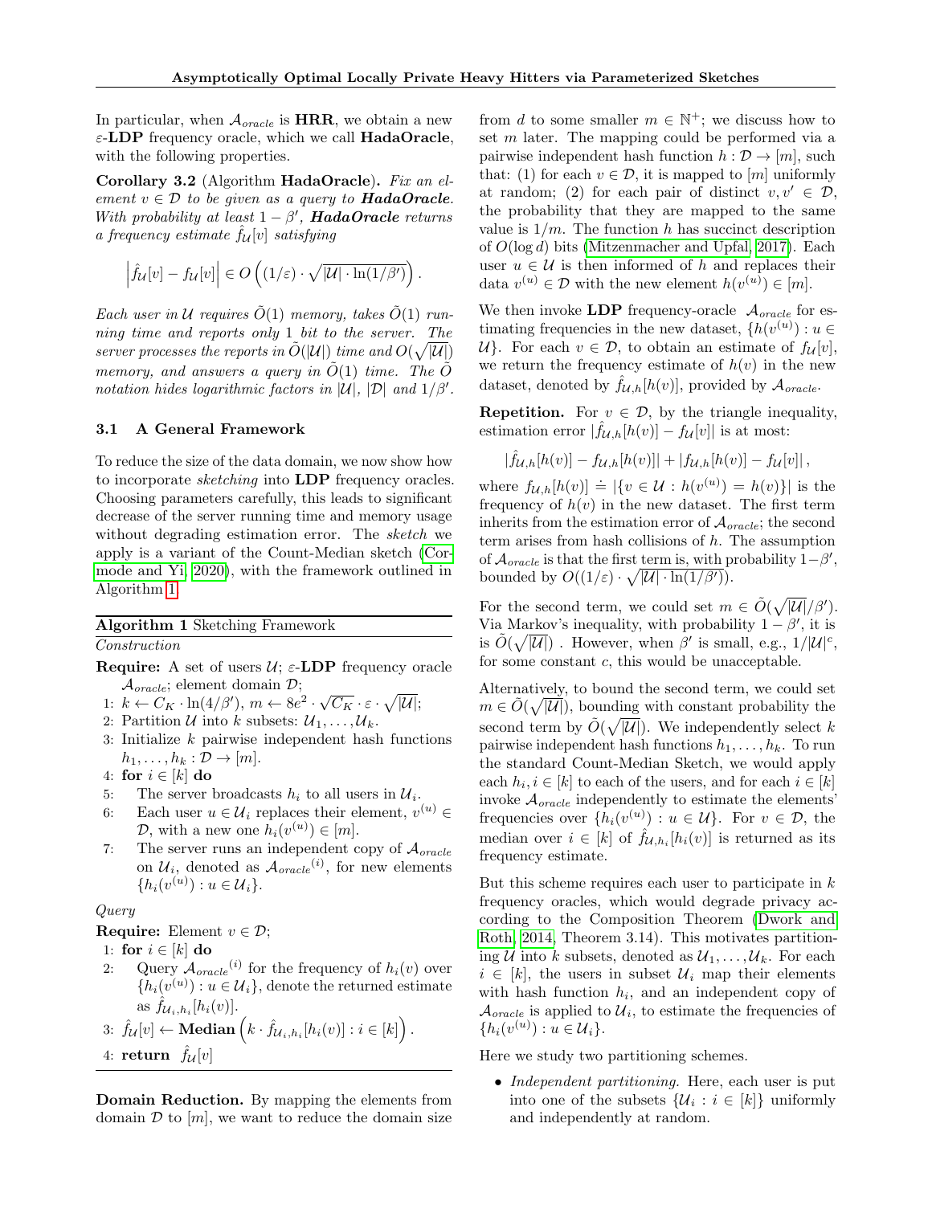In particular, when $\mathcal{A}_{oracle}$ is **HRR**, we obtain a new $\varepsilon$-**LDP** frequency oracle, which we call **HadaOracle**, with the following properties.

**Corollary 3.2** (Algorithm **HadaOracle**)**.** *Fix an element $v \in \mathcal{D}$ to be given as a query to **HadaOracle**. With probability at least $1 - \beta'$, **HadaOracle** returns a frequency estimate $\hat{f}_{\mathcal{U}}[v]$ satisfying*

$$\left| \hat{f}_{\mathcal{U}}[v] - f_{\mathcal{U}}[v] \right| \in O\left( (1/\varepsilon) \cdot \sqrt{|\mathcal{U}| \cdot \ln(1/\beta')} \right).$$

*Each user in $\mathcal{U}$ requires $\tilde{O}(1)$ memory, takes $\tilde{O}(1)$ running time and reports only 1 bit to the server. The server processes the reports in $\tilde{O}(|\mathcal{U}|)$ time and $O(\sqrt{|\mathcal{U}|})$ memory, and answers a query in $\tilde{O}(1)$ time. The $\tilde{O}$ notation hides logarithmic factors in $|\mathcal{U}|$, $|\mathcal{D}|$ and $1/\beta'$.*

### 3.1 A General Framework

To reduce the size of the data domain, we now show how to incorporate *sketching* into **LDP** frequency oracles. Choosing parameters carefully, this leads to significant decrease of the server running time and memory usage without degrading estimation error. The *sketch* we apply is a variant of the Count-Median sketch (Cormode and Yi, 2020), with the framework outlined in Algorithm 1.

**Algorithm 1** Sketching Framework

*Construction*

**Require:** A set of users $\mathcal{U}$; $\varepsilon$-**LDP** frequency oracle $\mathcal{A}_{oracle}$; element domain $\mathcal{D}$;

1: $k \leftarrow C_K \cdot \ln(4/\beta')$, $m \leftarrow 8e^2 \cdot \sqrt{C_K} \cdot \varepsilon \cdot \sqrt{|\mathcal{U}|}$;
2: Partition $\mathcal{U}$ into $k$ subsets: $\mathcal{U}_1, \ldots, \mathcal{U}_k$.
3: Initialize $k$ pairwise independent hash functions $h_1, \ldots, h_k : \mathcal{D} \to [m]$.
4: **for** $i \in [k]$ **do**
5: The server broadcasts $h_i$ to all users in $\mathcal{U}_i$.
6: Each user $u \in \mathcal{U}_i$ replaces their element, $v^{(u)} \in \mathcal{D}$, with a new one $h_i(v^{(u)}) \in [m]$.
7: The server runs an independent copy of $\mathcal{A}_{oracle}$ on $\mathcal{U}_i$, denoted as $\mathcal{A}_{oracle}{}^{(i)}$, for new elements $\{h_i(v^{(u)}) : u \in \mathcal{U}_i\}$.

*Query*

**Require:** Element $v \in \mathcal{D}$;

1: **for** $i \in [k]$ **do**
2: Query $\mathcal{A}_{oracle}{}^{(i)}$ for the frequency of $h_i(v)$ over $\{h_i(v^{(u)}) : u \in \mathcal{U}_i\}$, denote the returned estimate as $\hat{f}_{\mathcal{U}_i,h_i}[h_i(v)]$.
3: $\hat{f}_{\mathcal{U}}[v] \leftarrow$ **Median** $\left( k \cdot \hat{f}_{\mathcal{U}_i,h_i}[h_i(v)] : i \in [k] \right)$.
4: **return** $\hat{f}_{\mathcal{U}}[v]$

**Domain Reduction.** By mapping the elements from domain $\mathcal{D}$ to $[m]$, we want to reduce the domain size from $d$ to some smaller $m \in \mathbb{N}^+$; we discuss how to set $m$ later. The mapping could be performed via a pairwise independent hash function $h : \mathcal{D} \to [m]$, such that: (1) for each $v \in \mathcal{D}$, it is mapped to $[m]$ uniformly at random; (2) for each pair of distinct $v, v' \in \mathcal{D}$, the probability that they are mapped to the same value is $1/m$. The function $h$ has succinct description of $O(\log d)$ bits (Mitzenmacher and Upfal, 2017). Each user $u \in \mathcal{U}$ is then informed of $h$ and replaces their data $v^{(u)} \in \mathcal{D}$ with the new element $h(v^{(u)}) \in [m]$.

We then invoke **LDP** frequency-oracle $\mathcal{A}_{oracle}$ for estimating frequencies in the new dataset, $\{h(v^{(u)}) : u \in \mathcal{U}\}$. For each $v \in \mathcal{D}$, to obtain an estimate of $f_{\mathcal{U}}[v]$, we return the frequency estimate of $h(v)$ in the new dataset, denoted by $\hat{f}_{\mathcal{U},h}[h(v)]$, provided by $\mathcal{A}_{oracle}$.

**Repetition.** For $v \in \mathcal{D}$, by the triangle inequality, estimation error $|\hat{f}_{\mathcal{U},h}[h(v)] - f_{\mathcal{U}}[v]|$ is at most:

$$|\hat{f}_{\mathcal{U},h}[h(v)] - f_{\mathcal{U},h}[h(v)]| + |f_{\mathcal{U},h}[h(v)] - f_{\mathcal{U}}[v]|,$$

where $f_{\mathcal{U},h}[h(v)] \doteq |\{v \in \mathcal{U} : h(v^{(u)}) = h(v)\}|$ is the frequency of $h(v)$ in the new dataset. The first term inherits from the estimation error of $\mathcal{A}_{oracle}$; the second term arises from hash collisions of $h$. The assumption of $\mathcal{A}_{oracle}$ is that the first term is, with probability $1-\beta'$, bounded by $O((1/\varepsilon) \cdot \sqrt{|\mathcal{U}| \cdot \ln(1/\beta')})$.

For the second term, we could set $m \in \tilde{O}(\sqrt{|\mathcal{U}|}/\beta')$. Via Markov's inequality, with probability $1 - \beta'$, it is is $\tilde{O}(\sqrt{|\mathcal{U}|})$ . However, when $\beta'$ is small, e.g., $1/|\mathcal{U}|^c$, for some constant $c$, this would be unacceptable.

Alternatively, to bound the second term, we could set $m \in \tilde{O}(\sqrt{|\mathcal{U}|})$, bounding with constant probability the second term by $\tilde{O}(\sqrt{|\mathcal{U}|})$. We independently select $k$ pairwise independent hash functions $h_1, \ldots, h_k$. To run the standard Count-Median Sketch, we would apply each $h_i, i \in [k]$ to each of the users, and for each $i \in [k]$ invoke $\mathcal{A}_{oracle}$ independently to estimate the elements' frequencies over $\{h_i(v^{(u)}) : u \in \mathcal{U}\}$. For $v \in \mathcal{D}$, the median over $i \in [k]$ of $\hat{f}_{\mathcal{U},h_i}[h_i(v)]$ is returned as its frequency estimate.

But this scheme requires each user to participate in $k$ frequency oracles, which would degrade privacy according to the Composition Theorem (Dwork and Roth, 2014, Theorem 3.14). This motivates partitioning $\mathcal{U}$ into $k$ subsets, denoted as $\mathcal{U}_1, \ldots, \mathcal{U}_k$. For each $i \in [k]$, the users in subset $\mathcal{U}_i$ map their elements with hash function $h_i$, and an independent copy of $\mathcal{A}_{oracle}$ is applied to $\mathcal{U}_i$, to estimate the frequencies of $\{h_i(v^{(u)}) : u \in \mathcal{U}_i\}$.

Here we study two partitioning schemes.

- *Independent partitioning.* Here, each user is put into one of the subsets $\{\mathcal{U}_i : i \in [k]\}$ uniformly and independently at random.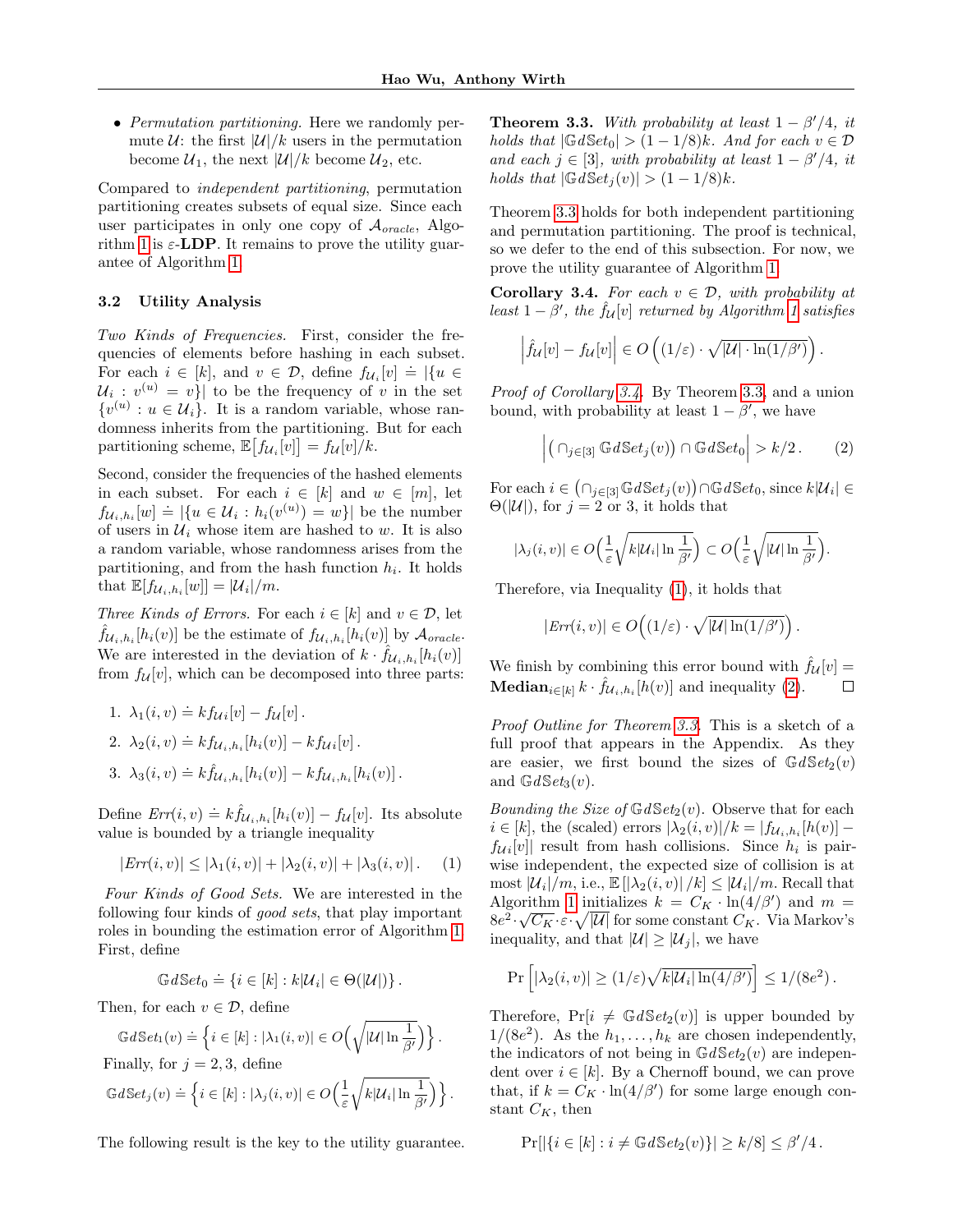- *Permutation partitioning.* Here we randomly permute $\mathcal{U}$: the first $|\mathcal{U}|/k$ users in the permutation become $\mathcal{U}_1$, the next $|\mathcal{U}|/k$ become $\mathcal{U}_2$, etc.

Compared to *independent partitioning*, permutation partitioning creates subsets of equal size. Since each user participates in only one copy of $\mathcal{A}_{oracle}$, Algorithm 1 is $\varepsilon$-**LDP**. It remains to prove the utility guarantee of Algorithm 1.

### 3.2 Utility Analysis

*Two Kinds of Frequencies.* First, consider the frequencies of elements before hashing in each subset. For each $i \in [k]$, and $v \in \mathcal{D}$, define $f_{\mathcal{U}_i}[v] \doteq |\{u \in \mathcal{U}_i : v^{(u)} = v\}|$ to be the frequency of $v$ in the set $\{v^{(u)} : u \in \mathcal{U}_i\}$. It is a random variable, whose randomness inherits from the partitioning. But for each partitioning scheme, $\mathbb{E}\big[f_{\mathcal{U}_i}[v]\big] = f_{\mathcal{U}}[v]/k$.

Second, consider the frequencies of the hashed elements in each subset. For each $i \in [k]$ and $w \in [m]$, let $f_{\mathcal{U}_i,h_i}[w] \doteq |\{u \in \mathcal{U}_i : h_i(v^{(u)}) = w\}|$ be the number of users in $\mathcal{U}_i$ whose item are hashed to $w$. It is also a random variable, whose randomness arises from the partitioning, and from the hash function $h_i$. It holds that $\mathbb{E}[f_{\mathcal{U}_i,h_i}[w]] = |\mathcal{U}_i|/m$.

*Three Kinds of Errors.* For each $i \in [k]$ and $v \in \mathcal{D}$, let $\hat{f}_{\mathcal{U}_i,h_i}[h_i(v)]$ be the estimate of $f_{\mathcal{U}_i,h_i}[h_i(v)]$ by $\mathcal{A}_{oracle}$. We are interested in the deviation of $k \cdot \hat{f}_{\mathcal{U}_i,h_i}[h_i(v)]$ from $f_{\mathcal{U}}[v]$, which can be decomposed into three parts:

1. $\lambda_1(i,v) \doteq k f_{\mathcal{U}_i}[v] - f_{\mathcal{U}}[v]\,.$
2. $\lambda_2(i,v) \doteq k f_{\mathcal{U}_i,h_i}[h_i(v)] - k f_{\mathcal{U}_i}[v]\,.$
3. $\lambda_3(i,v) \doteq k \hat{f}_{\mathcal{U}_i,h_i}[h_i(v)] - k f_{\mathcal{U}_i,h_i}[h_i(v)]\,.$

Define $Err(i,v) \doteq k\hat{f}_{\mathcal{U}_i,h_i}[h_i(v)] - f_{\mathcal{U}}[v]$. Its absolute value is bounded by a triangle inequality

$$|Err(i,v)| \le |\lambda_1(i,v)| + |\lambda_2(i,v)| + |\lambda_3(i,v)|\,. \quad (1)$$

*Four Kinds of Good Sets.* We are interested in the following four kinds of *good sets*, that play important roles in bounding the estimation error of Algorithm 1. First, define

$$\mathbb{G}d\mathbb{S}et_0 \doteq \{i \in [k] : k|\mathcal{U}_i| \in \Theta(|\mathcal{U}|)\}\,.$$

Then, for each $v \in \mathcal{D}$, define

$$\mathbb{G}d\mathbb{S}et_1(v) \doteq \Big\{ i \in [k] : |\lambda_1(i,v)| \in O\Big(\sqrt{|\mathcal{U}| \ln \frac{1}{\beta'}}\Big)\Big\}\,.$$

Finally, for $j = 2, 3$, define

$$\mathbb{G}d\mathbb{S}et_j(v) \doteq \Big\{ i \in [k] : |\lambda_j(i,v)| \in O\Big(\frac{1}{\varepsilon}\sqrt{k|\mathcal{U}_i| \ln \frac{1}{\beta'}}\Big)\Big\}\,.$$

The following result is the key to the utility guarantee.

**Theorem 3.3.** *With probability at least $1 - \beta'/4$, it holds that $|\mathbb{G}d\mathbb{S}et_0| > (1 - 1/8)k$. And for each $v \in \mathcal{D}$ and each $j \in [3]$, with probability at least $1 - \beta'/4$, it holds that $|\mathbb{G}d\mathbb{S}et_j(v)| > (1 - 1/8)k$.*

Theorem 3.3 holds for both independent partitioning and permutation partitioning. The proof is technical, so we defer to the end of this subsection. For now, we prove the utility guarantee of Algorithm 1.

**Corollary 3.4.** *For each $v \in \mathcal{D}$, with probability at least $1 - \beta'$, the $\hat{f}_{\mathcal{U}}[v]$ returned by Algorithm 1 satisfies*

$$\Big|\hat{f}_{\mathcal{U}}[v] - f_{\mathcal{U}}[v]\Big| \in O\Big((1/\varepsilon) \cdot \sqrt{|\mathcal{U}| \cdot \ln(1/\beta')}\Big)\,.$$

*Proof of Corollary 3.4.* By Theorem 3.3, and a union bound, with probability at least $1 - \beta'$, we have

$$\Big|\big(\cap_{j\in[3]} \mathbb{G}d\mathbb{S}et_j(v)\big) \cap \mathbb{G}d\mathbb{S}et_0\Big| > k/2\,. \quad (2)$$

For each $i \in \big(\cap_{j\in[3]} \mathbb{G}d\mathbb{S}et_j(v)\big) \cap \mathbb{G}d\mathbb{S}et_0$, since $k|\mathcal{U}_i| \in \Theta(|\mathcal{U}|)$, for $j = 2$ or $3$, it holds that

$$|\lambda_j(i,v)| \in O\Big(\frac{1}{\varepsilon}\sqrt{k|\mathcal{U}_i| \ln \frac{1}{\beta'}}\Big) \subset O\Big(\frac{1}{\varepsilon}\sqrt{|\mathcal{U}| \ln \frac{1}{\beta'}}\Big).$$

Therefore, via Inequality (1), it holds that

$$|Err(i,v)| \in O\Big((1/\varepsilon) \cdot \sqrt{|\mathcal{U}| \ln(1/\beta')}\Big)\,.$$

We finish by combining this error bound with $\hat{f}_{\mathcal{U}}[v] = \textbf{Median}_{i\in[k]}\, k \cdot \hat{f}_{\mathcal{U}_i,h_i}[h(v)]$ and inequality (2). □

*Proof Outline for Theorem 3.3.* This is a sketch of a full proof that appears in the Appendix. As they are easier, we first bound the sizes of $\mathbb{G}d\mathbb{S}et_2(v)$ and $\mathbb{G}d\mathbb{S}et_3(v)$.

*Bounding the Size of* $\mathbb{G}d\mathbb{S}et_2(v)$. Observe that for each $i \in [k]$, the (scaled) errors $|\lambda_2(i,v)|/k = |f_{\mathcal{U}_i,h_i}[h(v)] - f_{\mathcal{U}_i}[v]|$ result from hash collisions. Since $h_i$ is pairwise independent, the expected size of collision is at most $|\mathcal{U}_i|/m$, i.e., $\mathbb{E}\left[|\lambda_2(i,v)|/k\right] \le |\mathcal{U}_i|/m$. Recall that Algorithm 1 initializes $k = C_K \cdot \ln(4/\beta')$ and $m = 8e^2 \cdot \sqrt{C_K} \cdot \varepsilon \cdot \sqrt{|\mathcal{U}|}$ for some constant $C_K$. Via Markov's inequality, and that $|\mathcal{U}| \ge |\mathcal{U}_j|$, we have

$$\Pr\Big[|\lambda_2(i,v)| \ge (1/\varepsilon)\sqrt{k|\mathcal{U}_i| \ln(4/\beta')}\Big] \le 1/(8e^2)\,.$$

Therefore, $\Pr[i \ne \mathbb{G}d\mathbb{S}et_2(v)]$ is upper bounded by $1/(8e^2)$. As the $h_1, \ldots, h_k$ are chosen independently, the indicators of not being in $\mathbb{G}d\mathbb{S}et_2(v)$ are independent over $i \in [k]$. By a Chernoff bound, we can prove that, if $k = C_K \cdot \ln(4/\beta')$ for some large enough constant $C_K$, then

$$\Pr[|\{i \in [k] : i \ne \mathbb{G}d\mathbb{S}et_2(v)\}| \ge k/8] \le \beta'/4\,.$$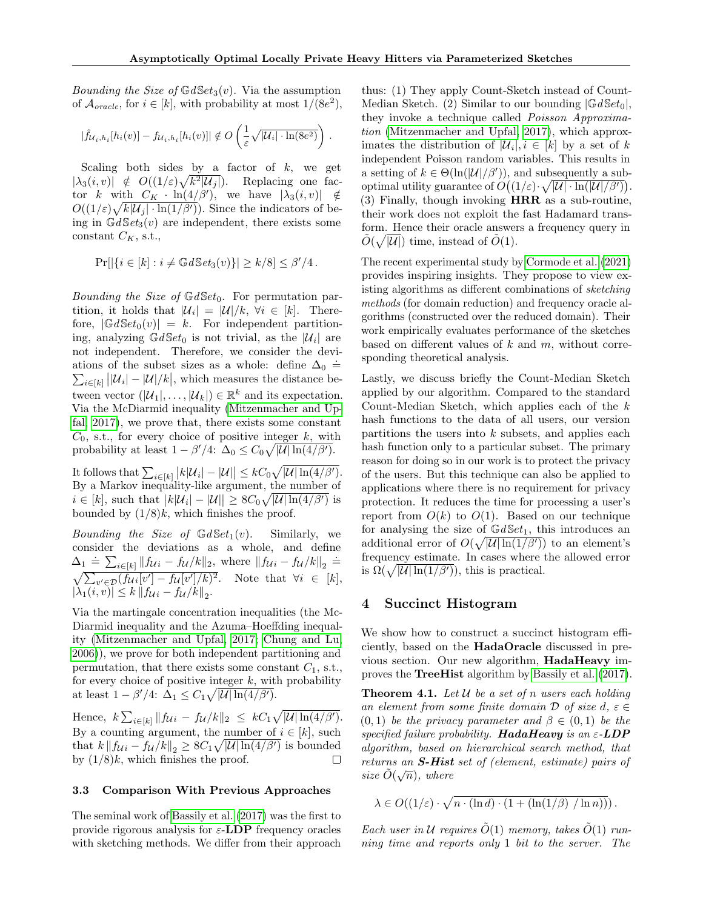*Bounding the Size of* $\mathbb{G}d\mathbb{S}et_3(v)$. Via the assumption of $\mathcal{A}_{oracle}$, for $i \in [k]$, with probability at most $1/(8e^2)$,

$$|\hat{f}_{\mathcal{U}_i,h_i}[h_i(v)] - f_{\mathcal{U}_i,h_i}[h_i(v)]| \notin O\left(\frac{1}{\varepsilon}\sqrt{|\mathcal{U}_i| \cdot \ln(8e^2)}\right).$$

Scaling both sides by a factor of $k$, we get $|\lambda_3(i,v)| \notin O((1/\varepsilon)\sqrt{k^2|\mathcal{U}_j|})$. Replacing one factor $k$ with $C_K \cdot \ln(4/\beta')$, we have $|\lambda_3(i,v)| \notin O((1/\varepsilon)\sqrt{k|\mathcal{U}_j| \cdot \ln(1/\beta')})$. Since the indicators of being in $\mathbb{G}d\mathbb{S}et_3(v)$ are independent, there exists some constant $C_K$, s.t.,

$$\Pr[|\{i \in [k] : i \neq \mathbb{G}d\mathbb{S}et_3(v)\}| \geq k/8] \leq \beta'/4\,.$$

*Bounding the Size of* $\mathbb{G}d\mathbb{S}et_0$. For permutation partition, it holds that $|\mathcal{U}_i| = |\mathcal{U}|/k$, $\forall i \in [k]$. Therefore, $|\mathbb{G}d\mathbb{S}et_0(v)| = k$. For independent partitioning, analyzing $\mathbb{G}d\mathbb{S}et_0$ is not trivial, as the $|\mathcal{U}_i|$ are not independent. Therefore, we consider the deviations of the subset sizes as a whole: define $\Delta_0 \doteq \sum_{i\in[k]} \left||\mathcal{U}_i| - |\mathcal{U}|/k\right|$, which measures the distance between vector $(|\mathcal{U}_1|,\ldots,|\mathcal{U}_k|) \in \mathbb{R}^k$ and its expectation. Via the McDiarmid inequality (Mitzenmacher and Upfal, 2017), we prove that, there exists some constant $C_0$, s.t., for every choice of positive integer $k$, with probability at least $1-\beta'/4$: $\Delta_0 \leq C_0\sqrt{|\mathcal{U}|\ln(4/\beta')}$.

It follows that $\sum_{i\in[k]} \left|k|\mathcal{U}_i| - |\mathcal{U}|\right| \leq kC_0\sqrt{|\mathcal{U}|\ln(4/\beta')}$. By a Markov inequality-like argument, the number of $i \in [k]$, such that $\left|k|\mathcal{U}_i| - |\mathcal{U}|\right| \geq 8C_0\sqrt{|\mathcal{U}|\ln(4/\beta')}$ is bounded by $(1/8)k$, which finishes the proof.

*Bounding the Size of* $\mathbb{G}d\mathbb{S}et_1(v)$. Similarly, we consider the deviations as a whole, and define $\Delta_1 \doteq \sum_{i\in[k]} \|f_{\mathcal{U}i} - f_{\mathcal{U}}/k\|_2$, where $\|f_{\mathcal{U}i} - f_{\mathcal{U}}/k\|_2 \doteq \sqrt{\sum_{v'\in\mathcal{D}}(f_{\mathcal{U}i}[v'] - f_{\mathcal{U}}[v']/k)^2}$. Note that $\forall i \in [k]$, $|\lambda_1(i,v)| \leq k\,\|f_{\mathcal{U}i} - f_{\mathcal{U}}/k\|_2$.

Via the martingale concentration inequalities (the McDiarmid inequality and the Azuma–Hoeffding inequality (Mitzenmacher and Upfal, 2017; Chung and Lu, 2006)), we prove for both independent partitioning and permutation, that there exists some constant $C_1$, s.t., for every choice of positive integer $k$, with probability at least $1-\beta'/4$: $\Delta_1 \leq C_1\sqrt{|\mathcal{U}|\ln(4/\beta')}$.

Hence, $k\sum_{i\in[k]} \|f_{\mathcal{U}i} - f_{\mathcal{U}}/k\|_2 \leq kC_1\sqrt{|\mathcal{U}|\ln(4/\beta')}$. By a counting argument, the number of $i \in [k]$, such that $k\,\|f_{\mathcal{U}i} - f_{\mathcal{U}}/k\|_2 \geq 8C_1\sqrt{|\mathcal{U}|\ln(4/\beta')}$ is bounded by $(1/8)k$, which finishes the proof. $\square$

### 3.3 Comparison With Previous Approaches

The seminal work of Bassily et al. (2017) was the first to provide rigorous analysis for $\varepsilon$-**LDP** frequency oracles with sketching methods. We differ from their approach thus: (1) They apply Count-Sketch instead of Count-Median Sketch. (2) Similar to our bounding $|\mathbb{G}d\mathbb{S}et_0|$, they invoke a technique called *Poisson Approximation* (Mitzenmacher and Upfal, 2017), which approximates the distribution of $|\mathcal{U}_i|, i \in [k]$ by a set of $k$ independent Poisson random variables. This results in a setting of $k \in \Theta(\ln(|\mathcal{U}|/\beta'))$, and subsequently a suboptimal utility guarantee of $O\big((1/\varepsilon)\cdot\sqrt{|\mathcal{U}|\cdot\ln(|\mathcal{U}|/\beta')}\big)$. (3) Finally, though invoking **HRR** as a sub-routine, their work does not exploit the fast Hadamard transform. Hence their oracle answers a frequency query in $\tilde{O}(\sqrt{|\mathcal{U}|})$ time, instead of $\tilde{O}(1)$.

The recent experimental study by Cormode et al. (2021) provides inspiring insights. They propose to view existing algorithms as different combinations of *sketching methods* (for domain reduction) and frequency oracle algorithms (constructed over the reduced domain). Their work empirically evaluates performance of the sketches based on different values of $k$ and $m$, without corresponding theoretical analysis.

Lastly, we discuss briefly the Count-Median Sketch applied by our algorithm. Compared to the standard Count-Median Sketch, which applies each of the $k$ hash functions to the data of all users, our version partitions the users into $k$ subsets, and applies each hash function only to a particular subset. The primary reason for doing so in our work is to protect the privacy of the users. But this technique can also be applied to applications where there is no requirement for privacy protection. It reduces the time for processing a user's report from $O(k)$ to $O(1)$. Based on our technique for analysing the size of $\mathbb{G}d\mathbb{S}et_1$, this introduces an additional error of $O(\sqrt{|\mathcal{U}|\ln(1/\beta')})$ to an element's frequency estimate. In cases where the allowed error is $\Omega(\sqrt{|\mathcal{U}|\ln(1/\beta')})$, this is practical.

## 4 Succinct Histogram

We show how to construct a succinct histogram efficiently, based on the **HadaOracle** discussed in previous section. Our new algorithm, **HadaHeavy** improves the **TreeHist** algorithm by Bassily et al. (2017).

**Theorem 4.1.** *Let $\mathcal{U}$ be a set of $n$ users each holding an element from some finite domain $\mathcal{D}$ of size $d$, $\varepsilon \in (0,1)$ be the privacy parameter and $\beta \in (0,1)$ be the specified failure probability.* ***HadaHeavy*** *is an $\varepsilon$-**LDP** algorithm, based on hierarchical search method, that returns an **S-Hist** set of (element, estimate) pairs of size $\tilde{O}(\sqrt{n})$, where*

$$\lambda \in O((1/\varepsilon)\cdot\sqrt{n\cdot(\ln d)\cdot(1+(\ln(1/\beta)\;/\ln n))})\,.$$

*Each user in $\mathcal{U}$ requires $\tilde{O}(1)$ memory, takes $\tilde{O}(1)$ running time and reports only 1 bit to the server. The*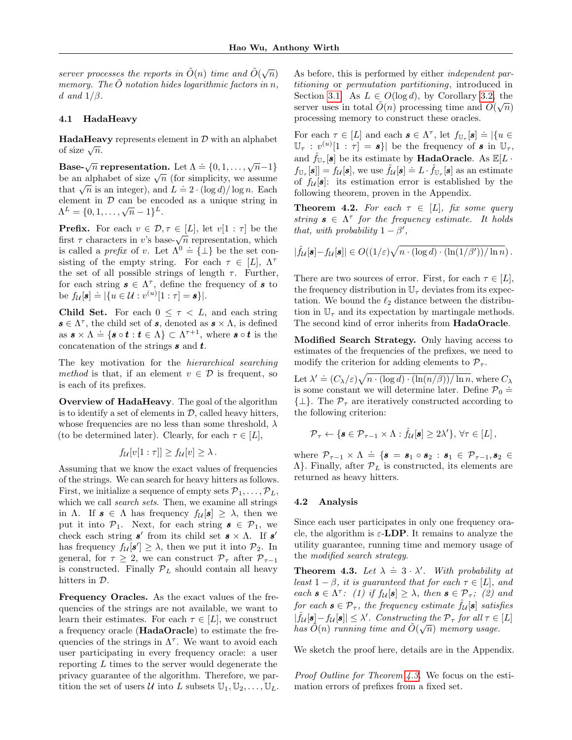*server processes the reports in $\tilde{O}(n)$ time and $\tilde{O}(\sqrt{n})$ memory. The $\tilde{O}$ notation hides logarithmic factors in n, d and $1/\beta$.*

### 4.1 HadaHeavy

**HadaHeavy** represents element in $\mathcal{D}$ with an alphabet of size $\sqrt{n}$.

**Base-$\sqrt{n}$ representation.** Let $\Lambda \doteq \{0, 1, \ldots, \sqrt{n}-1\}$ be an alphabet of size $\sqrt{n}$ (for simplicity, we assume that $\sqrt{n}$ is an integer), and $L \doteq 2 \cdot (\log d)/\log n$. Each element in $\mathcal{D}$ can be encoded as a unique string in $\Lambda^L = \{0, 1, \ldots, \sqrt{n}-1\}^L$.

**Prefix.** For each $v \in \mathcal{D}, \tau \in [L]$, let $v[1:\tau]$ be the first $\tau$ characters in $v$'s base-$\sqrt{n}$ representation, which is called a *prefix* of $v$. Let $\Lambda^0 \doteq \{\perp\}$ be the set consisting of the empty string. For each $\tau \in [L]$, $\Lambda^\tau$ the set of all possible strings of length $\tau$. Further, for each string $\boldsymbol{s} \in \Lambda^\tau$, define the frequency of $\boldsymbol{s}$ to be $f_{\mathcal{U}}[\boldsymbol{s}] \doteq |\{u \in \mathcal{U} : v^{(u)}[1:\tau] = \boldsymbol{s}\}|$.

**Child Set.** For each $0 \le \tau < L$, and each string $\boldsymbol{s} \in \Lambda^\tau$, the child set of $\boldsymbol{s}$, denoted as $\boldsymbol{s} \times \Lambda$, is defined as $\boldsymbol{s} \times \Lambda \doteq \{\boldsymbol{s} \circ \boldsymbol{t} : \boldsymbol{t} \in \Lambda\} \subset \Lambda^{\tau+1}$, where $\boldsymbol{s} \circ \boldsymbol{t}$ is the concatenation of the strings $\boldsymbol{s}$ and $\boldsymbol{t}$.

The key motivation for the *hierarchical searching method* is that, if an element $v \in \mathcal{D}$ is frequent, so is each of its prefixes.

**Overview of HadaHeavy**. The goal of the algorithm is to identify a set of elements in $\mathcal{D}$, called heavy hitters, whose frequencies are no less than some threshold, $\lambda$ (to be determined later). Clearly, for each $\tau \in [L]$,

$$f_{\mathcal{U}}[v[1:\tau]] \ge f_{\mathcal{U}}[v] \ge \lambda \,.$$

Assuming that we know the exact values of frequencies of the strings. We can search for heavy hitters as follows. First, we initialize a sequence of empty sets $\mathcal{P}_1, \ldots, \mathcal{P}_L$, which we call *search sets*. Then, we examine all strings in $\Lambda$. If $\boldsymbol{s} \in \Lambda$ has frequency $f_{\mathcal{U}}[\boldsymbol{s}] \ge \lambda$, then we put it into $\mathcal{P}_1$. Next, for each string $\boldsymbol{s} \in \mathcal{P}_1$, we check each string $\boldsymbol{s}'$ from its child set $\boldsymbol{s} \times \Lambda$. If $\boldsymbol{s}'$ has frequency $f_{\mathcal{U}}[\boldsymbol{s}'] \ge \lambda$, then we put it into $\mathcal{P}_2$. In general, for $\tau \ge 2$, we can construct $\mathcal{P}_\tau$ after $\mathcal{P}_{\tau-1}$ is constructed. Finally $\mathcal{P}_L$ should contain all heavy hitters in $\mathcal{D}$.

**Frequency Oracles.** As the exact values of the frequencies of the strings are not available, we want to learn their estimates. For each $\tau \in [L]$, we construct a frequency oracle (**HadaOracle**) to estimate the frequencies of the strings in $\Lambda^\tau$. We want to avoid each user participating in every frequency oracle: a user reporting $L$ times to the server would degenerate the privacy guarantee of the algorithm. Therefore, we partition the set of users $\mathcal{U}$ into $L$ subsets $\mathbb{U}_1, \mathbb{U}_2, \ldots, \mathbb{U}_L$. As before, this is performed by either *independent partitioning* or *permutation partitioning*, introduced in Section 3.1. As $L \in O(\log d)$, by Corollary 3.2, the server uses in total $\tilde{O}(n)$ processing time and $O(\sqrt{n})$ processing memory to construct these oracles.

For each $\tau \in [L]$ and each $\boldsymbol{s} \in \Lambda^\tau$, let $f_{\mathbb{U}_\tau}[\boldsymbol{s}] \doteq |\{u \in \mathbb{U}_\tau : v^{(u)}[1:\tau] = \boldsymbol{s}\}|$ be the frequency of $\boldsymbol{s}$ in $\mathbb{U}_\tau$, and $\hat{f}_{\mathbb{U}_\tau}[\boldsymbol{s}]$ be its estimate by **HadaOracle**. As $\mathbb{E}[L \cdot f_{\mathbb{U}_\tau}[\boldsymbol{s}]] = f_{\mathcal{U}}[\boldsymbol{s}]$, we use $\hat{f}_{\mathcal{U}}[\boldsymbol{s}] \doteq L \cdot \hat{f}_{\mathbb{U}_\tau}[\boldsymbol{s}]$ as an estimate of $f_{\mathcal{U}}[\boldsymbol{s}]$: its estimation error is established by the following theorem, proven in the Appendix.

**Theorem 4.2.** *For each $\tau \in [L]$, fix some query string $\boldsymbol{s} \in \Lambda^\tau$ for the frequency estimate. It holds that, with probability $1-\beta'$,*

$$|\hat{f}_{\mathcal{U}}[\boldsymbol{s}] - f_{\mathcal{U}}[\boldsymbol{s}]| \in O((1/\varepsilon)\sqrt{n \cdot (\log d) \cdot (\ln(1/\beta'))/\ln n}) \,.$$

There are two sources of error. First, for each $\tau \in [L]$, the frequency distribution in $\mathbb{U}_\tau$ deviates from its expectation. We bound the $\ell_2$ distance between the distribution in $\mathbb{U}_\tau$ and its expectation by martingale methods. The second kind of error inherits from **HadaOracle**.

**Modified Search Strategy.** Only having access to estimates of the frequencies of the prefixes, we need to modify the criterion for adding elements to $\mathcal{P}_\tau$.

Let $\lambda' \doteq (C_\lambda/\varepsilon)\sqrt{n \cdot (\log d) \cdot (\ln(n/\beta))/\ln n}$, where $C_\lambda$ is some constant we will determine later. Define $\mathcal{P}_0 \doteq \{\perp\}$. The $\mathcal{P}_\tau$ are iteratively constructed according to the following criterion:

$$\mathcal{P}_\tau \leftarrow \{\boldsymbol{s} \in \mathcal{P}_{\tau-1} \times \Lambda : \hat{f}_{\mathcal{U}}[\boldsymbol{s}] \ge 2\lambda'\}, \, \forall \tau \in [L] \,,$$

where $\mathcal{P}_{\tau-1} \times \Lambda \doteq \{\boldsymbol{s} = \boldsymbol{s}_1 \circ \boldsymbol{s}_2 : \boldsymbol{s}_1 \in \mathcal{P}_{\tau-1}, \boldsymbol{s}_2 \in \Lambda\}$. Finally, after $\mathcal{P}_L$ is constructed, its elements are returned as heavy hitters.

### 4.2 Analysis

Since each user participates in only one frequency oracle, the algorithm is $\varepsilon$-**LDP**. It remains to analyze the utility guarantee, running time and memory usage of the *modified search strategy*.

**Theorem 4.3.** *Let $\lambda \doteq 3 \cdot \lambda'$. With probability at least $1-\beta$, it is guaranteed that for each $\tau \in [L]$, and each $\boldsymbol{s} \in \Lambda^\tau$: (1) if $f_{\mathcal{U}}[\boldsymbol{s}] \ge \lambda$, then $\boldsymbol{s} \in \mathcal{P}_\tau$; (2) and for each $\boldsymbol{s} \in \mathcal{P}_\tau$, the frequency estimate $\hat{f}_{\mathcal{U}}[\boldsymbol{s}]$ satisfies $|\hat{f}_{\mathcal{U}}[\boldsymbol{s}] - f_{\mathcal{U}}[\boldsymbol{s}]| \le \lambda'$. Constructing the $\mathcal{P}_\tau$ for all $\tau \in [L]$ has $\tilde{O}(n)$ running time and $\tilde{O}(\sqrt{n})$ memory usage.*

We sketch the proof here, details are in the Appendix.

*Proof Outline for Theorem 4.3.* We focus on the estimation errors of prefixes from a fixed set.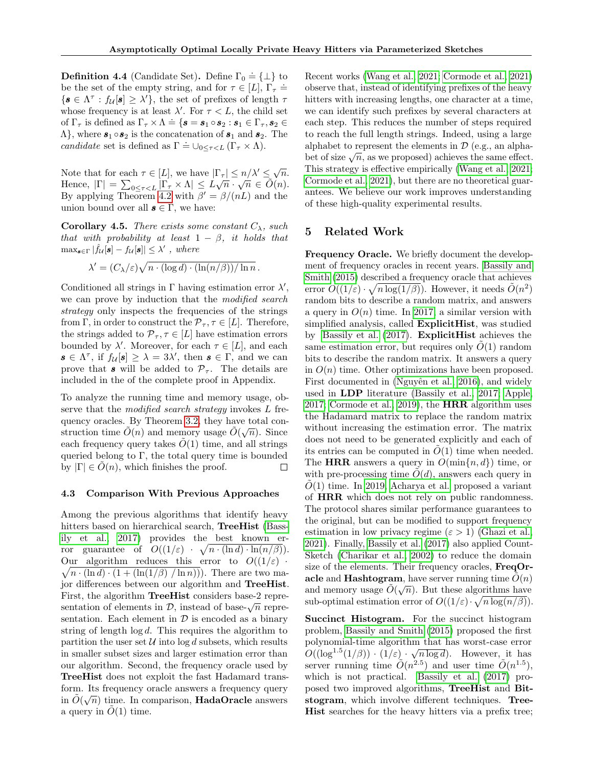**Definition 4.4** (Candidate Set). Define $\Gamma_0 \doteq \{\perp\}$ to be the set of the empty string, and for $\tau \in [L]$, $\Gamma_\tau \doteq \{\boldsymbol{s} \in \Lambda^\tau : f_\mathcal{U}[\boldsymbol{s}] \geq \lambda'\}$, the set of prefixes of length $\tau$ whose frequency is at least $\lambda'$. For $\tau < L$, the child set of $\Gamma_\tau$ is defined as $\Gamma_\tau \times \Lambda \doteq \{\boldsymbol{s} = \boldsymbol{s}_1 \circ \boldsymbol{s}_2 : \boldsymbol{s}_1 \in \Gamma_\tau, \boldsymbol{s}_2 \in \Lambda\}$, where $\boldsymbol{s}_1 \circ \boldsymbol{s}_2$ is the concatenation of $\boldsymbol{s}_1$ and $\boldsymbol{s}_2$. The *candidate* set is defined as $\Gamma \doteq \cup_{0 \leq \tau < L} (\Gamma_\tau \times \Lambda)$.

Note that for each $\tau \in [L]$, we have $|\Gamma_\tau| \leq n/\lambda' \leq \sqrt{n}$. Hence, $|\Gamma| = \sum_{0 \leq \tau < L} |\Gamma_\tau \times \Lambda| \leq L\sqrt{n} \cdot \sqrt{n} \in \tilde{O}(n)$. By applying Theorem 4.2 with $\beta' = \beta/(nL)$ and the union bound over all $\boldsymbol{s} \in \Gamma$, we have:

**Corollary 4.5.** *There exists some constant $C_\lambda$, such that with probability at least $1 - \beta$, it holds that $\max_{\boldsymbol{s} \in \Gamma} |\hat{f}_\mathcal{U}[\boldsymbol{s}] - f_\mathcal{U}[\boldsymbol{s}]| \leq \lambda'$ , where*

$$\lambda' = (C_\lambda/\varepsilon)\sqrt{n \cdot (\log d) \cdot (\ln(n/\beta))/\ln n}\,.$$

Conditioned all strings in $\Gamma$ having estimation error $\lambda'$, we can prove by induction that the *modified search strategy* only inspects the frequencies of the strings from $\Gamma$, in order to construct the $\mathcal{P}_\tau, \tau \in [L]$. Therefore, the strings added to $\mathcal{P}_\tau, \tau \in [L]$ have estimation errors bounded by $\lambda'$. Moreover, for each $\tau \in [L]$, and each $\boldsymbol{s} \in \Lambda^\tau$, if $f_\mathcal{U}[\boldsymbol{s}] \geq \lambda = 3\lambda'$, then $\boldsymbol{s} \in \Gamma$, and we can prove that $\boldsymbol{s}$ will be added to $\mathcal{P}_\tau$. The details are included in the of the complete proof in Appendix.

To analyze the running time and memory usage, observe that the *modified search strategy* invokes $L$ frequency oracles. By Theorem 3.2, they have total construction time $\tilde{O}(n)$ and memory usage $\tilde{O}(\sqrt{n})$. Since each frequency query takes $\tilde{O}(1)$ time, and all strings queried belong to $\Gamma$, the total query time is bounded by $|\Gamma| \in \tilde{O}(n)$, which finishes the proof. □

### 4.3 Comparison With Previous Approaches

Among the previous algorithms that identify heavy hitters based on hierarchical search, **TreeHist** (Bassily et al., 2017) provides the best known error guarantee of $O((1/\varepsilon) \cdot \sqrt{n \cdot (\ln d) \cdot \ln(n/\beta)})$. Our algorithm reduces this error to $O((1/\varepsilon) \cdot \sqrt{n \cdot (\ln d) \cdot (1 + (\ln(1/\beta)\ /\ln n))})$. There are two major differences between our algorithm and **TreeHist**. First, the algorithm **TreeHist** considers base-2 representation of elements in $\mathcal{D}$, instead of base-$\sqrt{n}$ representation. Each element in $\mathcal{D}$ is encoded as a binary string of length $\log d$. This requires the algorithm to partition the user set $\mathcal{U}$ into $\log d$ subsets, which results in smaller subset sizes and larger estimation error than our algorithm. Second, the frequency oracle used by **TreeHist** does not exploit the fast Hadamard transform. Its frequency oracle answers a frequency query in $\tilde{O}(\sqrt{n})$ time. In comparison, **HadaOracle** answers a query in $\tilde{O}(1)$ time.

Recent works (Wang et al., 2021; Cormode et al., 2021) observe that, instead of identifying prefixes of the heavy hitters with increasing lengths, one character at a time, we can identify such prefixes by several characters at each step. This reduces the number of steps required to reach the full length strings. Indeed, using a large alphabet to represent the elements in $\mathcal{D}$ (e.g., an alphabet of size $\sqrt{n}$, as we proposed) achieves the same effect. This strategy is effective empirically (Wang et al., 2021; Cormode et al., 2021), but there are no theoretical guarantees. We believe our work improves understanding of these high-quality experimental results.

## 5 Related Work

**Frequency Oracle.** We briefly document the development of frequency oracles in recent years. Bassily and Smith (2015) described a frequency oracle that achieves error $O((1/\varepsilon) \cdot \sqrt{n \log(1/\beta)})$. However, it needs $\tilde{O}(n^2)$ random bits to describe a random matrix, and answers a query in $O(n)$ time. In 2017, a similar version with simplified analysis, called **ExplicitHist**, was studied by Bassily et al. (2017). **ExplicitHist** achieves the same estimation error, but requires only $\tilde{O}(1)$ random bits to describe the random matrix. It answers a query in $O(n)$ time. Other optimizations have been proposed. First documented in (Nguyên et al., 2016), and widely used in **LDP** literature (Bassily et al., 2017; Apple, 2017; Cormode et al., 2019), the **HRR** algorithm uses the Hadamard matrix to replace the random matrix without increasing the estimation error. The matrix does not need to be generated explicitly and each of its entries can be computed in $\tilde{O}(1)$ time when needed. The **HRR** answers a query in $O(\min\{n, d\})$ time, or with pre-processing time $\tilde{O}(d)$, answers each query in $\tilde{O}(1)$ time. In 2019, Acharya et al. proposed a variant of **HRR** which does not rely on public randomness. The protocol shares similar performance guarantees to the original, but can be modified to support frequency estimation in low privacy regime ($\varepsilon > 1$) (Ghazi et al., 2021). Finally, Bassily et al. (2017) also applied Count-Sketch (Charikar et al., 2002) to reduce the domain size of the elements. Their frequency oracles, **FreqOracle** and **Hashtogram**, have server running time $\tilde{O}(n)$ and memory usage $\tilde{O}(\sqrt{n})$. But these algorithms have sub-optimal estimation error of $O((1/\varepsilon) \cdot \sqrt{n \log(n/\beta)})$.

**Succinct Histogram.** For the succinct histogram problem, Bassily and Smith (2015) proposed the first polynomial-time algorithm that has worst-case error $O((\log^{1.5}(1/\beta)) \cdot (1/\varepsilon) \cdot \sqrt{n \log d})$. However, it has server running time $\tilde{O}(n^{2.5})$ and user time $\tilde{O}(n^{1.5})$, which is not practical. Bassily et al. (2017) proposed two improved algorithms, **TreeHist** and **Bitstogram**, which involve different techniques. **TreeHist** searches for the heavy hitters via a prefix tree;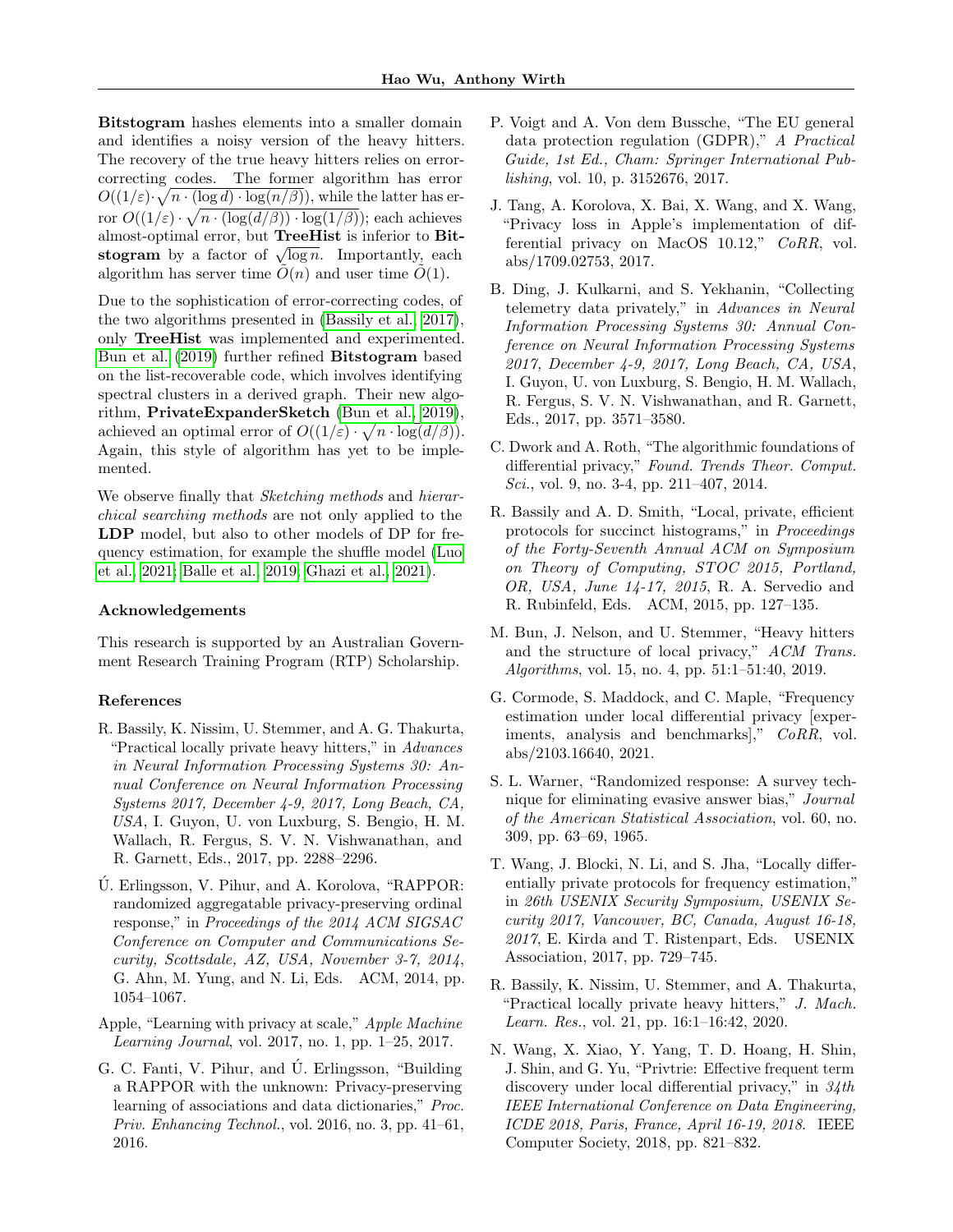**Bitstogram** hashes elements into a smaller domain and identifies a noisy version of the heavy hitters. The recovery of the true heavy hitters relies on error-correcting codes. The former algorithm has error $O((1/\varepsilon)\cdot\sqrt{n\cdot(\log d)\cdot\log(n/\beta)})$, while the latter has error $O((1/\varepsilon)\cdot\sqrt{n\cdot(\log(d/\beta))\cdot\log(1/\beta)})$; each achieves almost-optimal error, but **TreeHist** is inferior to **Bitstogram** by a factor of $\sqrt{\log n}$. Importantly, each algorithm has server time $\tilde{O}(n)$ and user time $\tilde{O}(1)$.

Due to the sophistication of error-correcting codes, of the two algorithms presented in (Bassily et al., 2017), only **TreeHist** was implemented and experimented. Bun et al. (2019) further refined **Bitstogram** based on the list-recoverable code, which involves identifying spectral clusters in a derived graph. Their new algorithm, **PrivateExpanderSketch** (Bun et al., 2019), achieved an optimal error of $O((1/\varepsilon)\cdot\sqrt{n\cdot\log(d/\beta)})$. Again, this style of algorithm has yet to be implemented.

We observe finally that *Sketching methods* and *hierarchical searching methods* are not only applied to the **LDP** model, but also to other models of DP for frequency estimation, for example the shuffle model (Luo et al., 2021; Balle et al., 2019; Ghazi et al., 2021).

## Acknowledgements

This research is supported by an Australian Government Research Training Program (RTP) Scholarship.

## References

R. Bassily, K. Nissim, U. Stemmer, and A. G. Thakurta, "Practical locally private heavy hitters," in *Advances in Neural Information Processing Systems 30: Annual Conference on Neural Information Processing Systems 2017, December 4-9, 2017, Long Beach, CA, USA*, I. Guyon, U. von Luxburg, S. Bengio, H. M. Wallach, R. Fergus, S. V. N. Vishwanathan, and R. Garnett, Eds., 2017, pp. 2288–2296.

Ú. Erlingsson, V. Pihur, and A. Korolova, "RAPPOR: randomized aggregatable privacy-preserving ordinal response," in *Proceedings of the 2014 ACM SIGSAC Conference on Computer and Communications Security, Scottsdale, AZ, USA, November 3-7, 2014*, G. Ahn, M. Yung, and N. Li, Eds. ACM, 2014, pp. 1054–1067.

Apple, "Learning with privacy at scale," *Apple Machine Learning Journal*, vol. 2017, no. 1, pp. 1–25, 2017.

G. C. Fanti, V. Pihur, and Ú. Erlingsson, "Building a RAPPOR with the unknown: Privacy-preserving learning of associations and data dictionaries," *Proc. Priv. Enhancing Technol.*, vol. 2016, no. 3, pp. 41–61, 2016.

P. Voigt and A. Von dem Bussche, "The EU general data protection regulation (GDPR)," *A Practical Guide, 1st Ed., Cham: Springer International Publishing*, vol. 10, p. 3152676, 2017.

J. Tang, A. Korolova, X. Bai, X. Wang, and X. Wang, "Privacy loss in Apple's implementation of differential privacy on MacOS 10.12," *CoRR*, vol. abs/1709.02753, 2017.

B. Ding, J. Kulkarni, and S. Yekhanin, "Collecting telemetry data privately," in *Advances in Neural Information Processing Systems 30: Annual Conference on Neural Information Processing Systems 2017, December 4-9, 2017, Long Beach, CA, USA*, I. Guyon, U. von Luxburg, S. Bengio, H. M. Wallach, R. Fergus, S. V. N. Vishwanathan, and R. Garnett, Eds., 2017, pp. 3571–3580.

C. Dwork and A. Roth, "The algorithmic foundations of differential privacy," *Found. Trends Theor. Comput. Sci.*, vol. 9, no. 3-4, pp. 211–407, 2014.

R. Bassily and A. D. Smith, "Local, private, efficient protocols for succinct histograms," in *Proceedings of the Forty-Seventh Annual ACM on Symposium on Theory of Computing, STOC 2015, Portland, OR, USA, June 14-17, 2015*, R. A. Servedio and R. Rubinfeld, Eds. ACM, 2015, pp. 127–135.

M. Bun, J. Nelson, and U. Stemmer, "Heavy hitters and the structure of local privacy," *ACM Trans. Algorithms*, vol. 15, no. 4, pp. 51:1–51:40, 2019.

G. Cormode, S. Maddock, and C. Maple, "Frequency estimation under local differential privacy [experiments, analysis and benchmarks]," *CoRR*, vol. abs/2103.16640, 2021.

S. L. Warner, "Randomized response: A survey technique for eliminating evasive answer bias," *Journal of the American Statistical Association*, vol. 60, no. 309, pp. 63–69, 1965.

T. Wang, J. Blocki, N. Li, and S. Jha, "Locally differentially private protocols for frequency estimation," in *26th USENIX Security Symposium, USENIX Security 2017, Vancouver, BC, Canada, August 16-18, 2017*, E. Kirda and T. Ristenpart, Eds. USENIX Association, 2017, pp. 729–745.

R. Bassily, K. Nissim, U. Stemmer, and A. Thakurta, "Practical locally private heavy hitters," *J. Mach. Learn. Res.*, vol. 21, pp. 16:1–16:42, 2020.

N. Wang, X. Xiao, Y. Yang, T. D. Hoang, H. Shin, J. Shin, and G. Yu, "Privtrie: Effective frequent term discovery under local differential privacy," in *34th IEEE International Conference on Data Engineering, ICDE 2018, Paris, France, April 16-19, 2018*. IEEE Computer Society, 2018, pp. 821–832.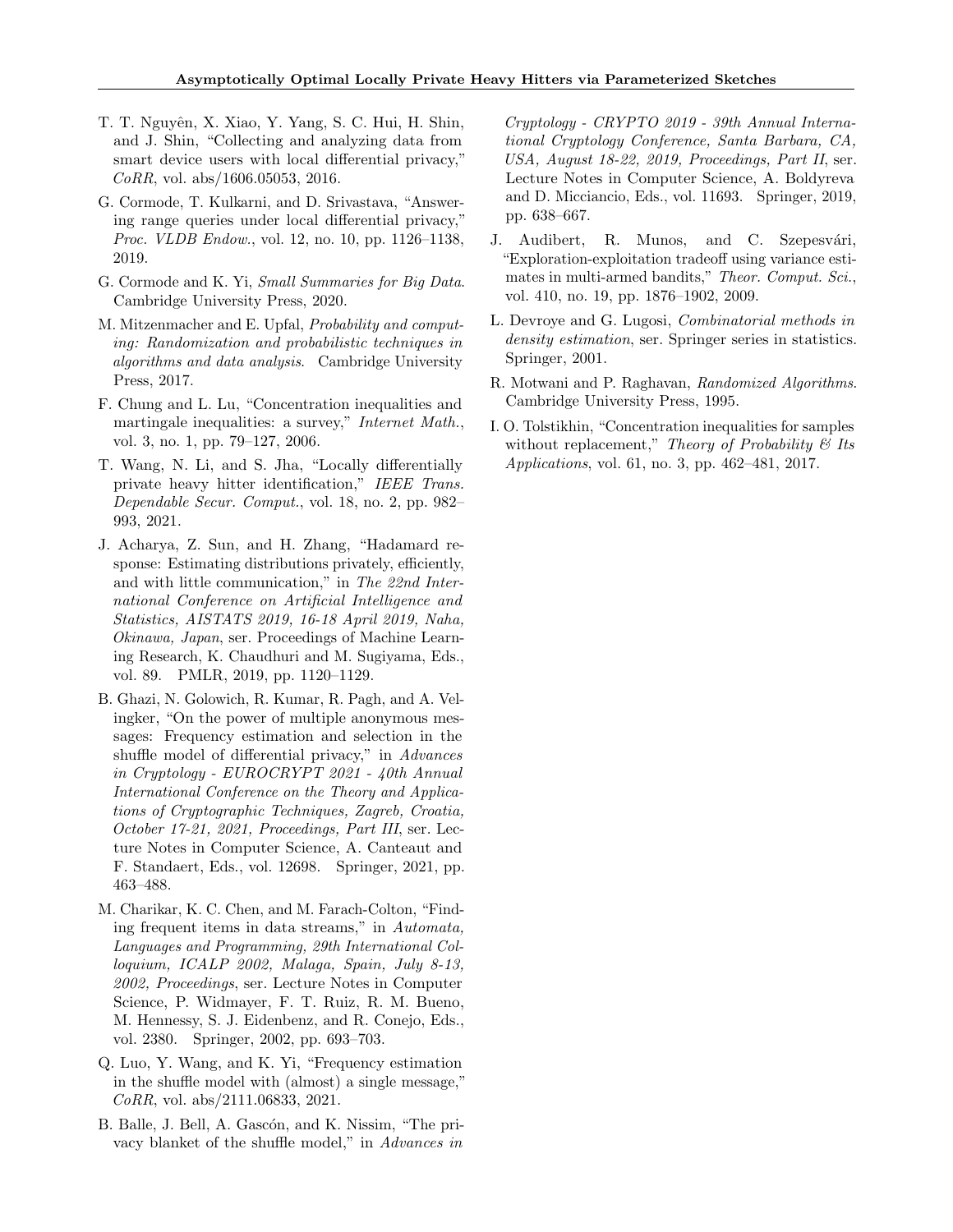T. T. Nguyên, X. Xiao, Y. Yang, S. C. Hui, H. Shin, and J. Shin, "Collecting and analyzing data from smart device users with local differential privacy," *CoRR*, vol. abs/1606.05053, 2016.

G. Cormode, T. Kulkarni, and D. Srivastava, "Answering range queries under local differential privacy," *Proc. VLDB Endow.*, vol. 12, no. 10, pp. 1126–1138, 2019.

G. Cormode and K. Yi, *Small Summaries for Big Data*. Cambridge University Press, 2020.

M. Mitzenmacher and E. Upfal, *Probability and computing: Randomization and probabilistic techniques in algorithms and data analysis*. Cambridge University Press, 2017.

F. Chung and L. Lu, "Concentration inequalities and martingale inequalities: a survey," *Internet Math.*, vol. 3, no. 1, pp. 79–127, 2006.

T. Wang, N. Li, and S. Jha, "Locally differentially private heavy hitter identification," *IEEE Trans. Dependable Secur. Comput.*, vol. 18, no. 2, pp. 982–993, 2021.

J. Acharya, Z. Sun, and H. Zhang, "Hadamard response: Estimating distributions privately, efficiently, and with little communication," in *The 22nd International Conference on Artificial Intelligence and Statistics, AISTATS 2019, 16-18 April 2019, Naha, Okinawa, Japan*, ser. Proceedings of Machine Learning Research, K. Chaudhuri and M. Sugiyama, Eds., vol. 89. PMLR, 2019, pp. 1120–1129.

B. Ghazi, N. Golowich, R. Kumar, R. Pagh, and A. Velingker, "On the power of multiple anonymous messages: Frequency estimation and selection in the shuffle model of differential privacy," in *Advances in Cryptology - EUROCRYPT 2021 - 40th Annual International Conference on the Theory and Applications of Cryptographic Techniques, Zagreb, Croatia, October 17-21, 2021, Proceedings, Part III*, ser. Lecture Notes in Computer Science, A. Canteaut and F. Standaert, Eds., vol. 12698. Springer, 2021, pp. 463–488.

M. Charikar, K. C. Chen, and M. Farach-Colton, "Finding frequent items in data streams," in *Automata, Languages and Programming, 29th International Colloquium, ICALP 2002, Malaga, Spain, July 8-13, 2002, Proceedings*, ser. Lecture Notes in Computer Science, P. Widmayer, F. T. Ruiz, R. M. Bueno, M. Hennessy, S. J. Eidenbenz, and R. Conejo, Eds., vol. 2380. Springer, 2002, pp. 693–703.

Q. Luo, Y. Wang, and K. Yi, "Frequency estimation in the shuffle model with (almost) a single message," *CoRR*, vol. abs/2111.06833, 2021.

B. Balle, J. Bell, A. Gascón, and K. Nissim, "The privacy blanket of the shuffle model," in *Advances in Cryptology - CRYPTO 2019 - 39th Annual International Cryptology Conference, Santa Barbara, CA, USA, August 18-22, 2019, Proceedings, Part II*, ser. Lecture Notes in Computer Science, A. Boldyreva and D. Micciancio, Eds., vol. 11693. Springer, 2019, pp. 638–667.

J. Audibert, R. Munos, and C. Szepesvári, "Exploration-exploitation tradeoff using variance estimates in multi-armed bandits," *Theor. Comput. Sci.*, vol. 410, no. 19, pp. 1876–1902, 2009.

L. Devroye and G. Lugosi, *Combinatorial methods in density estimation*, ser. Springer series in statistics. Springer, 2001.

R. Motwani and P. Raghavan, *Randomized Algorithms*. Cambridge University Press, 1995.

I. O. Tolstikhin, "Concentration inequalities for samples without replacement," *Theory of Probability & Its Applications*, vol. 61, no. 3, pp. 462–481, 2017.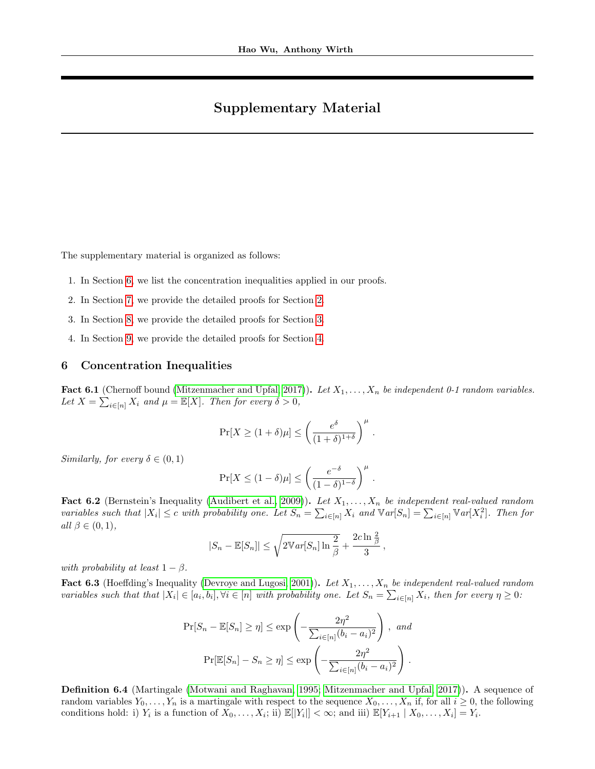# Supplementary Material

The supplementary material is organized as follows:

1. In Section 6, we list the concentration inequalities applied in our proofs.
2. In Section 7, we provide the detailed proofs for Section 2.
3. In Section 8, we provide the detailed proofs for Section 3.
4. In Section 9, we provide the detailed proofs for Section 4.

## 6 Concentration Inequalities

**Fact 6.1** (Chernoff bound (Mitzenmacher and Upfal, 2017))**.** *Let $X_1, \ldots, X_n$ be independent 0-1 random variables. Let $X = \sum_{i \in [n]} X_i$ and $\mu = \mathbb{E}[X]$. Then for every $\delta > 0$,*

$$\Pr[X \geq (1 + \delta)\mu] \leq \left( \frac{e^{\delta}}{(1 + \delta)^{1+\delta}} \right)^{\mu} .$$

*Similarly, for every $\delta \in (0, 1)$*

$$\Pr[X \leq (1 - \delta)\mu] \leq \left( \frac{e^{-\delta}}{(1 - \delta)^{1-\delta}} \right)^{\mu} .$$

**Fact 6.2** (Bernstein's Inequality (Audibert et al., 2009))**.** *Let $X_1, \ldots, X_n$ be independent real-valued random variables such that $|X_i| \leq c$ with probability one. Let $S_n = \sum_{i \in [n]} X_i$ and $\mathbb{V}ar[S_n] = \sum_{i \in [n]} \mathbb{V}ar[X_i^2]$. Then for all $\beta \in (0, 1)$,*

$$|S_n - \mathbb{E}[S_n]| \leq \sqrt{2 \mathbb{V}ar[S_n] \ln \frac{2}{\beta}} + \frac{2c \ln \frac{2}{\beta}}{3} ,$$

*with probability at least $1 - \beta$.*

**Fact 6.3** (Hoeffding's Inequality (Devroye and Lugosi, 2001))**.** *Let $X_1, \ldots, X_n$ be independent real-valued random variables such that that $|X_i| \in [a_i, b_i], \forall i \in [n]$ with probability one. Let $S_n = \sum_{i \in [n]} X_i$, then for every $\eta \geq 0$:*

$$\Pr[S_n - \mathbb{E}[S_n] \geq \eta] \leq \exp\left( - \frac{2\eta^2}{\sum_{i \in [n]} (b_i - a_i)^2} \right) , \text{ and}$$

$$\Pr[\mathbb{E}[S_n] - S_n \geq \eta] \leq \exp\left( - \frac{2\eta^2}{\sum_{i \in [n]} (b_i - a_i)^2} \right) .$$

**Definition 6.4** (Martingale (Motwani and Raghavan, 1995; Mitzenmacher and Upfal, 2017))**.** A sequence of random variables $Y_0, \ldots, Y_n$ is a martingale with respect to the sequence $X_0, \ldots, X_n$ if, for all $i \geq 0$, the following conditions hold: i) $Y_i$ is a function of $X_0, \ldots, X_i$; ii) $\mathbb{E}[|Y_i|] < \infty$; and iii) $\mathbb{E}[Y_{i+1} \mid X_0, \ldots, X_i] = Y_i$.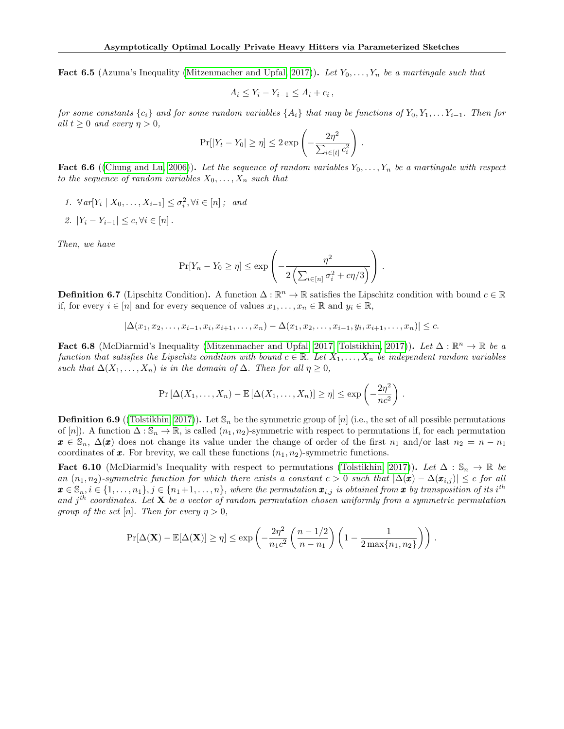**Fact 6.5** (Azuma's Inequality (Mitzenmacher and Upfal, 2017)). *Let $Y_0, \ldots, Y_n$ be a martingale such that*

$$A_i \le Y_i - Y_{i-1} \le A_i + c_i \,,$$

*for some constants $\{c_i\}$ and for some random variables $\{A_i\}$ that may be functions of $Y_0, Y_1, \ldots Y_{i-1}$. Then for all $t \ge 0$ and every $\eta > 0$,*

$$\Pr[|Y_t - Y_0| \ge \eta] \le 2 \exp\left(-\frac{2\eta^2}{\sum_{i \in [t]} c_i^2}\right) .$$

**Fact 6.6** ((Chung and Lu, 2006)). *Let the sequence of random variables $Y_0, \ldots, Y_n$ be a martingale with respect to the sequence of random variables $X_0, \ldots, X_n$ such that*

1. *$\mathbb{V}ar[Y_i \mid X_0, \ldots, X_{i-1}] \le \sigma_i^2, \forall i \in [n]$ ; and*
2. *$|Y_i - Y_{i-1}| \le c, \forall i \in [n]$ .*

*Then, we have*

$$\Pr[Y_n - Y_0 \ge \eta] \le \exp\left(-\frac{\eta^2}{2\left(\sum_{i \in [n]} \sigma_i^2 + c\eta/3\right)}\right) .$$

**Definition 6.7** (Lipschitz Condition). A function $\Delta : \mathbb{R}^n \to \mathbb{R}$ satisfies the Lipschitz condition with bound $c \in \mathbb{R}$ if, for every $i \in [n]$ and for every sequence of values $x_1, \ldots, x_n \in \mathbb{R}$ and $y_i \in \mathbb{R}$,

$$|\Delta(x_1, x_2, \ldots, x_{i-1}, x_i, x_{i+1}, \ldots, x_n) - \Delta(x_1, x_2, \ldots, x_{i-1}, y_i, x_{i+1}, \ldots, x_n)| \le c.$$

**Fact 6.8** (McDiarmid's Inequality (Mitzenmacher and Upfal, 2017; Tolstikhin, 2017)). *Let $\Delta : \mathbb{R}^n \to \mathbb{R}$ be a function that satisfies the Lipschitz condition with bound $c \in \mathbb{R}$. Let $X_1, \ldots, X_n$ be independent random variables such that $\Delta(X_1, \ldots, X_n)$ is in the domain of $\Delta$. Then for all $\eta \ge 0$,*

$$\Pr\left[\Delta(X_1, \ldots, X_n) - \mathbb{E}\left[\Delta(X_1, \ldots, X_n)\right] \ge \eta\right] \le \exp\left(-\frac{2\eta^2}{nc^2}\right) .$$

**Definition 6.9** ((Tolstikhin, 2017)). Let $\mathbb{S}_n$ be the symmetric group of $[n]$ (i.e., the set of all possible permutations of $[n]$). A function $\Delta : \mathbb{S}_n \to \mathbb{R}$, is called $(n_1, n_2)$-symmetric with respect to permutations if, for each permutation $\boldsymbol{x} \in \mathbb{S}_n$, $\Delta(\boldsymbol{x})$ does not change its value under the change of order of the first $n_1$ and/or last $n_2 = n - n_1$ coordinates of $\boldsymbol{x}$. For brevity, we call these functions $(n_1, n_2)$-symmetric functions.

**Fact 6.10** (McDiarmid's Inequality with respect to permutations (Tolstikhin, 2017)). *Let $\Delta : \mathbb{S}_n \to \mathbb{R}$ be an $(n_1, n_2)$-symmetric function for which there exists a constant $c > 0$ such that $|\Delta(\boldsymbol{x}) - \Delta(\boldsymbol{x}_{i,j})| \le c$ for all $\boldsymbol{x} \in \mathbb{S}_n, i \in \{1, \ldots, n_1\}, j \in \{n_1 + 1, \ldots, n\}$, where the permutation $\boldsymbol{x}_{i,j}$ is obtained from $\boldsymbol{x}$ by transposition of its $i^{th}$ and $j^{th}$ coordinates. Let $\mathbf{X}$ be a vector of random permutation chosen uniformly from a symmetric permutation group of the set $[n]$. Then for every $\eta > 0$,*

$$\Pr[\Delta(\mathbf{X}) - \mathbb{E}[\Delta(\mathbf{X})] \ge \eta] \le \exp\left(-\frac{2\eta^2}{n_1 c^2}\left(\frac{n - 1/2}{n - n_1}\right)\left(1 - \frac{1}{2\max\{n_1, n_2\}}\right)\right) .$$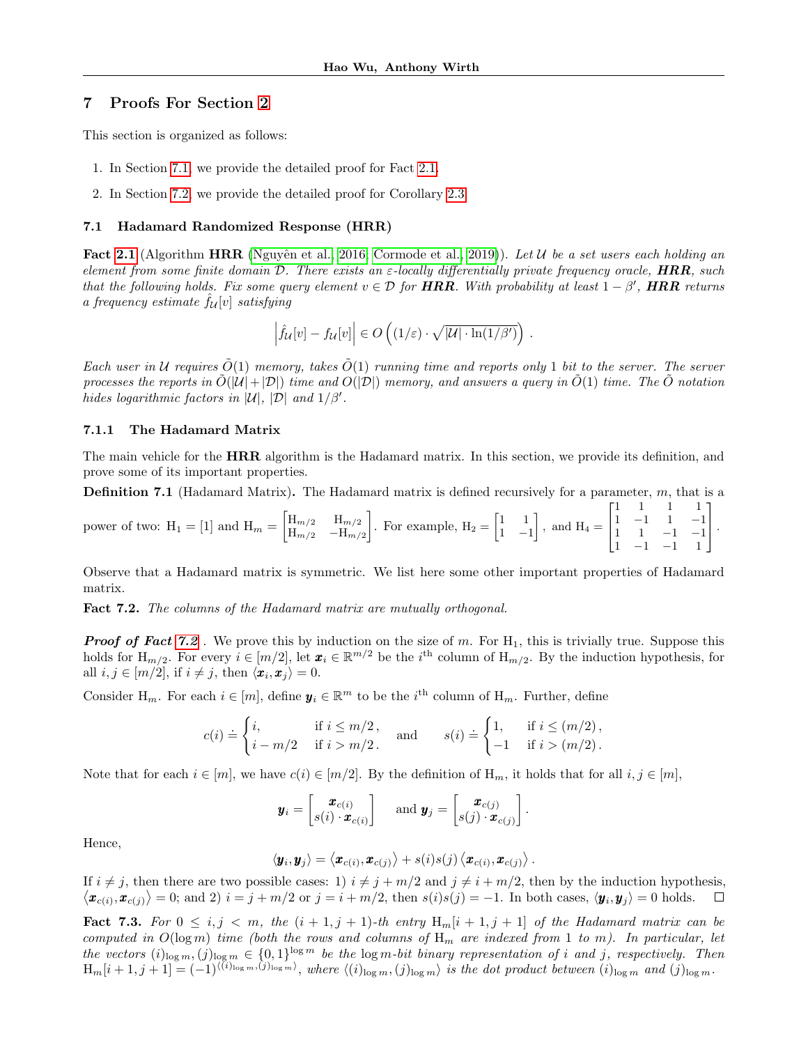## 7 Proofs For Section 2

This section is organized as follows:

1. In Section 7.1, we provide the detailed proof for Fact 2.1.
2. In Section 7.2, we provide the detailed proof for Corollary 2.3.

### 7.1 Hadamard Randomized Response (HRR)

**Fact 2.1** (Algorithm **HRR** (Nguyên et al., 2016; Cormode et al., 2019)). *Let $\mathcal{U}$ be a set users each holding an element from some finite domain $\mathcal{D}$. There exists an $\varepsilon$-locally differentially private frequency oracle, **HRR**, such that the following holds. Fix some query element $v \in \mathcal{D}$ for **HRR**. With probability at least $1 - \beta'$, **HRR** returns a frequency estimate $\hat{f}_{\mathcal{U}}[v]$ satisfying*

$$\left| \hat{f}_{\mathcal{U}}[v] - f_{\mathcal{U}}[v] \right| \in O\left( (1/\varepsilon) \cdot \sqrt{|\mathcal{U}| \cdot \ln(1/\beta')} \right) .$$

*Each user in $\mathcal{U}$ requires $\tilde{O}(1)$ memory, takes $\tilde{O}(1)$ running time and reports only 1 bit to the server. The server processes the reports in $\tilde{O}(|\mathcal{U}| + |\mathcal{D}|)$ time and $O(|\mathcal{D}|)$ memory, and answers a query in $\tilde{O}(1)$ time. The $\tilde{O}$ notation hides logarithmic factors in $|\mathcal{U}|$, $|\mathcal{D}|$ and $1/\beta'$.*

#### 7.1.1 The Hadamard Matrix

The main vehicle for the **HRR** algorithm is the Hadamard matrix. In this section, we provide its definition, and prove some of its important properties.

**Definition 7.1** (Hadamard Matrix)**.** The Hadamard matrix is defined recursively for a parameter, $m$, that is a power of two: $\mathrm{H}_1 = [1]$ and $\mathrm{H}_m = \begin{bmatrix} \mathrm{H}_{m/2} & \mathrm{H}_{m/2} \\ \mathrm{H}_{m/2} & -\mathrm{H}_{m/2} \end{bmatrix}$. For example, $\mathrm{H}_2 = \begin{bmatrix} 1 & 1 \\ 1 & -1 \end{bmatrix}$, and $\mathrm{H}_4 = \begin{bmatrix} 1 & 1 & 1 & 1 \\ 1 & -1 & 1 & -1 \\ 1 & 1 & -1 & -1 \\ 1 & -1 & -1 & 1 \end{bmatrix}$.

Observe that a Hadamard matrix is symmetric. We list here some other important properties of Hadamard matrix.

**Fact 7.2.** *The columns of the Hadamard matrix are mutually orthogonal.*

***Proof of Fact 7.2*** . We prove this by induction on the size of $m$. For $\mathrm{H}_1$, this is trivially true. Suppose this holds for $\mathrm{H}_{m/2}$. For every $i \in [m/2]$, let $\boldsymbol{x}_i \in \mathbb{R}^{m/2}$ be the $i^{\text{th}}$ column of $\mathrm{H}_{m/2}$. By the induction hypothesis, for all $i, j \in [m/2]$, if $i \neq j$, then $\langle \boldsymbol{x}_i, \boldsymbol{x}_j \rangle = 0$.

Consider $\mathrm{H}_m$. For each $i \in [m]$, define $\boldsymbol{y}_i \in \mathbb{R}^m$ to be the $i^{\text{th}}$ column of $\mathrm{H}_m$. Further, define

$$c(i) \doteq \begin{cases} i, & \text{if } i \leq m/2\,, \\ i - m/2 & \text{if } i > m/2\,. \end{cases} \quad \text{and} \quad s(i) \doteq \begin{cases} 1, & \text{if } i \leq (m/2)\,, \\ -1 & \text{if } i > (m/2)\,. \end{cases}$$

Note that for each $i \in [m]$, we have $c(i) \in [m/2]$. By the definition of $\mathrm{H}_m$, it holds that for all $i, j \in [m]$,

$$\boldsymbol{y}_i = \begin{bmatrix} \boldsymbol{x}_{c(i)} \\ s(i) \cdot \boldsymbol{x}_{c(i)} \end{bmatrix} \quad \text{and } \boldsymbol{y}_j = \begin{bmatrix} \boldsymbol{x}_{c(j)} \\ s(j) \cdot \boldsymbol{x}_{c(j)} \end{bmatrix} .$$

Hence,

$$\langle \boldsymbol{y}_i, \boldsymbol{y}_j \rangle = \left\langle \boldsymbol{x}_{c(i)}, \boldsymbol{x}_{c(j)} \right\rangle + s(i)s(j) \left\langle \boldsymbol{x}_{c(i)}, \boldsymbol{x}_{c(j)} \right\rangle .$$

If $i \neq j$, then there are two possible cases: 1) $i \neq j + m/2$ and $j \neq i + m/2$, then by the induction hypothesis, $\left\langle \boldsymbol{x}_{c(i)}, \boldsymbol{x}_{c(j)} \right\rangle = 0$; and 2) $i = j + m/2$ or $j = i + m/2$, then $s(i)s(j) = -1$. In both cases, $\langle \boldsymbol{y}_i, \boldsymbol{y}_j \rangle = 0$ holds. □

**Fact 7.3.** *For $0 \leq i, j < m$, the $(i+1, j+1)$-th entry $\mathrm{H}_m[i+1, j+1]$ of the Hadamard matrix can be computed in $O(\log m)$ time (both the rows and columns of $\mathrm{H}_m$ are indexed from 1 to $m$). In particular, let the vectors $(i)_{\log m}, (j)_{\log m} \in \{0, 1\}^{\log m}$ be the $\log m$-bit binary representation of $i$ and $j$, respectively. Then $\mathrm{H}_m[i+1, j+1] = (-1)^{\langle (i)_{\log m}, (j)_{\log m} \rangle}$, where $\langle (i)_{\log m}, (j)_{\log m} \rangle$ is the dot product between $(i)_{\log m}$ and $(j)_{\log m}$.*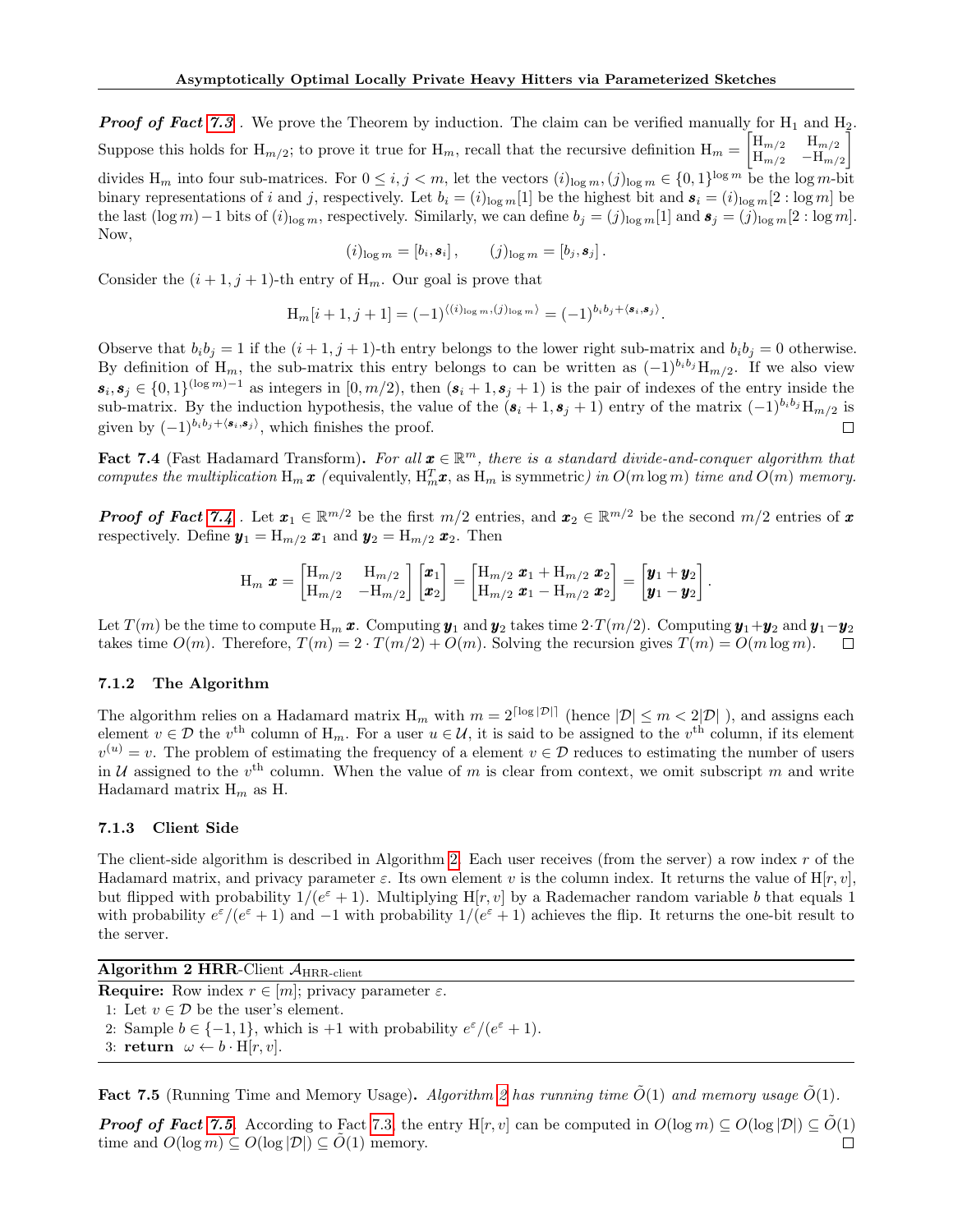***Proof of Fact 7.3*** . We prove the Theorem by induction. The claim can be verified manually for $\mathrm{H}_1$ and $\mathrm{H}_2$. Suppose this holds for $\mathrm{H}_{m/2}$; to prove it true for $\mathrm{H}_m$, recall that the recursive definition $\mathrm{H}_m = \begin{bmatrix} \mathrm{H}_{m/2} & \mathrm{H}_{m/2} \\ \mathrm{H}_{m/2} & -\mathrm{H}_{m/2} \end{bmatrix}$ divides $\mathrm{H}_m$ into four sub-matrices. For $0 \le i, j < m$, let the vectors $(i)_{\log m}, (j)_{\log m} \in \{0,1\}^{\log m}$ be the $\log m$-bit binary representations of $i$ and $j$, respectively. Let $b_i = (i)_{\log m}[1]$ be the highest bit and $\boldsymbol{s}_i = (i)_{\log m}[2 : \log m]$ be the last $(\log m) - 1$ bits of $(i)_{\log m}$, respectively. Similarly, we can define $b_j = (j)_{\log m}[1]$ and $\boldsymbol{s}_j = (j)_{\log m}[2 : \log m]$. Now,

$$(i)_{\log m} = [b_i, \boldsymbol{s}_i], \qquad (j)_{\log m} = [b_j, \boldsymbol{s}_j].$$

Consider the $(i+1, j+1)$-th entry of $\mathrm{H}_m$. Our goal is prove that

$$\mathrm{H}_m[i+1, j+1] = (-1)^{\langle (i)_{\log m}, (j)_{\log m} \rangle} = (-1)^{b_i b_j + \langle \boldsymbol{s}_i, \boldsymbol{s}_j \rangle}.$$

Observe that $b_i b_j = 1$ if the $(i+1, j+1)$-th entry belongs to the lower right sub-matrix and $b_i b_j = 0$ otherwise. By definition of $\mathrm{H}_m$, the sub-matrix this entry belongs to can be written as $(-1)^{b_i b_j} \mathrm{H}_{m/2}$. If we also view $\boldsymbol{s}_i, \boldsymbol{s}_j \in \{0,1\}^{(\log m)-1}$ as integers in $[0, m/2)$, then $(\boldsymbol{s}_i + 1, \boldsymbol{s}_j + 1)$ is the pair of indexes of the entry inside the sub-matrix. By the induction hypothesis, the value of the $(\boldsymbol{s}_i + 1, \boldsymbol{s}_j + 1)$ entry of the matrix $(-1)^{b_i b_j} \mathrm{H}_{m/2}$ is given by $(-1)^{b_i b_j + \langle \boldsymbol{s}_i, \boldsymbol{s}_j \rangle}$, which finishes the proof. □

**Fact 7.4** (Fast Hadamard Transform). *For all $\boldsymbol{x} \in \mathbb{R}^m$, there is a standard divide-and-conquer algorithm that computes the multiplication $\mathrm{H}_m \boldsymbol{x}$ (*equivalently, $\mathrm{H}_m^T \boldsymbol{x}$, as $\mathrm{H}_m$ is symmetric*) in $O(m \log m)$ time and $O(m)$ memory.*

***Proof of Fact 7.4*** . Let $\boldsymbol{x}_1 \in \mathbb{R}^{m/2}$ be the first $m/2$ entries, and $\boldsymbol{x}_2 \in \mathbb{R}^{m/2}$ be the second $m/2$ entries of $\boldsymbol{x}$ respectively. Define $\boldsymbol{y}_1 = \mathrm{H}_{m/2}\, \boldsymbol{x}_1$ and $\boldsymbol{y}_2 = \mathrm{H}_{m/2}\, \boldsymbol{x}_2$. Then

$$\mathrm{H}_m\, \boldsymbol{x} = \begin{bmatrix} \mathrm{H}_{m/2} & \mathrm{H}_{m/2} \\ \mathrm{H}_{m/2} & -\mathrm{H}_{m/2} \end{bmatrix} \begin{bmatrix} \boldsymbol{x}_1 \\ \boldsymbol{x}_2 \end{bmatrix} = \begin{bmatrix} \mathrm{H}_{m/2}\, \boldsymbol{x}_1 + \mathrm{H}_{m/2}\, \boldsymbol{x}_2 \\ \mathrm{H}_{m/2}\, \boldsymbol{x}_1 - \mathrm{H}_{m/2}\, \boldsymbol{x}_2 \end{bmatrix} = \begin{bmatrix} \boldsymbol{y}_1 + \boldsymbol{y}_2 \\ \boldsymbol{y}_1 - \boldsymbol{y}_2 \end{bmatrix}.$$

Let $T(m)$ be the time to compute $\mathrm{H}_m\, \boldsymbol{x}$. Computing $\boldsymbol{y}_1$ and $\boldsymbol{y}_2$ takes time $2 \cdot T(m/2)$. Computing $\boldsymbol{y}_1 + \boldsymbol{y}_2$ and $\boldsymbol{y}_1 - \boldsymbol{y}_2$ takes time $O(m)$. Therefore, $T(m) = 2 \cdot T(m/2) + O(m)$. Solving the recursion gives $T(m) = O(m \log m)$. □

### 7.1.2 The Algorithm

The algorithm relies on a Hadamard matrix $\mathrm{H}_m$ with $m = 2^{\lceil \log |\mathcal{D}| \rceil}$ (hence $|\mathcal{D}| \le m < 2|\mathcal{D}|$ ), and assigns each element $v \in \mathcal{D}$ the $v^{\text{th}}$ column of $\mathrm{H}_m$. For a user $u \in \mathcal{U}$, it is said to be assigned to the $v^{\text{th}}$ column, if its element $v^{(u)} = v$. The problem of estimating the frequency of a element $v \in \mathcal{D}$ reduces to estimating the number of users in $\mathcal{U}$ assigned to the $v^{\text{th}}$ column. When the value of $m$ is clear from context, we omit subscript $m$ and write Hadamard matrix $\mathrm{H}_m$ as $\mathrm{H}$.

### 7.1.3 Client Side

The client-side algorithm is described in Algorithm 2. Each user receives (from the server) a row index $r$ of the Hadamard matrix, and privacy parameter $\varepsilon$. Its own element $v$ is the column index. It returns the value of $\mathrm{H}[r, v]$, but flipped with probability $1/(e^\varepsilon + 1)$. Multiplying $\mathrm{H}[r, v]$ by a Rademacher random variable $b$ that equals 1 with probability $e^\varepsilon/(e^\varepsilon + 1)$ and $-1$ with probability $1/(e^\varepsilon + 1)$ achieves the flip. It returns the one-bit result to the server.

---

**Algorithm 2 HRR**-Client $\mathcal{A}_{\text{HRR-client}}$

---

**Require:** Row index $r \in [m]$; privacy parameter $\varepsilon$.

1: Let $v \in \mathcal{D}$ be the user's element.
2: Sample $b \in \{-1, 1\}$, which is $+1$ with probability $e^\varepsilon/(e^\varepsilon + 1)$.
3: **return** $\omega \leftarrow b \cdot \mathrm{H}[r, v]$.

---

**Fact 7.5** (Running Time and Memory Usage). *Algorithm 2 has running time $\tilde{O}(1)$ and memory usage $\tilde{O}(1)$.*

***Proof of Fact 7.5***. According to Fact 7.3, the entry $\mathrm{H}[r, v]$ can be computed in $O(\log m) \subseteq O(\log |\mathcal{D}|) \subseteq \tilde{O}(1)$ time and $O(\log m) \subseteq O(\log |\mathcal{D}|) \subseteq \tilde{O}(1)$ memory. □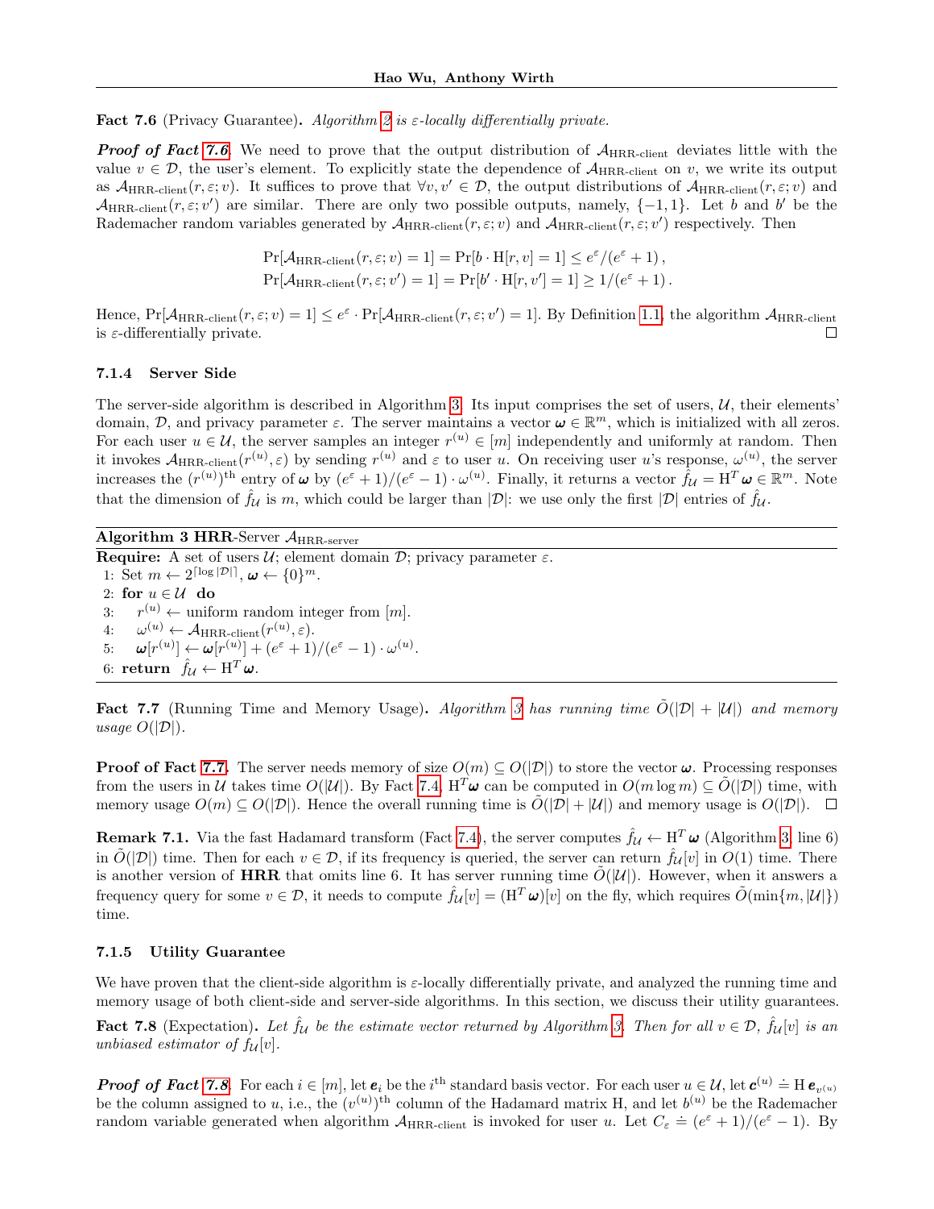**Fact 7.6** (Privacy Guarantee)**.** *Algorithm 2 is $\varepsilon$-locally differentially private.*

***Proof of Fact 7.6*.** We need to prove that the output distribution of $\mathcal{A}_{\text{HRR-client}}$ deviates little with the value $v \in \mathcal{D}$, the user's element. To explicitly state the dependence of $\mathcal{A}_{\text{HRR-client}}$ on $v$, we write its output as $\mathcal{A}_{\text{HRR-client}}(r, \varepsilon; v)$. It suffices to prove that $\forall v, v' \in \mathcal{D}$, the output distributions of $\mathcal{A}_{\text{HRR-client}}(r, \varepsilon; v)$ and $\mathcal{A}_{\text{HRR-client}}(r, \varepsilon; v')$ are similar. There are only two possible outputs, namely, $\{-1, 1\}$. Let $b$ and $b'$ be the Rademacher random variables generated by $\mathcal{A}_{\text{HRR-client}}(r, \varepsilon; v)$ and $\mathcal{A}_{\text{HRR-client}}(r, \varepsilon; v')$ respectively. Then

$$
\begin{aligned}
\Pr[\mathcal{A}_{\text{HRR-client}}(r, \varepsilon; v) = 1] &= \Pr[b \cdot \mathrm{H}[r, v] = 1] \le e^{\varepsilon}/(e^{\varepsilon} + 1)\,, \\
\Pr[\mathcal{A}_{\text{HRR-client}}(r, \varepsilon; v') = 1] &= \Pr[b' \cdot \mathrm{H}[r, v'] = 1] \ge 1/(e^{\varepsilon} + 1)\,.
\end{aligned}
$$

Hence, $\Pr[\mathcal{A}_{\text{HRR-client}}(r, \varepsilon; v) = 1] \le e^{\varepsilon} \cdot \Pr[\mathcal{A}_{\text{HRR-client}}(r, \varepsilon; v') = 1]$. By Definition 1.1, the algorithm $\mathcal{A}_{\text{HRR-client}}$ is $\varepsilon$-differentially private. $\square$

#### 7.1.4 Server Side

The server-side algorithm is described in Algorithm 3. Its input comprises the set of users, $\mathcal{U}$, their elements' domain, $\mathcal{D}$, and privacy parameter $\varepsilon$. The server maintains a vector $\boldsymbol{\omega} \in \mathbb{R}^m$, which is initialized with all zeros. For each user $u \in \mathcal{U}$, the server samples an integer $r^{(u)} \in [m]$ independently and uniformly at random. Then it invokes $\mathcal{A}_{\text{HRR-client}}(r^{(u)}, \varepsilon)$ by sending $r^{(u)}$ and $\varepsilon$ to user $u$. On receiving user $u$'s response, $\omega^{(u)}$, the server increases the $(r^{(u)})^{\text{th}}$ entry of $\boldsymbol{\omega}$ by $(e^{\varepsilon} + 1)/(e^{\varepsilon} - 1) \cdot \omega^{(u)}$. Finally, it returns a vector $\hat{f}_{\mathcal{U}} = \mathrm{H}^T \boldsymbol{\omega} \in \mathbb{R}^m$. Note that the dimension of $\hat{f}_{\mathcal{U}}$ is $m$, which could be larger than $|\mathcal{D}|$: we use only the first $|\mathcal{D}|$ entries of $\hat{f}_{\mathcal{U}}$.

**Algorithm 3 HRR**-Server $\mathcal{A}_{\text{HRR-server}}$

**Require:** A set of users $\mathcal{U}$; element domain $\mathcal{D}$; privacy parameter $\varepsilon$.
1: Set $m \leftarrow 2^{\lceil \log |\mathcal{D}| \rceil}$, $\boldsymbol{\omega} \leftarrow \{0\}^m$.
2: **for** $u \in \mathcal{U}$ **do**
3: $\quad r^{(u)} \leftarrow$ uniform random integer from $[m]$.
4: $\quad \omega^{(u)} \leftarrow \mathcal{A}_{\text{HRR-client}}(r^{(u)}, \varepsilon)$.
5: $\quad \boldsymbol{\omega}[r^{(u)}] \leftarrow \boldsymbol{\omega}[r^{(u)}] + (e^{\varepsilon} + 1)/(e^{\varepsilon} - 1) \cdot \omega^{(u)}$.
6: **return** $\hat{f}_{\mathcal{U}} \leftarrow \mathrm{H}^T \boldsymbol{\omega}$.

**Fact 7.7** (Running Time and Memory Usage)**.** *Algorithm 3 has running time $\tilde{O}(|\mathcal{D}| + |\mathcal{U}|)$ and memory usage $O(|\mathcal{D}|)$.*

**Proof of Fact 7.7.** The server needs memory of size $O(m) \subseteq O(|\mathcal{D}|)$ to store the vector $\boldsymbol{\omega}$. Processing responses from the users in $\mathcal{U}$ takes time $O(|\mathcal{U}|)$. By Fact 7.4, $\mathrm{H}^T \boldsymbol{\omega}$ can be computed in $O(m \log m) \subseteq \tilde{O}(|\mathcal{D}|)$ time, with memory usage $O(m) \subseteq O(|\mathcal{D}|)$. Hence the overall running time is $\tilde{O}(|\mathcal{D}| + |\mathcal{U}|)$ and memory usage is $O(|\mathcal{D}|)$. $\square$

**Remark 7.1.** Via the fast Hadamard transform (Fact 7.4), the server computes $\hat{f}_{\mathcal{U}} \leftarrow \mathrm{H}^T \boldsymbol{\omega}$ (Algorithm 3, line 6) in $\tilde{O}(|\mathcal{D}|)$ time. Then for each $v \in \mathcal{D}$, if its frequency is queried, the server can return $\hat{f}_{\mathcal{U}}[v]$ in $O(1)$ time. There is another version of **HRR** that omits line 6. It has server running time $\tilde{O}(|\mathcal{U}|)$. However, when it answers a frequency query for some $v \in \mathcal{D}$, it needs to compute $\hat{f}_{\mathcal{U}}[v] = (\mathrm{H}^T \boldsymbol{\omega})[v]$ on the fly, which requires $\tilde{O}(\min\{m, |\mathcal{U}|\})$ time.

#### 7.1.5 Utility Guarantee

We have proven that the client-side algorithm is $\varepsilon$-locally differentially private, and analyzed the running time and memory usage of both client-side and server-side algorithms. In this section, we discuss their utility guarantees.

**Fact 7.8** (Expectation)**.** *Let $\hat{f}_{\mathcal{U}}$ be the estimate vector returned by Algorithm 3. Then for all $v \in \mathcal{D}$, $\hat{f}_{\mathcal{U}}[v]$ is an unbiased estimator of $f_{\mathcal{U}}[v]$.*

***Proof of Fact 7.8*.** For each $i \in [m]$, let $\boldsymbol{e}_i$ be the $i^{\text{th}}$ standard basis vector. For each user $u \in \mathcal{U}$, let $\boldsymbol{c}^{(u)} \doteq \mathrm{H}\, \boldsymbol{e}_{v^{(u)}}$ be the column assigned to $u$, i.e., the $(v^{(u)})^{\text{th}}$ column of the Hadamard matrix H, and let $b^{(u)}$ be the Rademacher random variable generated when algorithm $\mathcal{A}_{\text{HRR-client}}$ is invoked for user $u$. Let $C_{\varepsilon} \doteq (e^{\varepsilon} + 1)/(e^{\varepsilon} - 1)$. By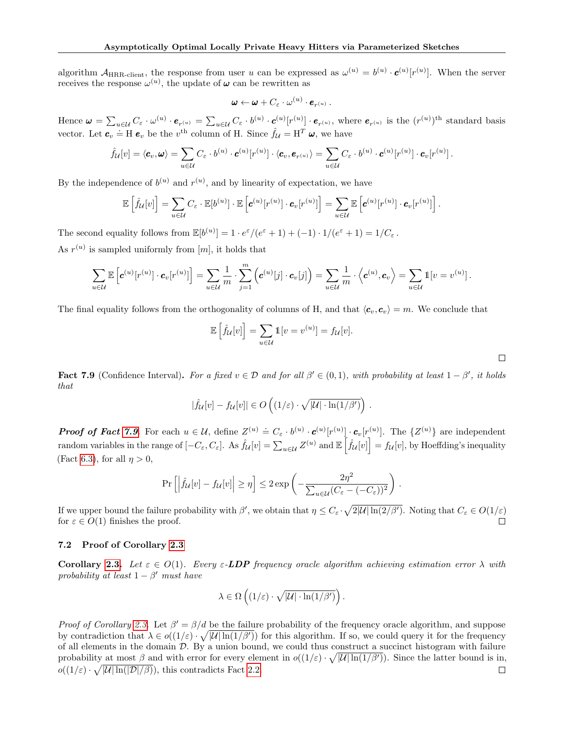algorithm $\mathcal{A}_{\text{HRR-client}}$, the response from user $u$ can be expressed as $\omega^{(u)} = b^{(u)} \cdot \boldsymbol{c}^{(u)}[r^{(u)}]$. When the server receives the response $\omega^{(u)}$, the update of $\boldsymbol{\omega}$ can be rewritten as

$$\boldsymbol{\omega} \leftarrow \boldsymbol{\omega} + C_\varepsilon \cdot \omega^{(u)} \cdot \boldsymbol{e}_{r^{(u)}} .$$

Hence $\boldsymbol{\omega} = \sum_{u \in \mathcal{U}} C_\varepsilon \cdot \omega^{(u)} \cdot \boldsymbol{e}_{r^{(u)}} = \sum_{u \in \mathcal{U}} C_\varepsilon \cdot b^{(u)} \cdot \boldsymbol{c}^{(u)}[r^{(u)}] \cdot \boldsymbol{e}_{r^{(u)}}$, where $\boldsymbol{e}_{r^{(u)}}$ is the $(r^{(u)})^{\text{th}}$ standard basis vector. Let $\boldsymbol{c}_v \doteq \mathrm{H}\, \boldsymbol{e}_v$ be the $v^{\text{th}}$ column of H. Since $\hat{f}_{\mathcal{U}} = \mathrm{H}^T \boldsymbol{\omega}$, we have

$$\hat{f}_{\mathcal{U}}[v] = \langle \boldsymbol{c}_v, \boldsymbol{\omega} \rangle = \sum_{u \in \mathcal{U}} C_\varepsilon \cdot b^{(u)} \cdot \boldsymbol{c}^{(u)}[r^{(u)}] \cdot \langle \boldsymbol{c}_v, \boldsymbol{e}_{r^{(u)}} \rangle = \sum_{u \in \mathcal{U}} C_\varepsilon \cdot b^{(u)} \cdot \boldsymbol{c}^{(u)}[r^{(u)}] \cdot \boldsymbol{c}_v[r^{(u)}] .$$

By the independence of $b^{(u)}$ and $r^{(u)}$, and by linearity of expectation, we have

$$\mathbb{E}\left[\hat{f}_{\mathcal{U}}[v]\right] = \sum_{u \in \mathcal{U}} C_\varepsilon \cdot \mathbb{E}[b^{(u)}] \cdot \mathbb{E}\left[\boldsymbol{c}^{(u)}[r^{(u)}] \cdot \boldsymbol{c}_v[r^{(u)}]\right] = \sum_{u \in \mathcal{U}} \mathbb{E}\left[\boldsymbol{c}^{(u)}[r^{(u)}] \cdot \boldsymbol{c}_v[r^{(u)}]\right] .$$

The second equality follows from $\mathbb{E}[b^{(u)}] = 1 \cdot e^\varepsilon/(e^\varepsilon + 1) + (-1) \cdot 1/(e^\varepsilon + 1) = 1/C_\varepsilon$ .

As $r^{(u)}$ is sampled uniformly from $[m]$, it holds that

$$\sum_{u \in \mathcal{U}} \mathbb{E}\left[\boldsymbol{c}^{(u)}[r^{(u)}] \cdot \boldsymbol{c}_v[r^{(u)}]\right] = \sum_{u \in \mathcal{U}} \frac{1}{m} \cdot \sum_{j=1}^{m} \left(\boldsymbol{c}^{(u)}[j] \cdot \boldsymbol{c}_v[j]\right) = \sum_{u \in \mathcal{U}} \frac{1}{m} \cdot \left\langle \boldsymbol{c}^{(u)}, \boldsymbol{c}_v \right\rangle = \sum_{u \in \mathcal{U}} \mathbb{1}[v = v^{(u)}] .$$

The final equality follows from the orthogonality of columns of H, and that $\langle \boldsymbol{c}_v, \boldsymbol{c}_v \rangle = m$. We conclude that

$$\mathbb{E}\left[\hat{f}_{\mathcal{U}}[v]\right] = \sum_{u \in \mathcal{U}} \mathbb{1}[v = v^{(u)}] = f_{\mathcal{U}}[v].$$

□

**Fact 7.9** (Confidence Interval)**.** *For a fixed $v \in \mathcal{D}$ and for all $\beta' \in (0, 1)$, with probability at least $1 - \beta'$, it holds that*

$$|\hat{f}_{\mathcal{U}}[v] - f_{\mathcal{U}}[v]| \in O\left((1/\varepsilon) \cdot \sqrt{|\mathcal{U}| \cdot \ln(1/\beta')}\right) .$$

***Proof of Fact 7.9.*** For each $u \in \mathcal{U}$, define $Z^{(u)} \doteq C_\varepsilon \cdot b^{(u)} \cdot \boldsymbol{c}^{(u)}[r^{(u)}] \cdot \boldsymbol{c}_v[r^{(u)}]$. The $\{Z^{(u)}\}$ are independent random variables in the range of $[-C_\varepsilon, C_\varepsilon]$. As $\hat{f}_{\mathcal{U}}[v] = \sum_{u \in \mathcal{U}} Z^{(u)}$ and $\mathbb{E}\left[\hat{f}_{\mathcal{U}}[v]\right] = f_{\mathcal{U}}[v]$, by Hoeffding's inequality (Fact 6.3), for all $\eta > 0$,

$$\Pr\left[\left|\hat{f}_{\mathcal{U}}[v] - f_{\mathcal{U}}[v]\right| \geq \eta\right] \leq 2 \exp\left(-\frac{2\eta^2}{\sum_{u \in \mathcal{U}} (C_\varepsilon - (-C_\varepsilon))^2}\right) .$$

If we upper bound the failure probability with $\beta'$, we obtain that $\eta \leq C_\varepsilon \cdot \sqrt{2|\mathcal{U}| \ln(2/\beta')}$. Noting that $C_\varepsilon \in O(1/\varepsilon)$ for $\varepsilon \in O(1)$ finishes the proof. □

### 7.2 Proof of Corollary 2.3

**Corollary 2.3.** *Let $\varepsilon \in O(1)$. Every $\varepsilon$-**LDP** frequency oracle algorithm achieving estimation error $\lambda$ with probability at least $1 - \beta'$ must have*

$$\lambda \in \Omega\left((1/\varepsilon) \cdot \sqrt{|\mathcal{U}| \cdot \ln(1/\beta')}\right) .$$

*Proof of Corollary 2.3.* Let $\beta' = \beta/d$ be the failure probability of the frequency oracle algorithm, and suppose by contradiction that $\lambda \in o((1/\varepsilon) \cdot \sqrt{|\mathcal{U}| \ln(1/\beta')})$ for this algorithm. If so, we could query it for the frequency of all elements in the domain $\mathcal{D}$. By a union bound, we could thus construct a succinct histogram with failure probability at most $\beta$ and with error for every element in $o((1/\varepsilon) \cdot \sqrt{|\mathcal{U}| \ln(1/\beta')})$. Since the latter bound is in, $o((1/\varepsilon) \cdot \sqrt{|\mathcal{U}| \ln(|\mathcal{D}|/\beta)})$, this contradicts Fact 2.2. □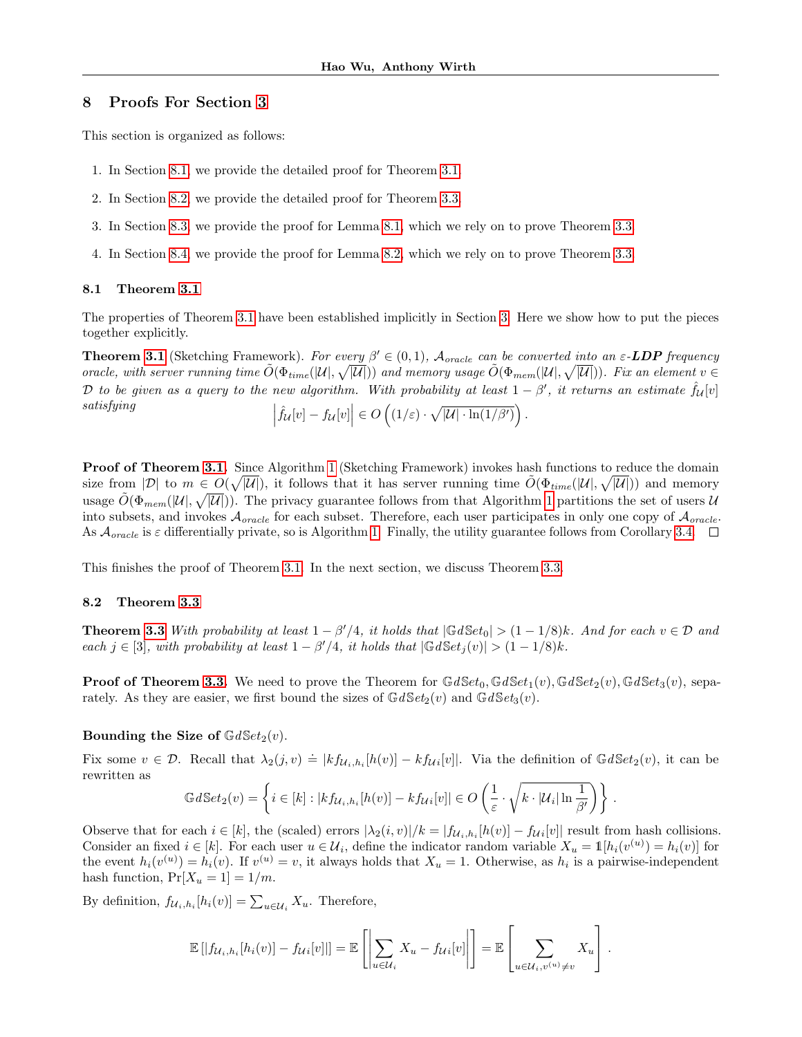## 8 Proofs For Section 3

This section is organized as follows:

1. In Section 8.1, we provide the detailed proof for Theorem 3.1.
2. In Section 8.2, we provide the detailed proof for Theorem 3.3.
3. In Section 8.3, we provide the proof for Lemma 8.1, which we rely on to prove Theorem 3.3.
4. In Section 8.4, we provide the proof for Lemma 8.2, which we rely on to prove Theorem 3.3.

### 8.1 Theorem 3.1

The properties of Theorem 3.1 have been established implicitly in Section 3. Here we show how to put the pieces together explicitly.

**Theorem 3.1** (Sketching Framework). *For every $\beta' \in (0, 1)$, $\mathcal{A}_{oracle}$ can be converted into an $\varepsilon$-**LDP** frequency oracle, with server running time $\tilde{O}(\Phi_{time}(|\mathcal{U}|, \sqrt{|\mathcal{U}|}))$ and memory usage $\tilde{O}(\Phi_{mem}(|\mathcal{U}|, \sqrt{|\mathcal{U}|}))$. Fix an element $v \in \mathcal{D}$ to be given as a query to the new algorithm. With probability at least $1 - \beta'$, it returns an estimate $\hat{f}_{\mathcal{U}}[v]$ satisfying*

$$\left| \hat{f}_{\mathcal{U}}[v] - f_{\mathcal{U}}[v] \right| \in O\left( (1/\varepsilon) \cdot \sqrt{|\mathcal{U}| \cdot \ln(1/\beta')} \right).$$

**Proof of Theorem 3.1.** Since Algorithm 1 (Sketching Framework) invokes hash functions to reduce the domain size from $|\mathcal{D}|$ to $m \in O(\sqrt{|\mathcal{U}|})$, it follows that it has server running time $\tilde{O}(\Phi_{time}(|\mathcal{U}|, \sqrt{|\mathcal{U}|}))$ and memory usage $\tilde{O}(\Phi_{mem}(|\mathcal{U}|, \sqrt{|\mathcal{U}|}))$. The privacy guarantee follows from that Algorithm 1 partitions the set of users $\mathcal{U}$ into subsets, and invokes $\mathcal{A}_{oracle}$ for each subset. Therefore, each user participates in only one copy of $\mathcal{A}_{oracle}$. As $\mathcal{A}_{oracle}$ is $\varepsilon$ differentially private, so is Algorithm 1. Finally, the utility guarantee follows from Corollary 3.4. □

This finishes the proof of Theorem 3.1. In the next section, we discuss Theorem 3.3.

### 8.2 Theorem 3.3

**Theorem 3.3** *With probability at least $1 - \beta'/4$, it holds that $|\mathbb{G}d\mathbb{S}et_0| > (1 - 1/8)k$. And for each $v \in \mathcal{D}$ and each $j \in [3]$, with probability at least $1 - \beta'/4$, it holds that $|\mathbb{G}d\mathbb{S}et_j(v)| > (1 - 1/8)k$.*

**Proof of Theorem 3.3.** We need to prove the Theorem for $\mathbb{G}d\mathbb{S}et_0, \mathbb{G}d\mathbb{S}et_1(v), \mathbb{G}d\mathbb{S}et_2(v), \mathbb{G}d\mathbb{S}et_3(v)$, separately. As they are easier, we first bound the sizes of $\mathbb{G}d\mathbb{S}et_2(v)$ and $\mathbb{G}d\mathbb{S}et_3(v)$.

**Bounding the Size of $\mathbb{G}d\mathbb{S}et_2(v)$.**

Fix some $v \in \mathcal{D}$. Recall that $\lambda_2(j, v) \doteq |kf_{\mathcal{U}_i,h_i}[h(v)] - kf_{\mathcal{U}i}[v]|$. Via the definition of $\mathbb{G}d\mathbb{S}et_2(v)$, it can be rewritten as

$$\mathbb{G}d\mathbb{S}et_2(v) = \left\{ i \in [k] : |kf_{\mathcal{U}_i,h_i}[h(v)] - kf_{\mathcal{U}i}[v]| \in O\left( \frac{1}{\varepsilon} \cdot \sqrt{k \cdot |\mathcal{U}_i| \ln \frac{1}{\beta'}} \right) \right\}.$$

Observe that for each $i \in [k]$, the (scaled) errors $|\lambda_2(i, v)|/k = |f_{\mathcal{U}_i,h_i}[h(v)] - f_{\mathcal{U}i}[v]|$ result from hash collisions. Consider an fixed $i \in [k]$. For each user $u \in \mathcal{U}_i$, define the indicator random variable $X_u = \mathbb{1}[h_i(v^{(u)}) = h_i(v)]$ for the event $h_i(v^{(u)}) = h_i(v)$. If $v^{(u)} = v$, it always holds that $X_u = 1$. Otherwise, as $h_i$ is a pairwise-independent hash function, $\Pr[X_u = 1] = 1/m$.

By definition, $f_{\mathcal{U}_i,h_i}[h_i(v)] = \sum_{u \in \mathcal{U}_i} X_u$. Therefore,

$$\mathbb{E}\left[ |f_{\mathcal{U}_i,h_i}[h_i(v)] - f_{\mathcal{U}i}[v]| \right] = \mathbb{E}\left[ \left| \sum_{u \in \mathcal{U}_i} X_u - f_{\mathcal{U}i}[v] \right| \right] = \mathbb{E}\left[ \sum_{u \in \mathcal{U}_i, v^{(u)} \neq v} X_u \right].$$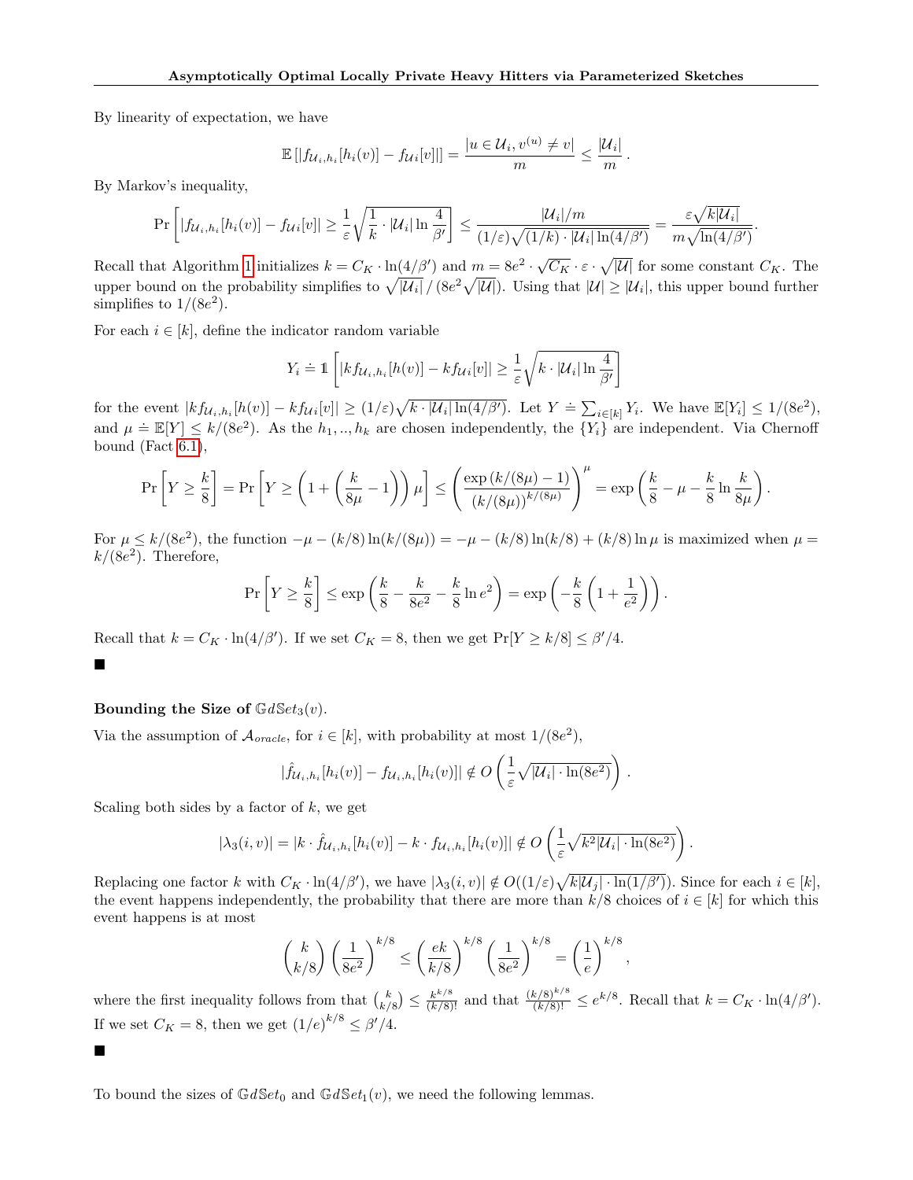By linearity of expectation, we have

$$\mathbb{E}\left[|f_{\mathcal{U}_i,h_i}[h_i(v)] - f_{\mathcal{U}_i}[v]|\right] = \frac{|u \in \mathcal{U}_i, v^{(u)} \neq v|}{m} \leq \frac{|\mathcal{U}_i|}{m}.$$

By Markov's inequality,

$$\Pr\left[|f_{\mathcal{U}_i,h_i}[h_i(v)] - f_{\mathcal{U}_i}[v]| \geq \frac{1}{\varepsilon}\sqrt{\frac{1}{k}\cdot|\mathcal{U}_i|\ln\frac{4}{\beta'}}\right] \leq \frac{|\mathcal{U}_i|/m}{(1/\varepsilon)\sqrt{(1/k)\cdot|\mathcal{U}_i|\ln(4/\beta')}} = \frac{\varepsilon\sqrt{k|\mathcal{U}_i|}}{m\sqrt{\ln(4/\beta')}}.$$

Recall that Algorithm 1 initializes $k = C_K \cdot \ln(4/\beta')$ and $m = 8e^2 \cdot \sqrt{C_K} \cdot \varepsilon \cdot \sqrt{|\mathcal{U}|}$ for some constant $C_K$. The upper bound on the probability simplifies to $\sqrt{|\mathcal{U}_i|} / (8e^2\sqrt{|\mathcal{U}|})$. Using that $|\mathcal{U}| \geq |\mathcal{U}_i|$, this upper bound further simplifies to $1/(8e^2)$.

For each $i \in [k]$, define the indicator random variable

$$Y_i \doteq \mathbb{1}\left[|kf_{\mathcal{U}_i,h_i}[h(v)] - kf_{\mathcal{U}_i}[v]| \geq \frac{1}{\varepsilon}\sqrt{k\cdot|\mathcal{U}_i|\ln\frac{4}{\beta'}}\right]$$

for the event $|kf_{\mathcal{U}_i,h_i}[h(v)] - kf_{\mathcal{U}_i}[v]| \geq (1/\varepsilon)\sqrt{k\cdot|\mathcal{U}_i|\ln(4/\beta')}$. Let $Y \doteq \sum_{i\in[k]} Y_i$. We have $\mathbb{E}[Y_i] \leq 1/(8e^2)$, and $\mu \doteq \mathbb{E}[Y] \leq k/(8e^2)$. As the $h_1, .., h_k$ are chosen independently, the $\{Y_i\}$ are independent. Via Chernoff bound (Fact 6.1),

$$\Pr\left[Y \geq \frac{k}{8}\right] = \Pr\left[Y \geq \left(1 + \left(\frac{k}{8\mu} - 1\right)\right)\mu\right] \leq \left(\frac{\exp\left(k/(8\mu) - 1\right)}{(k/(8\mu))^{k/(8\mu)}}\right)^{\mu} = \exp\left(\frac{k}{8} - \mu - \frac{k}{8}\ln\frac{k}{8\mu}\right).$$

For $\mu \leq k/(8e^2)$, the function $-\mu - (k/8)\ln(k/(8\mu)) = -\mu - (k/8)\ln(k/8) + (k/8)\ln\mu$ is maximized when $\mu = k/(8e^2)$. Therefore,

$$\Pr\left[Y \geq \frac{k}{8}\right] \leq \exp\left(\frac{k}{8} - \frac{k}{8e^2} - \frac{k}{8}\ln e^2\right) = \exp\left(-\frac{k}{8}\left(1 + \frac{1}{e^2}\right)\right).$$

Recall that $k = C_K \cdot \ln(4/\beta')$. If we set $C_K = 8$, then we get $\Pr[Y \geq k/8] \leq \beta'/4$.

■

**Bounding the Size of $\mathbb{G}d\mathbb{S}et_3(v)$.**

Via the assumption of $\mathcal{A}_{oracle}$, for $i \in [k]$, with probability at most $1/(8e^2)$,

$$|\hat{f}_{\mathcal{U}_i,h_i}[h_i(v)] - f_{\mathcal{U}_i,h_i}[h_i(v)]| \notin O\left(\frac{1}{\varepsilon}\sqrt{|\mathcal{U}_i|\cdot\ln(8e^2)}\right).$$

Scaling both sides by a factor of $k$, we get

$$|\lambda_3(i,v)| = |k\cdot\hat{f}_{\mathcal{U}_i,h_i}[h_i(v)] - k\cdot f_{\mathcal{U}_i,h_i}[h_i(v)]| \notin O\left(\frac{1}{\varepsilon}\sqrt{k^2|\mathcal{U}_i|\cdot\ln(8e^2)}\right).$$

Replacing one factor $k$ with $C_K\cdot\ln(4/\beta')$, we have $|\lambda_3(i,v)| \notin O((1/\varepsilon)\sqrt{k|\mathcal{U}_j|\cdot\ln(1/\beta')})$. Since for each $i \in [k]$, the event happens independently, the probability that there are more than $k/8$ choices of $i \in [k]$ for which this event happens is at most

$$\binom{k}{k/8}\left(\frac{1}{8e^2}\right)^{k/8} \leq \left(\frac{ek}{k/8}\right)^{k/8}\left(\frac{1}{8e^2}\right)^{k/8} = \left(\frac{1}{e}\right)^{k/8},$$

where the first inequality follows from that $\binom{k}{k/8} \leq \frac{k^{k/8}}{(k/8)!}$ and that $\frac{(k/8)^{k/8}}{(k/8)!} \leq e^{k/8}$. Recall that $k = C_K\cdot\ln(4/\beta')$. If we set $C_K = 8$, then we get $(1/e)^{k/8} \leq \beta'/4$.

■

To bound the sizes of $\mathbb{G}d\mathbb{S}et_0$ and $\mathbb{G}d\mathbb{S}et_1(v)$, we need the following lemmas.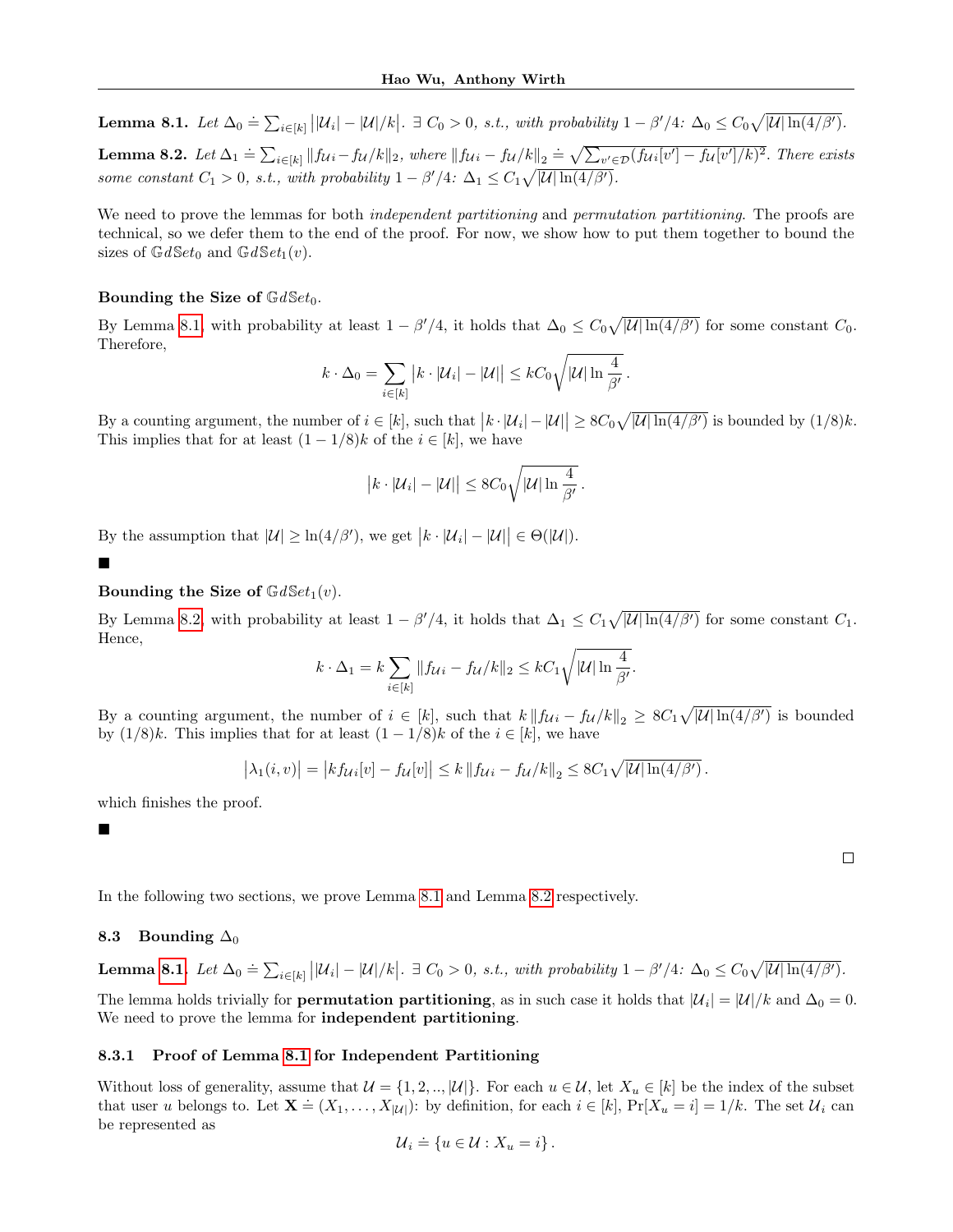**Lemma 8.1.** *Let $\Delta_0 \doteq \sum_{i\in[k]} \left||\mathcal{U}_i| - |\mathcal{U}|/k\right|$. $\exists\, C_0 > 0$, s.t., with probability $1-\beta'/4$: $\Delta_0 \le C_0\sqrt{|\mathcal{U}|\ln(4/\beta')}$.*

**Lemma 8.2.** *Let $\Delta_1 \doteq \sum_{i\in[k]} \|f_{\mathcal{U}i} - f_{\mathcal{U}}/k\|_2$, where $\|f_{\mathcal{U}i} - f_{\mathcal{U}}/k\|_2 \doteq \sqrt{\sum_{v'\in\mathcal{D}}(f_{\mathcal{U}i}[v'] - f_{\mathcal{U}}[v']/k)^2}$. There exists some constant $C_1 > 0$, s.t., with probability $1-\beta'/4$: $\Delta_1 \le C_1\sqrt{|\mathcal{U}|\ln(4/\beta')}$.*

We need to prove the lemmas for both *independent partitioning* and *permutation partitioning*. The proofs are technical, so we defer them to the end of the proof. For now, we show how to put them together to bound the sizes of $\mathbb{G}d\mathbb{S}et_0$ and $\mathbb{G}d\mathbb{S}et_1(v)$.

**Bounding the Size of $\mathbb{G}d\mathbb{S}et_0$.**

By Lemma 8.1, with probability at least $1-\beta'/4$, it holds that $\Delta_0 \le C_0\sqrt{|\mathcal{U}|\ln(4/\beta')}$ for some constant $C_0$. Therefore,

$$k\cdot\Delta_0 = \sum_{i\in[k]}\left|k\cdot|\mathcal{U}_i| - |\mathcal{U}|\right| \le kC_0\sqrt{|\mathcal{U}|\ln\frac{4}{\beta'}}\,.$$

By a counting argument, the number of $i\in[k]$, such that $\left|k\cdot|\mathcal{U}_i| - |\mathcal{U}|\right| \ge 8C_0\sqrt{|\mathcal{U}|\ln(4/\beta')}$ is bounded by $(1/8)k$. This implies that for at least $(1-1/8)k$ of the $i\in[k]$, we have

$$\left|k\cdot|\mathcal{U}_i| - |\mathcal{U}|\right| \le 8C_0\sqrt{|\mathcal{U}|\ln\frac{4}{\beta'}}\,.$$

By the assumption that $|\mathcal{U}| \ge \ln(4/\beta')$, we get $\left|k\cdot|\mathcal{U}_i| - |\mathcal{U}|\right| \in \Theta(|\mathcal{U}|)$.

■

**Bounding the Size of $\mathbb{G}d\mathbb{S}et_1(v)$.**

By Lemma 8.2, with probability at least $1-\beta'/4$, it holds that $\Delta_1 \le C_1\sqrt{|\mathcal{U}|\ln(4/\beta')}$ for some constant $C_1$. Hence,

$$k\cdot\Delta_1 = k\sum_{i\in[k]}\|f_{\mathcal{U}i} - f_{\mathcal{U}}/k\|_2 \le kC_1\sqrt{|\mathcal{U}|\ln\frac{4}{\beta'}}.$$

By a counting argument, the number of $i\in[k]$, such that $k\,\|f_{\mathcal{U}i} - f_{\mathcal{U}}/k\|_2 \ge 8C_1\sqrt{|\mathcal{U}|\ln(4/\beta')}$ is bounded by $(1/8)k$. This implies that for at least $(1-1/8)k$ of the $i\in[k]$, we have

$$\left|\lambda_1(i,v)\right| = \left|kf_{\mathcal{U}i}[v] - f_{\mathcal{U}}[v]\right| \le k\,\|f_{\mathcal{U}i} - f_{\mathcal{U}}/k\|_2 \le 8C_1\sqrt{|\mathcal{U}|\ln(4/\beta')}\,.$$

which finishes the proof.

■

□

In the following two sections, we prove Lemma 8.1 and Lemma 8.2 respectively.

### 8.3 Bounding $\Delta_0$

**Lemma 8.1.** *Let $\Delta_0 \doteq \sum_{i\in[k]} \left||\mathcal{U}_i| - |\mathcal{U}|/k\right|$. $\exists\, C_0 > 0$, s.t., with probability $1-\beta'/4$: $\Delta_0 \le C_0\sqrt{|\mathcal{U}|\ln(4/\beta')}$.*

The lemma holds trivially for **permutation partitioning**, as in such case it holds that $|\mathcal{U}_i| = |\mathcal{U}|/k$ and $\Delta_0 = 0$. We need to prove the lemma for **independent partitioning**.

#### 8.3.1 Proof of Lemma 8.1 for Independent Partitioning

Without loss of generality, assume that $\mathcal{U} = \{1, 2, .., |\mathcal{U}|\}$. For each $u\in\mathcal{U}$, let $X_u \in [k]$ be the index of the subset that user $u$ belongs to. Let $\mathbf{X} \doteq (X_1, \ldots, X_{|\mathcal{U}|})$: by definition, for each $i\in[k]$, $\Pr[X_u = i] = 1/k$. The set $\mathcal{U}_i$ can be represented as

$$\mathcal{U}_i \doteq \{u\in\mathcal{U} : X_u = i\}\,.$$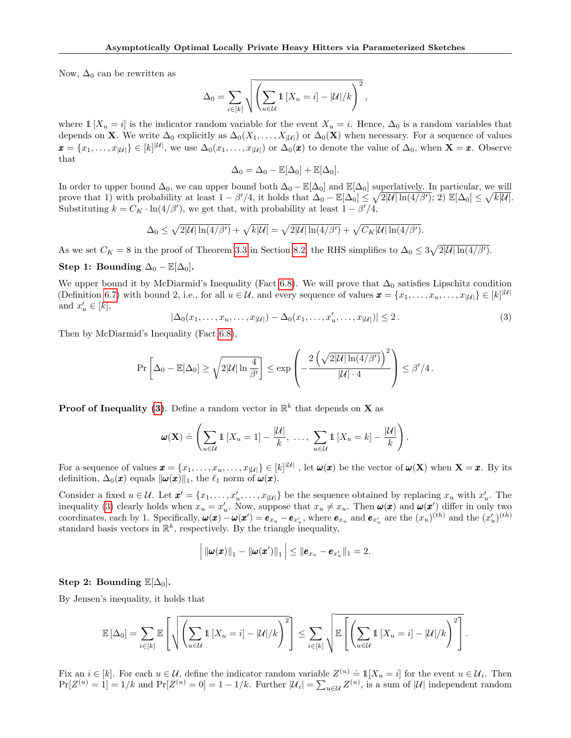Now, $\Delta_0$ can be rewritten as

$$\Delta_0 = \sum_{i \in [k]} \sqrt{\left( \sum_{u \in \mathcal{U}} \mathbb{1}\left[X_u = i\right] - |\mathcal{U}|/k \right)^2},$$

where $\mathbb{1}\left[X_u = i\right]$ is the indicator random variable for the event $X_u = i$. Hence, $\Delta_0$ is a random variables that depends on $\mathbf{X}$. We write $\Delta_0$ explicitly as $\Delta_0(X_1, \ldots, X_{|\mathcal{U}|})$ or $\Delta_0(\mathbf{X})$ when necessary. For a sequence of values $\boldsymbol{x} = \{x_1, \ldots, x_{|\mathcal{U}|}\} \in [k]^{|\mathcal{U}|}$, we use $\Delta_0(x_1, \ldots, x_{|\mathcal{U}|})$ or $\Delta_0(\boldsymbol{x})$ to denote the value of $\Delta_0$, when $\mathbf{X} = \boldsymbol{x}$. Observe that

$$\Delta_0 = \Delta_0 - \mathbb{E}[\Delta_0] + \mathbb{E}[\Delta_0].$$

In order to upper bound $\Delta_0$, we can upper bound both $\Delta_0 - \mathbb{E}[\Delta_0]$ and $\mathbb{E}[\Delta_0]$ superlatively. In particular, we will prove that 1) with probability at least $1 - \beta'/4$, it holds that $\Delta_0 - \mathbb{E}[\Delta_0] \le \sqrt{2|\mathcal{U}| \ln(4/\beta')}$; 2) $\mathbb{E}[\Delta_0] \le \sqrt{k|\mathcal{U}|}$. Substituting $k = C_K \cdot \ln(4/\beta')$, we get that, with probability at least $1 - \beta'/4$,

$$\Delta_0 \le \sqrt{2|\mathcal{U}| \ln(4/\beta')} + \sqrt{k|\mathcal{U}|} = \sqrt{2|\mathcal{U}| \ln(4/\beta')} + \sqrt{C_K|\mathcal{U}| \ln(4/\beta')}.$$

As we set $C_K = 8$ in the proof of Theorem 3.3 in Section 8.2, the RHS simplifies to $\Delta_0 \le 3\sqrt{2|\mathcal{U}| \ln(4/\beta')}$.

**Step 1: Bounding $\Delta_0 - \mathbb{E}[\Delta_0]$.**

We upper bound it by McDiarmid's Inequality (Fact 6.8). We will prove that $\Delta_0$ satisfies Lipschitz condition (Definition 6.7) with bound 2, i.e., for all $u \in \mathcal{U}$, and every sequence of values $\boldsymbol{x} = \{x_1, \ldots, x_u, \ldots, x_{|\mathcal{U}|}\} \in [k]^{|\mathcal{U}|}$ and $x'_u \in [k]$,

$$|\Delta_0(x_1, \ldots, x_u, \ldots, x_{|\mathcal{U}|}) - \Delta_0(x_1, \ldots, x'_u, \ldots, x_{|\mathcal{U}|})| \le 2\,. \tag{3}$$

Then by McDiarmid's Inequality (Fact 6.8),

$$\Pr\left[\Delta_0 - \mathbb{E}[\Delta_0] \ge \sqrt{2|\mathcal{U}| \ln \frac{4}{\beta'}}\right] \le \exp\left( - \frac{2\left(\sqrt{2|\mathcal{U}| \ln(4/\beta')}\right)^2}{|\mathcal{U}| \cdot 4} \right) \le \beta'/4\,.$$

**Proof of Inequality (3).** Define a random vector in $\mathbb{R}^k$ that depends on $\mathbf{X}$ as

$$\boldsymbol{\omega}(\mathbf{X}) \doteq \left( \sum_{u \in \mathcal{U}} \mathbb{1}\left[X_u = 1\right] - \frac{|\mathcal{U}|}{k}, \; \ldots, \; \sum_{u \in \mathcal{U}} \mathbb{1}\left[X_u = k\right] - \frac{|\mathcal{U}|}{k} \right).$$

For a sequence of values $\boldsymbol{x} = \{x_1, \ldots, x_u, \ldots, x_{|\mathcal{U}|}\} \in [k]^{|\mathcal{U}|}$ , let $\boldsymbol{\omega}(\boldsymbol{x})$ be the vector of $\boldsymbol{\omega}(\mathbf{X})$ when $\mathbf{X} = \boldsymbol{x}$. By its definition, $\Delta_0(\boldsymbol{x})$ equals $\|\boldsymbol{\omega}(\boldsymbol{x})\|_1$, the $\ell_1$ norm of $\boldsymbol{\omega}(\boldsymbol{x})$.

Consider a fixed $u \in \mathcal{U}$. Let $\boldsymbol{x}' = \{x_1, \ldots, x'_u, \ldots, x_{|\mathcal{U}|}\}$ be the sequence obtained by replacing $x_u$ with $x'_u$. The inequality (3) clearly holds when $x_u = x'_u$. Now, suppose that $x_u \neq x_u$. Then $\boldsymbol{\omega}(\boldsymbol{x})$ and $\boldsymbol{\omega}(\boldsymbol{x}')$ differ in only two coordinates, each by 1. Specifically, $\boldsymbol{\omega}(\boldsymbol{x}) - \boldsymbol{\omega}(\boldsymbol{x}') = \boldsymbol{e}_{x_u} - \boldsymbol{e}_{x'_u}$, where $\boldsymbol{e}_{x_u}$ and $\boldsymbol{e}_{x'_u}$ are the $(x_u)^{(th)}$ and the $(x'_u)^{(th)}$ standard basis vectors in $\mathbb{R}^k$, respectively. By the triangle inequality,

$$\left| \|\boldsymbol{\omega}(\boldsymbol{x})\|_1 - \|\boldsymbol{\omega}(\boldsymbol{x}')\|_1 \right| \le \|\boldsymbol{e}_{x_u} - \boldsymbol{e}_{x'_u}\|_1 = 2.$$

**Step 2: Bounding $\mathbb{E}[\Delta_0]$.**

By Jensen's inequality, it holds that

$$\mathbb{E}\left[\Delta_0\right] = \sum_{i \in [k]} \mathbb{E}\left[ \sqrt{\left( \sum_{u \in \mathcal{U}} \mathbb{1}\left[X_u = i\right] - |\mathcal{U}|/k \right)^2} \right] \le \sum_{i \in [k]} \sqrt{\mathbb{E}\left[ \left( \sum_{u \in \mathcal{U}} \mathbb{1}\left[X_u = i\right] - |\mathcal{U}|/k \right)^2 \right]}.$$

Fix an $i \in [k]$. For each $u \in \mathcal{U}$, define the indicator random variable $Z^{(u)} \doteq \mathbb{1}[X_u = i]$ for the event $u \in \mathcal{U}_i$. Then $\Pr[Z^{(u)} = 1] = 1/k$ and $\Pr[Z^{(u)} = 0] = 1 - 1/k$. Further $|\mathcal{U}_i| = \sum_{u \in \mathcal{U}} Z^{(u)}$, is a sum of $|\mathcal{U}|$ independent random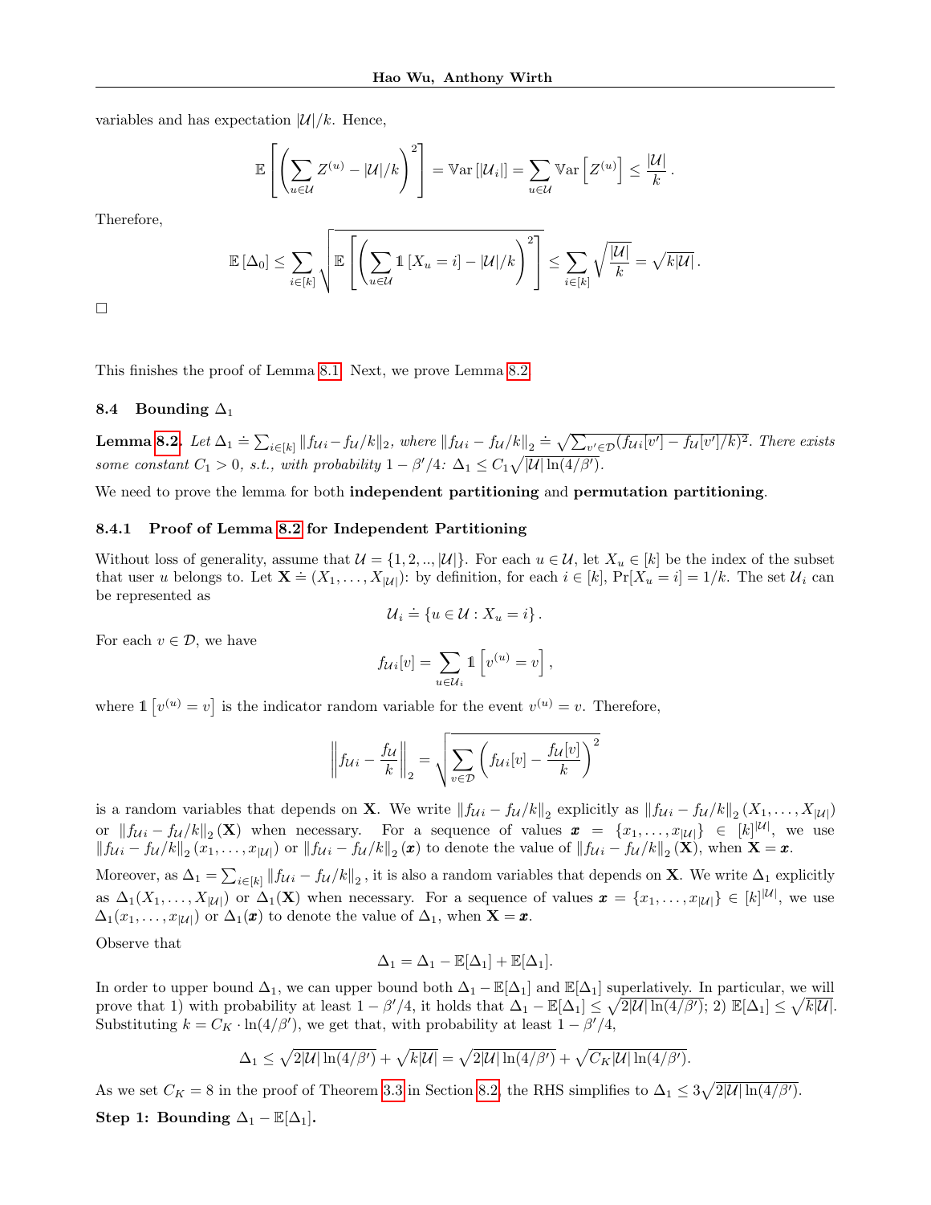variables and has expectation $|\mathcal{U}|/k$. Hence,

$$\mathbb{E}\left[\left(\sum_{u\in\mathcal{U}} Z^{(u)} - |\mathcal{U}|/k\right)^2\right] = \mathbb{V}\mathrm{ar}\left[|\mathcal{U}_i|\right] = \sum_{u\in\mathcal{U}} \mathbb{V}\mathrm{ar}\left[Z^{(u)}\right] \le \frac{|\mathcal{U}|}{k}.$$

Therefore,

$$\mathbb{E}\left[\Delta_0\right] \le \sum_{i\in[k]} \sqrt{\mathbb{E}\left[\left(\sum_{u\in\mathcal{U}} \mathbb{1}\left[X_u = i\right] - |\mathcal{U}|/k\right)^2\right]} \le \sum_{i\in[k]} \sqrt{\frac{|\mathcal{U}|}{k}} = \sqrt{k|\mathcal{U}|}.$$

□

This finishes the proof of Lemma 8.1. Next, we prove Lemma 8.2.

### 8.4 Bounding $\Delta_1$

**Lemma 8.2.** *Let $\Delta_1 \doteq \sum_{i\in[k]} \|f_{\mathcal{U}i} - f_{\mathcal{U}}/k\|_2$, where $\|f_{\mathcal{U}i} - f_{\mathcal{U}}/k\|_2 \doteq \sqrt{\sum_{v'\in\mathcal{D}} (f_{\mathcal{U}i}[v'] - f_{\mathcal{U}}[v']/k)^2}$. There exists some constant $C_1 > 0$, s.t., with probability $1 - \beta'/4$: $\Delta_1 \le C_1\sqrt{|\mathcal{U}|\ln(4/\beta')}$.*

We need to prove the lemma for both **independent partitioning** and **permutation partitioning**.

#### 8.4.1 Proof of Lemma 8.2 for Independent Partitioning

Without loss of generality, assume that $\mathcal{U} = \{1, 2, .., |\mathcal{U}|\}$. For each $u \in \mathcal{U}$, let $X_u \in [k]$ be the index of the subset that user $u$ belongs to. Let $\mathbf{X} \doteq (X_1, \ldots, X_{|\mathcal{U}|})$: by definition, for each $i \in [k]$, $\Pr[X_u = i] = 1/k$. The set $\mathcal{U}_i$ can be represented as

$$\mathcal{U}_i \doteq \{u \in \mathcal{U} : X_u = i\}.$$

For each $v \in \mathcal{D}$, we have

$$f_{\mathcal{U}i}[v] = \sum_{u\in\mathcal{U}_i} \mathbb{1}\left[v^{(u)} = v\right],$$

where $\mathbb{1}\left[v^{(u)} = v\right]$ is the indicator random variable for the event $v^{(u)} = v$. Therefore,

$$\left\|f_{\mathcal{U}i} - \frac{f_{\mathcal{U}}}{k}\right\|_2 = \sqrt{\sum_{v\in\mathcal{D}} \left(f_{\mathcal{U}i}[v] - \frac{f_{\mathcal{U}}[v]}{k}\right)^2}$$

is a random variables that depends on $\mathbf{X}$. We write $\|f_{\mathcal{U}i} - f_{\mathcal{U}}/k\|_2$ explicitly as $\|f_{\mathcal{U}i} - f_{\mathcal{U}}/k\|_2 (X_1, \ldots, X_{|\mathcal{U}|})$ or $\|f_{\mathcal{U}i} - f_{\mathcal{U}}/k\|_2 (\mathbf{X})$ when necessary. For a sequence of values $\boldsymbol{x} = \{x_1, \ldots, x_{|\mathcal{U}|}\} \in [k]^{|\mathcal{U}|}$, we use $\|f_{\mathcal{U}i} - f_{\mathcal{U}}/k\|_2 (x_1, \ldots, x_{|\mathcal{U}|})$ or $\|f_{\mathcal{U}i} - f_{\mathcal{U}}/k\|_2 (\boldsymbol{x})$ to denote the value of $\|f_{\mathcal{U}i} - f_{\mathcal{U}}/k\|_2 (\mathbf{X})$, when $\mathbf{X} = \boldsymbol{x}$.

Moreover, as $\Delta_1 = \sum_{i\in[k]} \|f_{\mathcal{U}i} - f_{\mathcal{U}}/k\|_2$, it is also a random variables that depends on $\mathbf{X}$. We write $\Delta_1$ explicitly as $\Delta_1(X_1, \ldots, X_{|\mathcal{U}|})$ or $\Delta_1(\mathbf{X})$ when necessary. For a sequence of values $\boldsymbol{x} = \{x_1, \ldots, x_{|\mathcal{U}|}\} \in [k]^{|\mathcal{U}|}$, we use $\Delta_1(x_1, \ldots, x_{|\mathcal{U}|})$ or $\Delta_1(\boldsymbol{x})$ to denote the value of $\Delta_1$, when $\mathbf{X} = \boldsymbol{x}$.

Observe that

$$\Delta_1 = \Delta_1 - \mathbb{E}[\Delta_1] + \mathbb{E}[\Delta_1].$$

In order to upper bound $\Delta_1$, we can upper bound both $\Delta_1 - \mathbb{E}[\Delta_1]$ and $\mathbb{E}[\Delta_1]$ superlatively. In particular, we will prove that 1) with probability at least $1 - \beta'/4$, it holds that $\Delta_1 - \mathbb{E}[\Delta_1] \le \sqrt{2|\mathcal{U}|\ln(4/\beta')}$; 2) $\mathbb{E}[\Delta_1] \le \sqrt{k|\mathcal{U}|}$. Substituting $k = C_K \cdot \ln(4/\beta')$, we get that, with probability at least $1 - \beta'/4$,

$$\Delta_1 \le \sqrt{2|\mathcal{U}|\ln(4/\beta')} + \sqrt{k|\mathcal{U}|} = \sqrt{2|\mathcal{U}|\ln(4/\beta')} + \sqrt{C_K|\mathcal{U}|\ln(4/\beta')}.$$

As we set $C_K = 8$ in the proof of Theorem 3.3 in Section 8.2, the RHS simplifies to $\Delta_1 \le 3\sqrt{2|\mathcal{U}|\ln(4/\beta')}$.

**Step 1: Bounding $\Delta_1 - \mathbb{E}[\Delta_1]$.**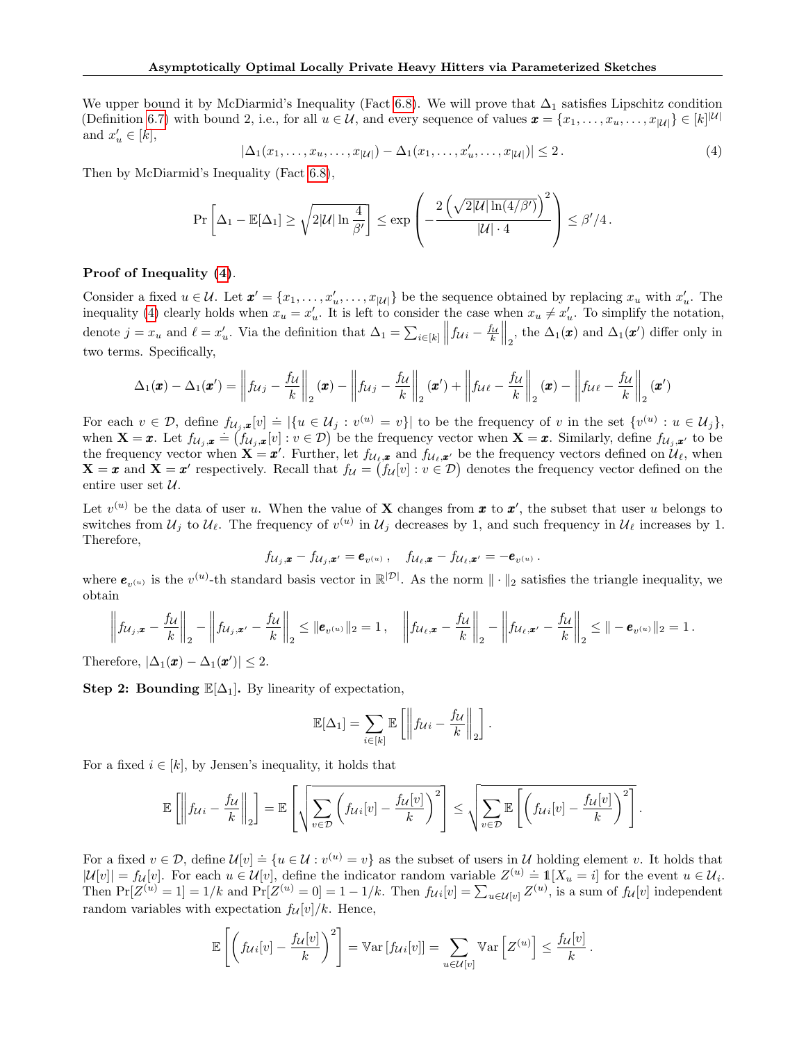We upper bound it by McDiarmid's Inequality (Fact 6.8). We will prove that $\Delta_1$ satisfies Lipschitz condition (Definition 6.7) with bound 2, i.e., for all $u \in \mathcal{U}$, and every sequence of values $\boldsymbol{x} = \{x_1, \ldots, x_u, \ldots, x_{|\mathcal{U}|}\} \in [k]^{|\mathcal{U}|}$ and $x'_u \in [k]$,

$$|\Delta_1(x_1, \ldots, x_u, \ldots, x_{|\mathcal{U}|}) - \Delta_1(x_1, \ldots, x'_u, \ldots, x_{|\mathcal{U}|})| \leq 2\,. \tag{4}$$

Then by McDiarmid's Inequality (Fact 6.8),

$$\Pr\left[\Delta_1 - \mathbb{E}[\Delta_1] \geq \sqrt{2|\mathcal{U}| \ln \frac{4}{\beta'}}\right] \leq \exp\left(-\frac{2\left(\sqrt{2|\mathcal{U}|\ln(4/\beta')}\right)^2}{|\mathcal{U}| \cdot 4}\right) \leq \beta'/4\,.$$

**Proof of Inequality (4).**

Consider a fixed $u \in \mathcal{U}$. Let $\boldsymbol{x}' = \{x_1, \ldots, x'_u, \ldots, x_{|\mathcal{U}|}\}$ be the sequence obtained by replacing $x_u$ with $x'_u$. The inequality (4) clearly holds when $x_u = x'_u$. It is left to consider the case when $x_u \neq x'_u$. To simplify the notation, denote $j = x_u$ and $\ell = x'_u$. Via the definition that $\Delta_1 = \sum_{i \in [k]} \left\| f_{\mathcal{U}i} - \frac{f_{\mathcal{U}}}{k} \right\|_2$, the $\Delta_1(\boldsymbol{x})$ and $\Delta_1(\boldsymbol{x}')$ differ only in two terms. Specifically,

$$\Delta_1(\boldsymbol{x}) - \Delta_1(\boldsymbol{x}') = \left\| f_{\mathcal{U}j} - \frac{f_{\mathcal{U}}}{k} \right\|_2 (\boldsymbol{x}) - \left\| f_{\mathcal{U}j} - \frac{f_{\mathcal{U}}}{k} \right\|_2 (\boldsymbol{x}') + \left\| f_{\mathcal{U}\ell} - \frac{f_{\mathcal{U}}}{k} \right\|_2 (\boldsymbol{x}) - \left\| f_{\mathcal{U}\ell} - \frac{f_{\mathcal{U}}}{k} \right\|_2 (\boldsymbol{x}')$$

For each $v \in \mathcal{D}$, define $f_{\mathcal{U}_j, \boldsymbol{x}}[v] \doteq |\{u \in \mathcal{U}_j : v^{(u)} = v\}|$ to be the frequency of $v$ in the set $\{v^{(u)} : u \in \mathcal{U}_j\}$, when $\mathbf{X} = \boldsymbol{x}$. Let $f_{\mathcal{U}_j, \boldsymbol{x}} \doteq \left(f_{\mathcal{U}_j, \boldsymbol{x}}[v] : v \in \mathcal{D}\right)$ be the frequency vector when $\mathbf{X} = \boldsymbol{x}$. Similarly, define $f_{\mathcal{U}_j, \boldsymbol{x}'}$ to be the frequency vector when $\mathbf{X} = \boldsymbol{x}'$. Further, let $f_{\mathcal{U}_\ell, \boldsymbol{x}}$ and $f_{\mathcal{U}_\ell, \boldsymbol{x}'}$ be the frequency vectors defined on $\mathcal{U}_\ell$, when $\mathbf{X} = \boldsymbol{x}$ and $\mathbf{X} = \boldsymbol{x}'$ respectively. Recall that $f_{\mathcal{U}} = \left(f_{\mathcal{U}}[v] : v \in \mathcal{D}\right)$ denotes the frequency vector defined on the entire user set $\mathcal{U}$.

Let $v^{(u)}$ be the data of user $u$. When the value of $\mathbf{X}$ changes from $\boldsymbol{x}$ to $\boldsymbol{x}'$, the subset that user $u$ belongs to switches from $\mathcal{U}_j$ to $\mathcal{U}_\ell$. The frequency of $v^{(u)}$ in $\mathcal{U}_j$ decreases by 1, and such frequency in $\mathcal{U}_\ell$ increases by 1. Therefore,

$$f_{\mathcal{U}_j, \boldsymbol{x}} - f_{\mathcal{U}_j, \boldsymbol{x}'} = \boldsymbol{e}_{v^{(u)}}\,, \quad f_{\mathcal{U}_\ell, \boldsymbol{x}} - f_{\mathcal{U}_\ell, \boldsymbol{x}'} = -\boldsymbol{e}_{v^{(u)}}\,.$$

where $\boldsymbol{e}_{v^{(u)}}$ is the $v^{(u)}$-th standard basis vector in $\mathbb{R}^{|\mathcal{D}|}$. As the norm $\|\cdot\|_2$ satisfies the triangle inequality, we obtain

$$\left\| f_{\mathcal{U}_j, \boldsymbol{x}} - \frac{f_{\mathcal{U}}}{k} \right\|_2 - \left\| f_{\mathcal{U}_j, \boldsymbol{x}'} - \frac{f_{\mathcal{U}}}{k} \right\|_2 \leq \|\boldsymbol{e}_{v^{(u)}}\|_2 = 1\,, \quad \left\| f_{\mathcal{U}_\ell, \boldsymbol{x}} - \frac{f_{\mathcal{U}}}{k} \right\|_2 - \left\| f_{\mathcal{U}_\ell, \boldsymbol{x}'} - \frac{f_{\mathcal{U}}}{k} \right\|_2 \leq \|-\boldsymbol{e}_{v^{(u)}}\|_2 = 1\,.$$

Therefore, $|\Delta_1(\boldsymbol{x}) - \Delta_1(\boldsymbol{x}')| \leq 2$.

**Step 2: Bounding $\mathbb{E}[\Delta_1]$.** By linearity of expectation,

$$\mathbb{E}[\Delta_1] = \sum_{i \in [k]} \mathbb{E}\left[\left\| f_{\mathcal{U}i} - \frac{f_{\mathcal{U}}}{k} \right\|_2\right].$$

For a fixed $i \in [k]$, by Jensen's inequality, it holds that

$$\mathbb{E}\left[\left\| f_{\mathcal{U}i} - \frac{f_{\mathcal{U}}}{k} \right\|_2\right] = \mathbb{E}\left[\sqrt{\sum_{v \in \mathcal{D}} \left(f_{\mathcal{U}i}[v] - \frac{f_{\mathcal{U}}[v]}{k}\right)^2}\right] \leq \sqrt{\sum_{v \in \mathcal{D}} \mathbb{E}\left[\left(f_{\mathcal{U}i}[v] - \frac{f_{\mathcal{U}}[v]}{k}\right)^2\right]}.$$

For a fixed $v \in \mathcal{D}$, define $\mathcal{U}[v] \doteq \{u \in \mathcal{U} : v^{(u)} = v\}$ as the subset of users in $\mathcal{U}$ holding element $v$. It holds that $|\mathcal{U}[v]| = f_{\mathcal{U}}[v]$. For each $u \in \mathcal{U}[v]$, define the indicator random variable $Z^{(u)} \doteq \mathbb{1}[X_u = i]$ for the event $u \in \mathcal{U}_i$. Then $\Pr[Z^{(u)} = 1] = 1/k$ and $\Pr[Z^{(u)} = 0] = 1 - 1/k$. Then $f_{\mathcal{U}i}[v] = \sum_{u \in \mathcal{U}[v]} Z^{(u)}$, is a sum of $f_{\mathcal{U}}[v]$ independent random variables with expectation $f_{\mathcal{U}}[v]/k$. Hence,

$$\mathbb{E}\left[\left(f_{\mathcal{U}i}[v] - \frac{f_{\mathcal{U}}[v]}{k}\right)^2\right] = \mathbb{V}\text{ar}\left[f_{\mathcal{U}i}[v]\right] = \sum_{u \in \mathcal{U}[v]} \mathbb{V}\text{ar}\left[Z^{(u)}\right] \leq \frac{f_{\mathcal{U}}[v]}{k}\,.$$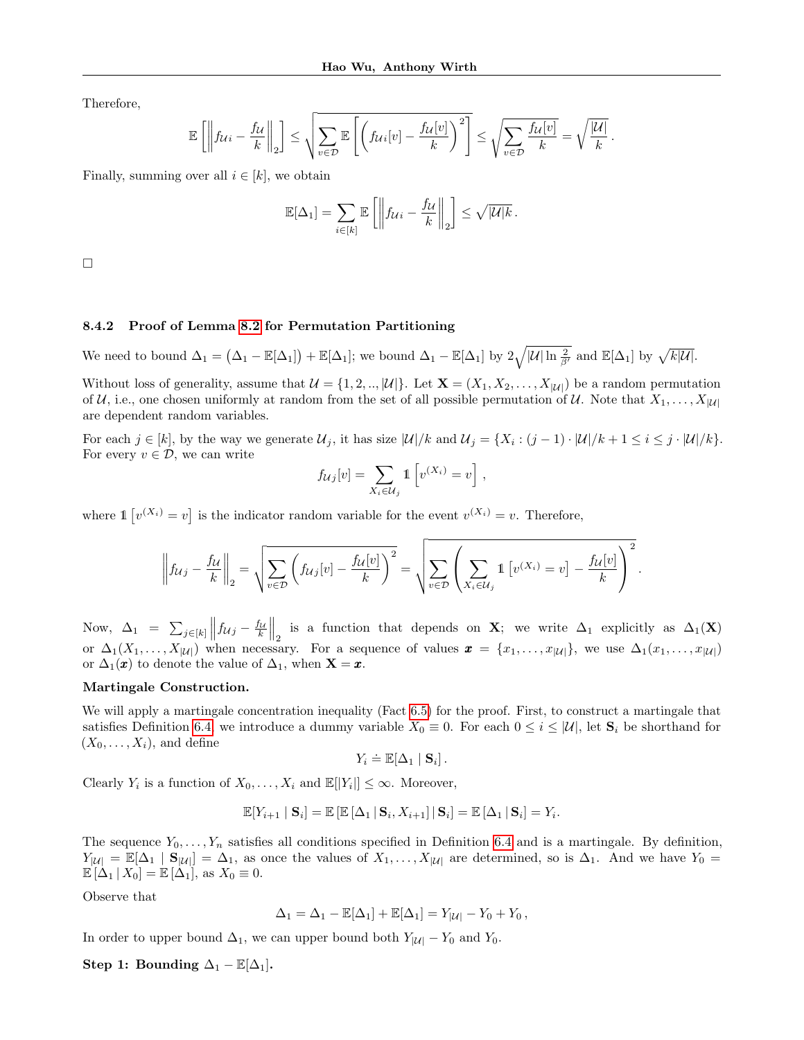Therefore,

$$\mathbb{E}\left[\left\|f_{\mathcal{U}i} - \frac{f_{\mathcal{U}}}{k}\right\|_2\right] \le \sqrt{\sum_{v \in \mathcal{D}} \mathbb{E}\left[\left(f_{\mathcal{U}i}[v] - \frac{f_{\mathcal{U}}[v]}{k}\right)^2\right]} \le \sqrt{\sum_{v \in \mathcal{D}} \frac{f_{\mathcal{U}}[v]}{k}} = \sqrt{\frac{|\mathcal{U}|}{k}}\,.$$

Finally, summing over all $i \in [k]$, we obtain

$$\mathbb{E}[\Delta_1] = \sum_{i \in [k]} \mathbb{E}\left[\left\|f_{\mathcal{U}i} - \frac{f_{\mathcal{U}}}{k}\right\|_2\right] \le \sqrt{|\mathcal{U}|k}\,.$$

□

#### 8.4.2 Proof of Lemma 8.2 for Permutation Partitioning

We need to bound $\Delta_1 = \left(\Delta_1 - \mathbb{E}[\Delta_1]\right) + \mathbb{E}[\Delta_1]$; we bound $\Delta_1 - \mathbb{E}[\Delta_1]$ by $2\sqrt{|\mathcal{U}| \ln \frac{2}{\beta'}}$ and $\mathbb{E}[\Delta_1]$ by $\sqrt{k|\mathcal{U}|}$.

Without loss of generality, assume that $\mathcal{U} = \{1, 2, .., |\mathcal{U}|\}$. Let $\mathbf{X} = (X_1, X_2, \dots, X_{|\mathcal{U}|})$ be a random permutation of $\mathcal{U}$, i.e., one chosen uniformly at random from the set of all possible permutation of $\mathcal{U}$. Note that $X_1, \dots, X_{|\mathcal{U}|}$ are dependent random variables.

For each $j \in [k]$, by the way we generate $\mathcal{U}_j$, it has size $|\mathcal{U}|/k$ and $\mathcal{U}_j = \{X_i : (j-1) \cdot |\mathcal{U}|/k + 1 \le i \le j \cdot |\mathcal{U}|/k\}$. For every $v \in \mathcal{D}$, we can write

$$f_{\mathcal{U}j}[v] = \sum_{X_i \in \mathcal{U}_j} \mathbb{1}\left[v^{(X_i)} = v\right],$$

where $\mathbb{1}\left[v^{(X_i)} = v\right]$ is the indicator random variable for the event $v^{(X_i)} = v$. Therefore,

$$\left\|f_{\mathcal{U}j} - \frac{f_{\mathcal{U}}}{k}\right\|_2 = \sqrt{\sum_{v \in \mathcal{D}} \left(f_{\mathcal{U}j}[v] - \frac{f_{\mathcal{U}}[v]}{k}\right)^2} = \sqrt{\sum_{v \in \mathcal{D}} \left(\sum_{X_i \in \mathcal{U}_j} \mathbb{1}\left[v^{(X_i)} = v\right] - \frac{f_{\mathcal{U}}[v]}{k}\right)^2}\,.$$

Now, $\Delta_1 = \sum_{j \in [k]} \left\|f_{\mathcal{U}j} - \frac{f_{\mathcal{U}}}{k}\right\|_2$ is a function that depends on $\mathbf{X}$; we write $\Delta_1$ explicitly as $\Delta_1(\mathbf{X})$ or $\Delta_1(X_1, \dots, X_{|\mathcal{U}|})$ when necessary. For a sequence of values $\boldsymbol{x} = \{x_1, \dots, x_{|\mathcal{U}|}\}$, we use $\Delta_1(x_1, \dots, x_{|\mathcal{U}|})$ or $\Delta_1(\boldsymbol{x})$ to denote the value of $\Delta_1$, when $\mathbf{X} = \boldsymbol{x}$.

**Martingale Construction.**

We will apply a martingale concentration inequality (Fact 6.5) for the proof. First, to construct a martingale that satisfies Definition 6.4, we introduce a dummy variable $X_0 \equiv 0$. For each $0 \le i \le |\mathcal{U}|$, let $\mathbf{S}_i$ be shorthand for $(X_0, \dots, X_i)$, and define

$$Y_i \doteq \mathbb{E}[\Delta_1 \mid \mathbf{S}_i]\,.$$

Clearly $Y_i$ is a function of $X_0, \dots, X_i$ and $\mathbb{E}[|Y_i|] \le \infty$. Moreover,

$$\mathbb{E}[Y_{i+1} \mid \mathbf{S}_i] = \mathbb{E}\left[\mathbb{E}\left[\Delta_1 \mid \mathbf{S}_i, X_{i+1}\right] \mid \mathbf{S}_i\right] = \mathbb{E}\left[\Delta_1 \mid \mathbf{S}_i\right] = Y_i.$$

The sequence $Y_0, \dots, Y_n$ satisfies all conditions specified in Definition 6.4 and is a martingale. By definition, $Y_{|\mathcal{U}|} = \mathbb{E}[\Delta_1 \mid \mathbf{S}_{|\mathcal{U}|}] = \Delta_1$, as once the values of $X_1, \dots, X_{|\mathcal{U}|}$ are determined, so is $\Delta_1$. And we have $Y_0 = \mathbb{E}\left[\Delta_1 \mid X_0\right] = \mathbb{E}\left[\Delta_1\right]$, as $X_0 \equiv 0$.

Observe that

$$\Delta_1 = \Delta_1 - \mathbb{E}[\Delta_1] + \mathbb{E}[\Delta_1] = Y_{|\mathcal{U}|} - Y_0 + Y_0\,,$$

In order to upper bound $\Delta_1$, we can upper bound both $Y_{|\mathcal{U}|} - Y_0$ and $Y_0$.

**Step 1: Bounding $\Delta_1 - \mathbb{E}[\Delta_1]$.**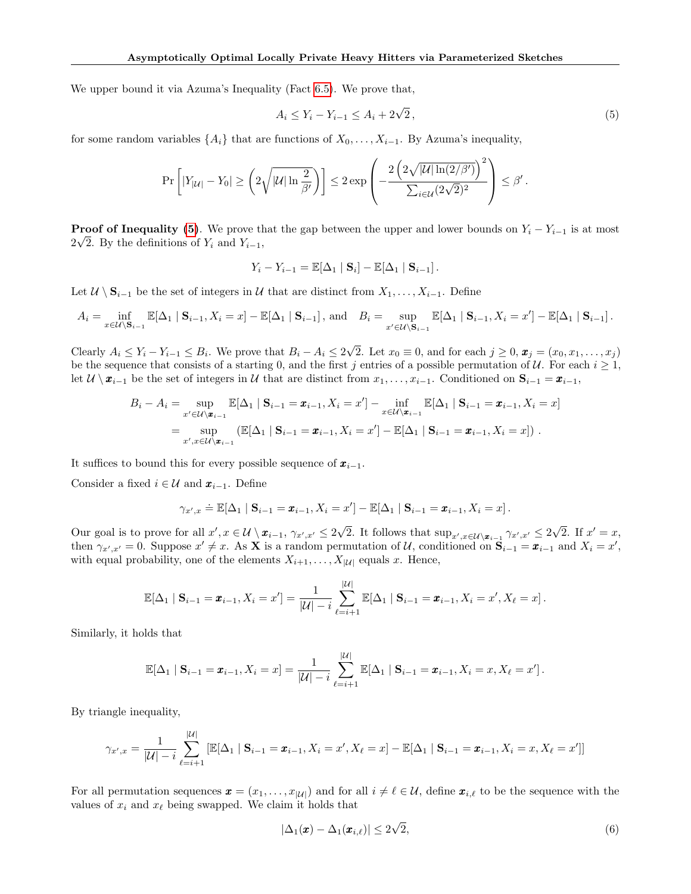We upper bound it via Azuma's Inequality (Fact 6.5). We prove that,

$$A_i \le Y_i - Y_{i-1} \le A_i + 2\sqrt{2}\,, \tag{5}$$

for some random variables $\{A_i\}$ that are functions of $X_0, \ldots, X_{i-1}$. By Azuma's inequality,

$$\Pr\left[ |Y_{|\mathcal{U}|} - Y_0| \ge \left( 2\sqrt{|\mathcal{U}| \ln \frac{2}{\beta'}} \right) \right] \le 2 \exp\left( - \frac{2\left(2\sqrt{|\mathcal{U}| \ln(2/\beta')}\right)^2}{\sum_{i \in \mathcal{U}} (2\sqrt{2})^2} \right) \le \beta' \,.$$

**Proof of Inequality (5).** We prove that the gap between the upper and lower bounds on $Y_i - Y_{i-1}$ is at most $2\sqrt{2}$. By the definitions of $Y_i$ and $Y_{i-1}$,

$$Y_i - Y_{i-1} = \mathbb{E}[\Delta_1 \mid \mathbf{S}_i] - \mathbb{E}[\Delta_1 \mid \mathbf{S}_{i-1}] \,.$$

Let $\mathcal{U} \setminus \mathbf{S}_{i-1}$ be the set of integers in $\mathcal{U}$ that are distinct from $X_1, \ldots, X_{i-1}$. Define

$$A_i = \inf_{x \in \mathcal{U} \setminus \mathbf{S}_{i-1}} \mathbb{E}[\Delta_1 \mid \mathbf{S}_{i-1}, X_i = x] - \mathbb{E}[\Delta_1 \mid \mathbf{S}_{i-1}]\,, \text{ and } \quad B_i = \sup_{x' \in \mathcal{U} \setminus \mathbf{S}_{i-1}} \mathbb{E}[\Delta_1 \mid \mathbf{S}_{i-1}, X_i = x'] - \mathbb{E}[\Delta_1 \mid \mathbf{S}_{i-1}] \,.$$

Clearly $A_i \le Y_i - Y_{i-1} \le B_i$. We prove that $B_i - A_i \le 2\sqrt{2}$. Let $x_0 \equiv 0$, and for each $j \ge 0$, $\boldsymbol{x}_j = (x_0, x_1, \ldots, x_j)$ be the sequence that consists of a starting 0, and the first $j$ entries of a possible permutation of $\mathcal{U}$. For each $i \ge 1$, let $\mathcal{U} \setminus \boldsymbol{x}_{i-1}$ be the set of integers in $\mathcal{U}$ that are distinct from $x_1, \ldots, x_{i-1}$. Conditioned on $\mathbf{S}_{i-1} = \boldsymbol{x}_{i-1}$,

$$\begin{aligned}
B_i - A_i &= \sup_{x' \in \mathcal{U} \setminus \boldsymbol{x}_{i-1}} \mathbb{E}[\Delta_1 \mid \mathbf{S}_{i-1} = \boldsymbol{x}_{i-1}, X_i = x'] - \inf_{x \in \mathcal{U} \setminus \boldsymbol{x}_{i-1}} \mathbb{E}[\Delta_1 \mid \mathbf{S}_{i-1} = \boldsymbol{x}_{i-1}, X_i = x] \\
&= \sup_{x', x \in \mathcal{U} \setminus \boldsymbol{x}_{i-1}} \left( \mathbb{E}[\Delta_1 \mid \mathbf{S}_{i-1} = \boldsymbol{x}_{i-1}, X_i = x'] - \mathbb{E}[\Delta_1 \mid \mathbf{S}_{i-1} = \boldsymbol{x}_{i-1}, X_i = x] \right) .
\end{aligned}$$

It suffices to bound this for every possible sequence of $\boldsymbol{x}_{i-1}$.

Consider a fixed $i \in \mathcal{U}$ and $\boldsymbol{x}_{i-1}$. Define

$$\gamma_{x',x} \doteq \mathbb{E}[\Delta_1 \mid \mathbf{S}_{i-1} = \boldsymbol{x}_{i-1}, X_i = x'] - \mathbb{E}[\Delta_1 \mid \mathbf{S}_{i-1} = \boldsymbol{x}_{i-1}, X_i = x] \,.$$

Our goal is to prove for all $x', x \in \mathcal{U} \setminus \boldsymbol{x}_{i-1}$, $\gamma_{x',x'} \le 2\sqrt{2}$. It follows that $\sup_{x',x \in \mathcal{U} \setminus \boldsymbol{x}_{i-1}} \gamma_{x',x'} \le 2\sqrt{2}$. If $x' = x$, then $\gamma_{x',x'} = 0$. Suppose $x' \ne x$. As $\mathbf{X}$ is a random permutation of $\mathcal{U}$, conditioned on $\mathbf{S}_{i-1} = \boldsymbol{x}_{i-1}$ and $X_i = x'$, with equal probability, one of the elements $X_{i+1}, \ldots, X_{|\mathcal{U}|}$ equals $x$. Hence,

$$\mathbb{E}[\Delta_1 \mid \mathbf{S}_{i-1} = \boldsymbol{x}_{i-1}, X_i = x'] = \frac{1}{|\mathcal{U}| - i} \sum_{\ell = i+1}^{|\mathcal{U}|} \mathbb{E}[\Delta_1 \mid \mathbf{S}_{i-1} = \boldsymbol{x}_{i-1}, X_i = x', X_\ell = x] \,.$$

Similarly, it holds that

$$\mathbb{E}[\Delta_1 \mid \mathbf{S}_{i-1} = \boldsymbol{x}_{i-1}, X_i = x] = \frac{1}{|\mathcal{U}| - i} \sum_{\ell = i+1}^{|\mathcal{U}|} \mathbb{E}[\Delta_1 \mid \mathbf{S}_{i-1} = \boldsymbol{x}_{i-1}, X_i = x, X_\ell = x'] \,.$$

By triangle inequality,

$$\gamma_{x',x} = \frac{1}{|\mathcal{U}| - i} \sum_{\ell = i+1}^{|\mathcal{U}|} \left[ \mathbb{E}[\Delta_1 \mid \mathbf{S}_{i-1} = \boldsymbol{x}_{i-1}, X_i = x', X_\ell = x] - \mathbb{E}[\Delta_1 \mid \mathbf{S}_{i-1} = \boldsymbol{x}_{i-1}, X_i = x, X_\ell = x'] \right]$$

For all permutation sequences $\boldsymbol{x} = (x_1, \ldots, x_{|\mathcal{U}|})$ and for all $i \ne \ell \in \mathcal{U}$, define $\boldsymbol{x}_{i,\ell}$ to be the sequence with the values of $x_i$ and $x_\ell$ being swapped. We claim it holds that

$$|\Delta_1(\boldsymbol{x}) - \Delta_1(\boldsymbol{x}_{i,\ell})| \le 2\sqrt{2}, \tag{6}$$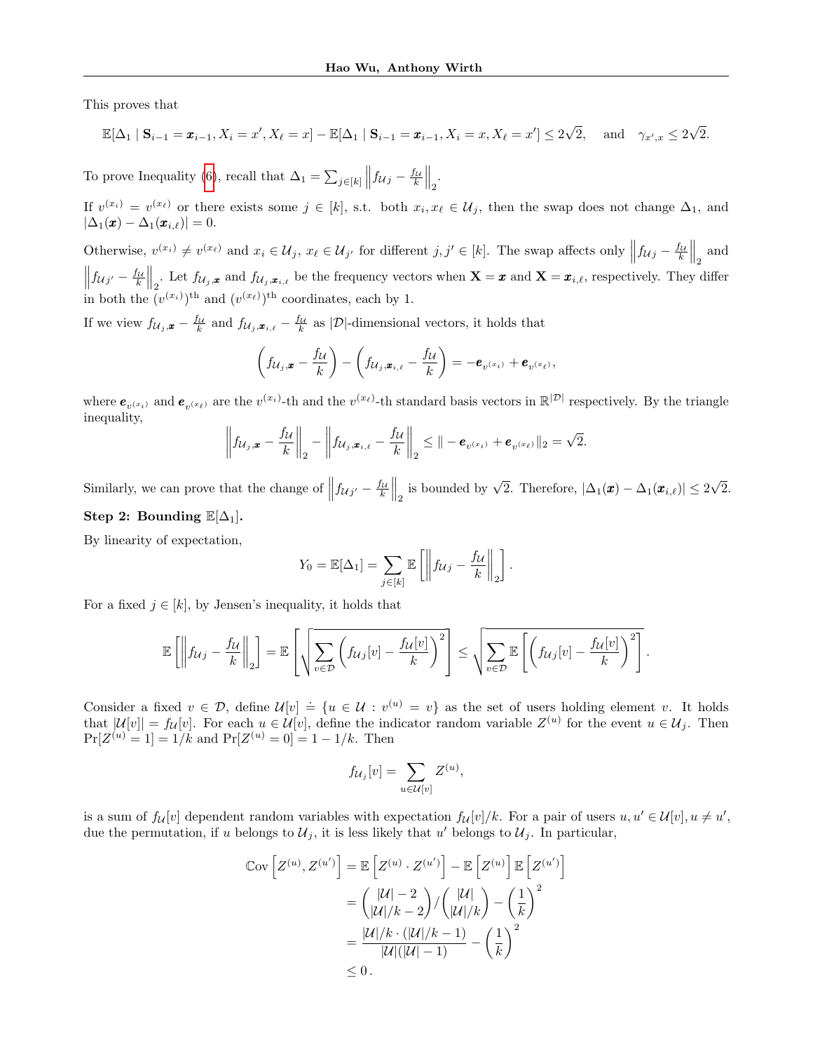This proves that

$$\mathbb{E}[\Delta_1 \mid \mathbf{S}_{i-1} = \boldsymbol{x}_{i-1}, X_i = x', X_\ell = x] - \mathbb{E}[\Delta_1 \mid \mathbf{S}_{i-1} = \boldsymbol{x}_{i-1}, X_i = x, X_\ell = x'] \le 2\sqrt{2}, \quad \text{and} \quad \gamma_{x',x} \le 2\sqrt{2}.$$

To prove Inequality (6), recall that $\Delta_1 = \sum_{j \in [k]} \left\| f_{\mathcal{U}j} - \frac{f_{\mathcal{U}}}{k} \right\|_2$.

If $v^{(x_i)} = v^{(x_\ell)}$ or there exists some $j \in [k]$, s.t. both $x_i, x_\ell \in \mathcal{U}_j$, then the swap does not change $\Delta_1$, and $|\Delta_1(\boldsymbol{x}) - \Delta_1(\boldsymbol{x}_{i,\ell})| = 0$.

Otherwise, $v^{(x_i)} \ne v^{(x_\ell)}$ and $x_i \in \mathcal{U}_j$, $x_\ell \in \mathcal{U}_{j'}$ for different $j, j' \in [k]$. The swap affects only $\left\| f_{\mathcal{U}j} - \frac{f_{\mathcal{U}}}{k} \right\|_2$ and $\left\| f_{\mathcal{U}j'} - \frac{f_{\mathcal{U}}}{k} \right\|_2$. Let $f_{\mathcal{U}_j, \boldsymbol{x}}$ and $f_{\mathcal{U}_j, \boldsymbol{x}_{i,\ell}}$ be the frequency vectors when $\mathbf{X} = \boldsymbol{x}$ and $\mathbf{X} = \boldsymbol{x}_{i,\ell}$, respectively. They differ in both the $(v^{(x_i)})^{\text{th}}$ and $(v^{(x_\ell)})^{\text{th}}$ coordinates, each by 1.

If we view $f_{\mathcal{U}_j, \boldsymbol{x}} - \frac{f_{\mathcal{U}}}{k}$ and $f_{\mathcal{U}_j, \boldsymbol{x}_{i,\ell}} - \frac{f_{\mathcal{U}}}{k}$ as $|\mathcal{D}|$-dimensional vectors, it holds that

$$\left( f_{\mathcal{U}_j, \boldsymbol{x}} - \frac{f_{\mathcal{U}}}{k} \right) - \left( f_{\mathcal{U}_j, \boldsymbol{x}_{i,\ell}} - \frac{f_{\mathcal{U}}}{k} \right) = -\boldsymbol{e}_{v^{(x_i)}} + \boldsymbol{e}_{v^{(x_\ell)}},$$

where $\boldsymbol{e}_{v^{(x_i)}}$ and $\boldsymbol{e}_{v^{(x_\ell)}}$ are the $v^{(x_i)}$-th and the $v^{(x_\ell)}$-th standard basis vectors in $\mathbb{R}^{|\mathcal{D}|}$ respectively. By the triangle inequality,

$$\left\| f_{\mathcal{U}_j, \boldsymbol{x}} - \frac{f_{\mathcal{U}}}{k} \right\|_2 - \left\| f_{\mathcal{U}_j, \boldsymbol{x}_{i,\ell}} - \frac{f_{\mathcal{U}}}{k} \right\|_2 \le \| -\boldsymbol{e}_{v^{(x_i)}} + \boldsymbol{e}_{v^{(x_\ell)}} \|_2 = \sqrt{2}.$$

Similarly, we can prove that the change of $\left\| f_{\mathcal{U}j'} - \frac{f_{\mathcal{U}}}{k} \right\|_2$ is bounded by $\sqrt{2}$. Therefore, $|\Delta_1(\boldsymbol{x}) - \Delta_1(\boldsymbol{x}_{i,\ell})| \le 2\sqrt{2}$.

**Step 2: Bounding $\mathbb{E}[\Delta_1]$.**

By linearity of expectation,

$$Y_0 = \mathbb{E}[\Delta_1] = \sum_{j \in [k]} \mathbb{E}\left[ \left\| f_{\mathcal{U}j} - \frac{f_{\mathcal{U}}}{k} \right\|_2 \right].$$

For a fixed $j \in [k]$, by Jensen's inequality, it holds that

$$\mathbb{E}\left[ \left\| f_{\mathcal{U}j} - \frac{f_{\mathcal{U}}}{k} \right\|_2 \right] = \mathbb{E}\left[ \sqrt{ \sum_{v \in \mathcal{D}} \left( f_{\mathcal{U}j}[v] - \frac{f_{\mathcal{U}}[v]}{k} \right)^2 } \right] \le \sqrt{ \sum_{v \in \mathcal{D}} \mathbb{E}\left[ \left( f_{\mathcal{U}j}[v] - \frac{f_{\mathcal{U}}[v]}{k} \right)^2 \right] }.$$

Consider a fixed $v \in \mathcal{D}$, define $\mathcal{U}[v] \doteq \{u \in \mathcal{U} : v^{(u)} = v\}$ as the set of users holding element $v$. It holds that $|\mathcal{U}[v]| = f_{\mathcal{U}}[v]$. For each $u \in \mathcal{U}[v]$, define the indicator random variable $Z^{(u)}$ for the event $u \in \mathcal{U}_j$. Then $\Pr[Z^{(u)} = 1] = 1/k$ and $\Pr[Z^{(u)} = 0] = 1 - 1/k$. Then

$$f_{\mathcal{U}_j}[v] = \sum_{u \in \mathcal{U}[v]} Z^{(u)},$$

is a sum of $f_{\mathcal{U}}[v]$ dependent random variables with expectation $f_{\mathcal{U}}[v]/k$. For a pair of users $u, u' \in \mathcal{U}[v], u \ne u'$, due the permutation, if $u$ belongs to $\mathcal{U}_j$, it is less likely that $u'$ belongs to $\mathcal{U}_j$. In particular,

$$\begin{aligned}
\mathbb{C}\text{ov}\left[ Z^{(u)}, Z^{(u')} \right] &= \mathbb{E}\left[ Z^{(u)} \cdot Z^{(u')} \right] - \mathbb{E}\left[ Z^{(u)} \right] \mathbb{E}\left[ Z^{(u')} \right] \\
&= \binom{|\mathcal{U}| - 2}{|\mathcal{U}|/k - 2} \Big/ \binom{|\mathcal{U}|}{|\mathcal{U}|/k} - \left( \frac{1}{k} \right)^2 \\
&= \frac{|\mathcal{U}|/k \cdot (|\mathcal{U}|/k - 1)}{|\mathcal{U}|(|\mathcal{U}| - 1)} - \left( \frac{1}{k} \right)^2 \\
&\le 0\,.
\end{aligned}$$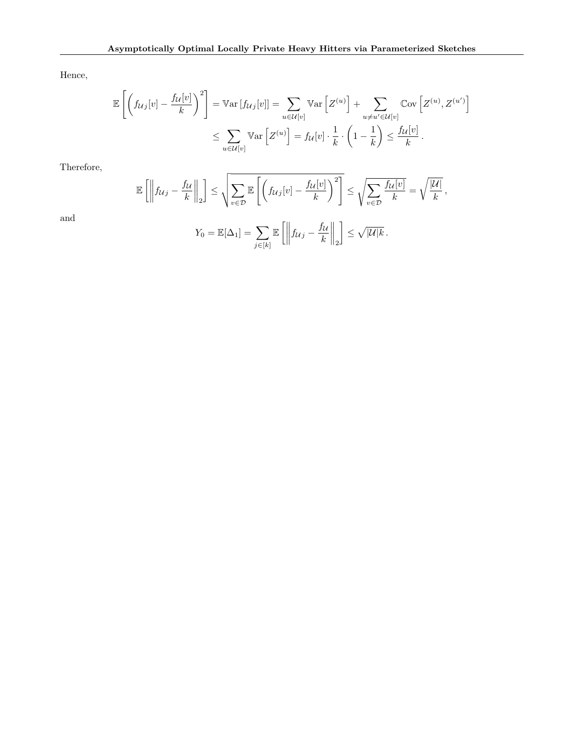Hence,

$$\mathbb{E}\left[\left(f_{\mathcal{U}^j}[v] - \frac{f_{\mathcal{U}}[v]}{k}\right)^2\right] = \mathbb{V}\text{ar}\left[f_{\mathcal{U}^j}[v]\right] = \sum_{u \in \mathcal{U}[v]} \mathbb{V}\text{ar}\left[Z^{(u)}\right] + \sum_{u \neq u' \in \mathcal{U}[v]} \mathbb{C}\text{ov}\left[Z^{(u)}, Z^{(u')}\right]$$

$$\leq \sum_{u \in \mathcal{U}[v]} \mathbb{V}\text{ar}\left[Z^{(u)}\right] = f_{\mathcal{U}}[v] \cdot \frac{1}{k} \cdot \left(1 - \frac{1}{k}\right) \leq \frac{f_{\mathcal{U}}[v]}{k}\,.$$

Therefore,

$$\mathbb{E}\left[\left\| f_{\mathcal{U}^j} - \frac{f_{\mathcal{U}}}{k} \right\|_2\right] \leq \sqrt{\sum_{v \in \mathcal{D}} \mathbb{E}\left[\left(f_{\mathcal{U}^j}[v] - \frac{f_{\mathcal{U}}[v]}{k}\right)^2\right]} \leq \sqrt{\sum_{v \in \mathcal{D}} \frac{f_{\mathcal{U}}[v]}{k}} = \sqrt{\frac{|\mathcal{U}|}{k}}\,,$$

and

$$Y_0 = \mathbb{E}[\Delta_1] = \sum_{j \in [k]} \mathbb{E}\left[\left\| f_{\mathcal{U}^j} - \frac{f_{\mathcal{U}}}{k} \right\|_2\right] \leq \sqrt{|\mathcal{U}|k}\,.$$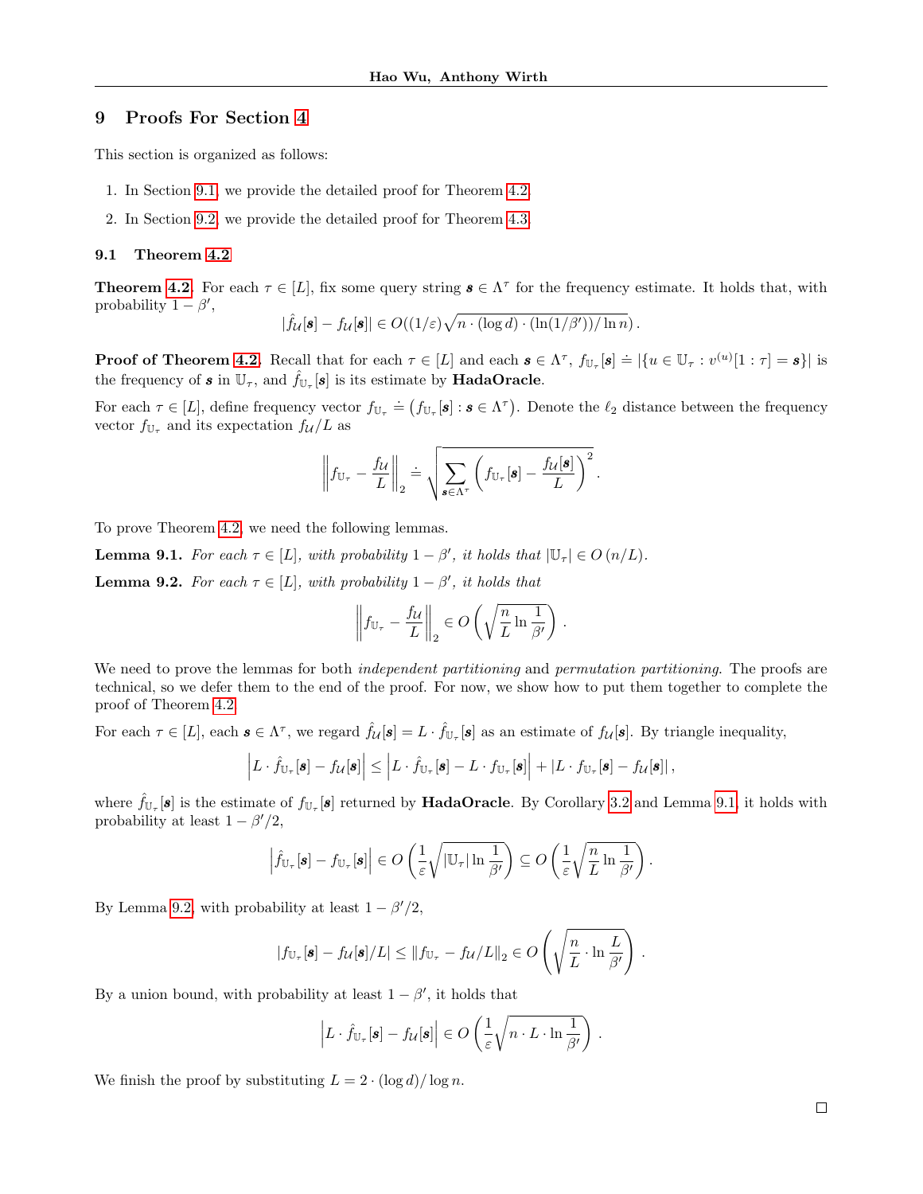## 9 Proofs For Section 4

This section is organized as follows:

1. In Section 9.1, we provide the detailed proof for Theorem 4.2.
2. In Section 9.2, we provide the detailed proof for Theorem 4.3.

### 9.1 Theorem 4.2

**Theorem 4.2.** For each $\tau \in [L]$, fix some query string $\boldsymbol{s} \in \Lambda^\tau$ for the frequency estimate. It holds that, with probability $1 - \beta'$,

$$|\hat{f}_{\mathcal{U}}[\boldsymbol{s}] - f_{\mathcal{U}}[\boldsymbol{s}]| \in O((1/\varepsilon)\sqrt{n \cdot (\log d) \cdot (\ln(1/\beta'))/\ln n}) .$$

**Proof of Theorem 4.2.** Recall that for each $\tau \in [L]$ and each $\boldsymbol{s} \in \Lambda^\tau$, $f_{\mathbb{U}_\tau}[\boldsymbol{s}] \doteq |\{u \in \mathbb{U}_\tau : v^{(u)}[1 : \tau] = \boldsymbol{s}\}|$ is the frequency of $\boldsymbol{s}$ in $\mathbb{U}_\tau$, and $\hat{f}_{\mathbb{U}_\tau}[\boldsymbol{s}]$ is its estimate by **HadaOracle**.

For each $\tau \in [L]$, define frequency vector $f_{\mathbb{U}_\tau} \doteq \left(f_{\mathbb{U}_\tau}[\boldsymbol{s}] : \boldsymbol{s} \in \Lambda^\tau\right)$. Denote the $\ell_2$ distance between the frequency vector $f_{\mathbb{U}_\tau}$ and its expectation $f_{\mathcal{U}}/L$ as

$$\left\| f_{\mathbb{U}_\tau} - \frac{f_{\mathcal{U}}}{L} \right\|_2 \doteq \sqrt{\sum_{\boldsymbol{s} \in \Lambda^\tau} \left( f_{\mathbb{U}_\tau}[\boldsymbol{s}] - \frac{f_{\mathcal{U}}[\boldsymbol{s}]}{L} \right)^2 } .$$

To prove Theorem 4.2, we need the following lemmas.

**Lemma 9.1.** *For each $\tau \in [L]$, with probability $1 - \beta'$, it holds that $|\mathbb{U}_\tau| \in O(n/L)$.*

**Lemma 9.2.** *For each $\tau \in [L]$, with probability $1 - \beta'$, it holds that*

$$\left\| f_{\mathbb{U}_\tau} - \frac{f_{\mathcal{U}}}{L} \right\|_2 \in O\left( \sqrt{\frac{n}{L} \ln \frac{1}{\beta'}} \right) .$$

We need to prove the lemmas for both *independent partitioning* and *permutation partitioning*. The proofs are technical, so we defer them to the end of the proof. For now, we show how to put them together to complete the proof of Theorem 4.2.

For each $\tau \in [L]$, each $\boldsymbol{s} \in \Lambda^\tau$, we regard $\hat{f}_{\mathcal{U}}[\boldsymbol{s}] = L \cdot \hat{f}_{\mathbb{U}_\tau}[\boldsymbol{s}]$ as an estimate of $f_{\mathcal{U}}[\boldsymbol{s}]$. By triangle inequality,

$$\left| L \cdot \hat{f}_{\mathbb{U}_\tau}[\boldsymbol{s}] - f_{\mathcal{U}}[\boldsymbol{s}] \right| \le \left| L \cdot \hat{f}_{\mathbb{U}_\tau}[\boldsymbol{s}] - L \cdot f_{\mathbb{U}_\tau}[\boldsymbol{s}] \right| + \left| L \cdot f_{\mathbb{U}_\tau}[\boldsymbol{s}] - f_{\mathcal{U}}[\boldsymbol{s}] \right| ,$$

where $\hat{f}_{\mathbb{U}_\tau}[\boldsymbol{s}]$ is the estimate of $f_{\mathbb{U}_\tau}[\boldsymbol{s}]$ returned by **HadaOracle**. By Corollary 3.2 and Lemma 9.1, it holds with probability at least $1 - \beta'/2$,

$$\left| \hat{f}_{\mathbb{U}_\tau}[\boldsymbol{s}] - f_{\mathbb{U}_\tau}[\boldsymbol{s}] \right| \in O\left( \frac{1}{\varepsilon} \sqrt{|\mathbb{U}_\tau| \ln \frac{1}{\beta'}} \right) \subseteq O\left( \frac{1}{\varepsilon} \sqrt{\frac{n}{L} \ln \frac{1}{\beta'}} \right) .$$

By Lemma 9.2, with probability at least $1 - \beta'/2$,

$$|f_{\mathbb{U}_\tau}[\boldsymbol{s}] - f_{\mathcal{U}}[\boldsymbol{s}]/L| \le \|f_{\mathbb{U}_\tau} - f_{\mathcal{U}}/L\|_2 \in O\left( \sqrt{\frac{n}{L} \cdot \ln \frac{L}{\beta'}} \right) .$$

By a union bound, with probability at least $1 - \beta'$, it holds that

$$\left| L \cdot \hat{f}_{\mathbb{U}_\tau}[\boldsymbol{s}] - f_{\mathcal{U}}[\boldsymbol{s}] \right| \in O\left( \frac{1}{\varepsilon} \sqrt{n \cdot L \cdot \ln \frac{1}{\beta'}} \right) .$$

We finish the proof by substituting $L = 2 \cdot (\log d)/\log n$.

□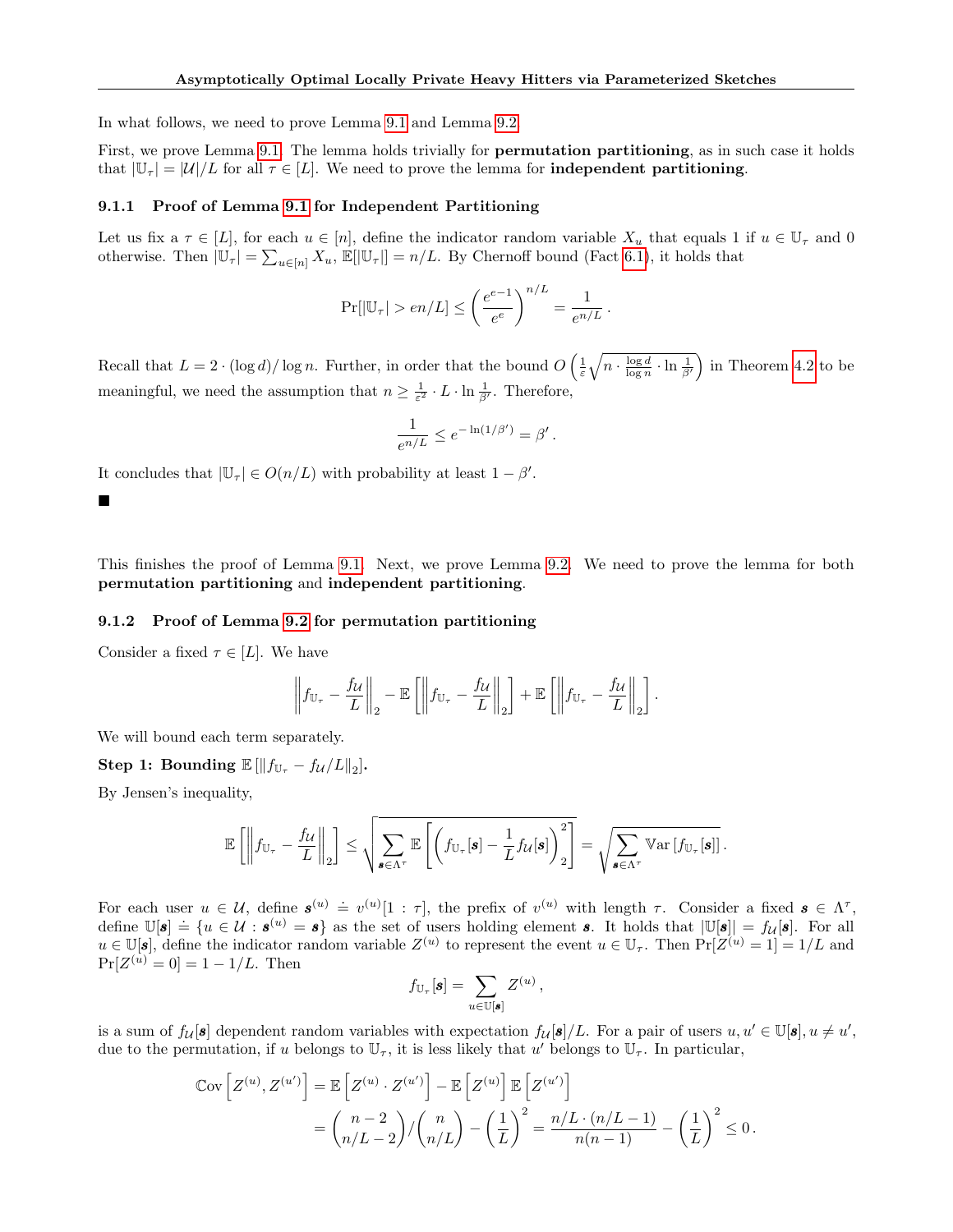In what follows, we need to prove Lemma 9.1 and Lemma 9.2.

First, we prove Lemma 9.1. The lemma holds trivially for **permutation partitioning**, as in such case it holds that $|\mathbb{U}_\tau| = |\mathcal{U}|/L$ for all $\tau \in [L]$. We need to prove the lemma for **independent partitioning**.

### 9.1.1 Proof of Lemma 9.1 for Independent Partitioning

Let us fix a $\tau \in [L]$, for each $u \in [n]$, define the indicator random variable $X_u$ that equals 1 if $u \in \mathbb{U}_\tau$ and 0 otherwise. Then $|\mathbb{U}_\tau| = \sum_{u \in [n]} X_u$, $\mathbb{E}[|\mathbb{U}_\tau|] = n/L$. By Chernoff bound (Fact 6.1), it holds that

$$\Pr[|\mathbb{U}_\tau| > en/L] \le \left( \frac{e^{e-1}}{e^e} \right)^{n/L} = \frac{1}{e^{n/L}}\,.$$

Recall that $L = 2 \cdot (\log d)/\log n$. Further, in order that the bound $O\left( \frac{1}{\varepsilon} \sqrt{n \cdot \frac{\log d}{\log n} \cdot \ln \frac{1}{\beta'}} \right)$ in Theorem 4.2 to be meaningful, we need the assumption that $n \ge \frac{1}{\varepsilon^2} \cdot L \cdot \ln \frac{1}{\beta'}$. Therefore,

$$\frac{1}{e^{n/L}} \le e^{-\ln(1/\beta')} = \beta'\,.$$

It concludes that $|\mathbb{U}_\tau| \in O(n/L)$ with probability at least $1 - \beta'$.

■

This finishes the proof of Lemma 9.1. Next, we prove Lemma 9.2. We need to prove the lemma for both **permutation partitioning** and **independent partitioning**.

### 9.1.2 Proof of Lemma 9.2 for permutation partitioning

Consider a fixed $\tau \in [L]$. We have

$$\left\| f_{\mathbb{U}_\tau} - \frac{f_\mathcal{U}}{L} \right\|_2 - \mathbb{E}\left[ \left\| f_{\mathbb{U}_\tau} - \frac{f_\mathcal{U}}{L} \right\|_2 \right] + \mathbb{E}\left[ \left\| f_{\mathbb{U}_\tau} - \frac{f_\mathcal{U}}{L} \right\|_2 \right].$$

We will bound each term separately.

**Step 1: Bounding $\mathbb{E}\left[\| f_{\mathbb{U}_\tau} - f_\mathcal{U}/L \|_2\right]$.**

By Jensen's inequality,

$$\mathbb{E}\left[ \left\| f_{\mathbb{U}_\tau} - \frac{f_\mathcal{U}}{L} \right\|_2 \right] \le \sqrt{ \sum_{\boldsymbol{s} \in \Lambda^\tau} \mathbb{E}\left[ \left( f_{\mathbb{U}_\tau}[\boldsymbol{s}] - \frac{1}{L} f_\mathcal{U}[\boldsymbol{s}] \right)_2^2 \right] } = \sqrt{ \sum_{\boldsymbol{s} \in \Lambda^\tau} \mathbb{V}\mathrm{ar}\left[ f_{\mathbb{U}_\tau}[\boldsymbol{s}] \right] }\,.$$

For each user $u \in \mathcal{U}$, define $\boldsymbol{s}^{(u)} \doteq v^{(u)}[1:\tau]$, the prefix of $v^{(u)}$ with length $\tau$. Consider a fixed $\boldsymbol{s} \in \Lambda^\tau$, define $\mathbb{U}[\boldsymbol{s}] \doteq \{u \in \mathcal{U} : \boldsymbol{s}^{(u)} = \boldsymbol{s}\}$ as the set of users holding element $\boldsymbol{s}$. It holds that $|\mathbb{U}[\boldsymbol{s}]| = f_\mathcal{U}[\boldsymbol{s}]$. For all $u \in \mathbb{U}[\boldsymbol{s}]$, define the indicator random variable $Z^{(u)}$ to represent the event $u \in \mathbb{U}_\tau$. Then $\Pr[Z^{(u)} = 1] = 1/L$ and $\Pr[Z^{(u)} = 0] = 1 - 1/L$. Then

$$f_{\mathbb{U}_\tau}[\boldsymbol{s}] = \sum_{u \in \mathbb{U}[\boldsymbol{s}]} Z^{(u)}\,,$$

is a sum of $f_\mathcal{U}[\boldsymbol{s}]$ dependent random variables with expectation $f_\mathcal{U}[\boldsymbol{s}]/L$. For a pair of users $u, u' \in \mathbb{U}[\boldsymbol{s}], u \ne u'$, due to the permutation, if $u$ belongs to $\mathbb{U}_\tau$, it is less likely that $u'$ belongs to $\mathbb{U}_\tau$. In particular,

$$\begin{aligned}
\mathbb{C}\mathrm{ov}\left[ Z^{(u)}, Z^{(u')} \right] &= \mathbb{E}\left[ Z^{(u)} \cdot Z^{(u')} \right] - \mathbb{E}\left[ Z^{(u)} \right] \mathbb{E}\left[ Z^{(u')} \right] \\
&= \binom{n-2}{n/L - 2} / \binom{n}{n/L} - \left( \frac{1}{L} \right)^2 = \frac{n/L \cdot (n/L - 1)}{n(n-1)} - \left( \frac{1}{L} \right)^2 \le 0\,.
\end{aligned}$$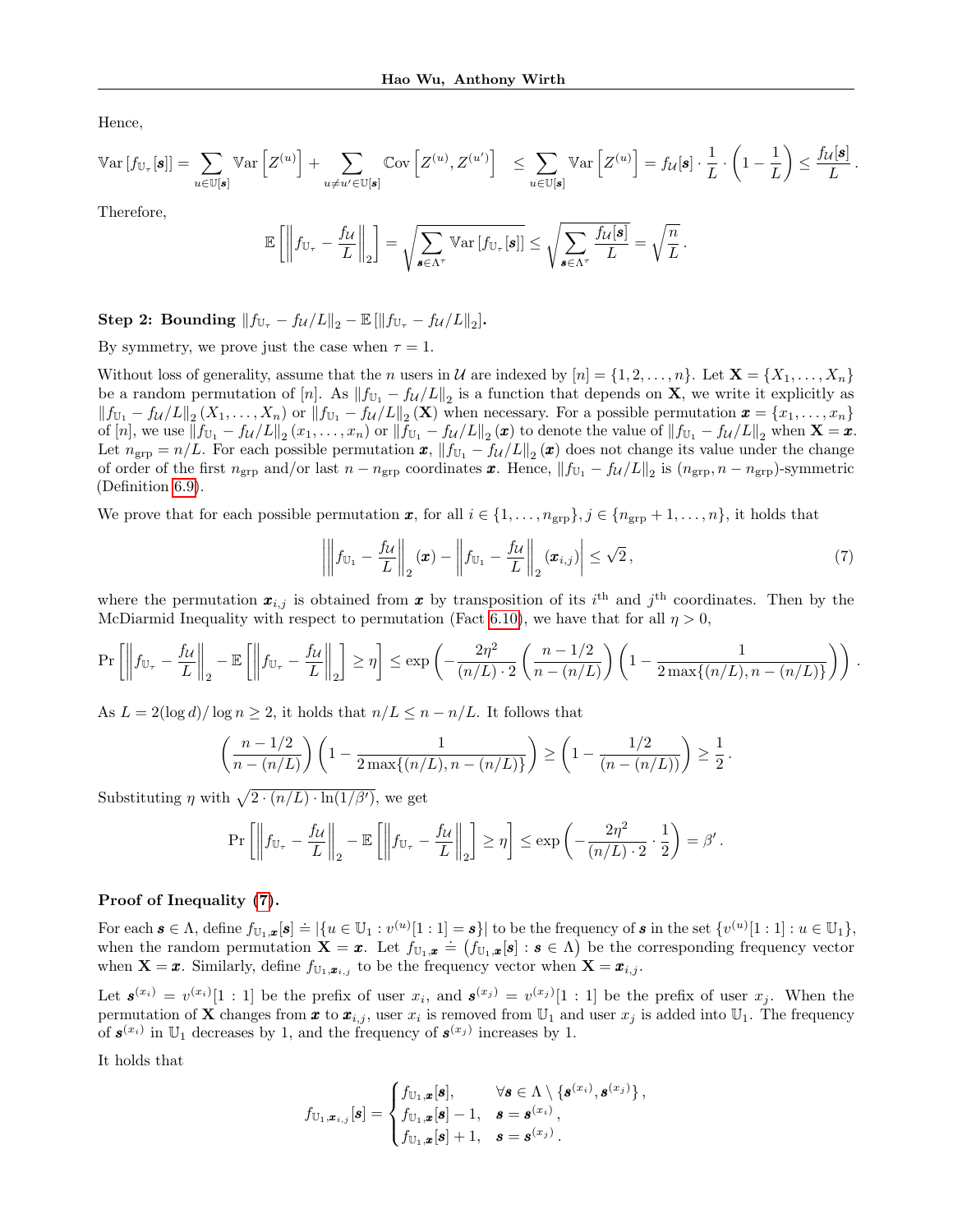Hence,

$$\mathbb{V}\text{ar}\left[f_{\mathbb{U}_\tau}[\boldsymbol{s}]\right] = \sum_{u \in \mathbb{U}[\boldsymbol{s}]} \mathbb{V}\text{ar}\left[Z^{(u)}\right] + \sum_{u \neq u' \in \mathbb{U}[\boldsymbol{s}]} \mathbb{C}\text{ov}\left[Z^{(u)}, Z^{(u')}\right] \quad \leq \sum_{u \in \mathbb{U}[\boldsymbol{s}]} \mathbb{V}\text{ar}\left[Z^{(u)}\right] = f_{\mathcal{U}}[\boldsymbol{s}] \cdot \frac{1}{L} \cdot \left(1 - \frac{1}{L}\right) \leq \frac{f_{\mathcal{U}}[\boldsymbol{s}]}{L}.$$

Therefore,

$$\mathbb{E}\left[\left\| f_{\mathbb{U}_\tau} - \frac{f_{\mathcal{U}}}{L} \right\|_2\right] = \sqrt{\sum_{\boldsymbol{s} \in \Lambda^\tau} \mathbb{V}\text{ar}\left[f_{\mathbb{U}_\tau}[\boldsymbol{s}]\right]} \leq \sqrt{\sum_{\boldsymbol{s} \in \Lambda^\tau} \frac{f_{\mathcal{U}}[\boldsymbol{s}]}{L}} = \sqrt{\frac{n}{L}}.$$

**Step 2: Bounding $\|f_{\mathbb{U}_\tau} - f_{\mathcal{U}}/L\|_2 - \mathbb{E}\left[\|f_{\mathbb{U}_\tau} - f_{\mathcal{U}}/L\|_2\right]$.**

By symmetry, we prove just the case when $\tau = 1$.

Without loss of generality, assume that the $n$ users in $\mathcal{U}$ are indexed by $[n] = \{1, 2, \ldots, n\}$. Let $\mathbf{X} = \{X_1, \ldots, X_n\}$ be a random permutation of $[n]$. As $\|f_{\mathbb{U}_1} - f_{\mathcal{U}}/L\|_2$ is a function that depends on $\mathbf{X}$, we write it explicitly as $\|f_{\mathbb{U}_1} - f_{\mathcal{U}}/L\|_2 (X_1, \ldots, X_n)$ or $\|f_{\mathbb{U}_1} - f_{\mathcal{U}}/L\|_2 (\mathbf{X})$ when necessary. For a possible permutation $\boldsymbol{x} = \{x_1, \ldots, x_n\}$ of $[n]$, we use $\|f_{\mathbb{U}_1} - f_{\mathcal{U}}/L\|_2 (x_1, \ldots, x_n)$ or $\|f_{\mathbb{U}_1} - f_{\mathcal{U}}/L\|_2 (\boldsymbol{x})$ to denote the value of $\|f_{\mathbb{U}_1} - f_{\mathcal{U}}/L\|_2$ when $\mathbf{X} = \boldsymbol{x}$. Let $n_{\text{grp}} = n/L$. For each possible permutation $\boldsymbol{x}$, $\|f_{\mathbb{U}_1} - f_{\mathcal{U}}/L\|_2 (\boldsymbol{x})$ does not change its value under the change of order of the first $n_{\text{grp}}$ and/or last $n - n_{\text{grp}}$ coordinates $\boldsymbol{x}$. Hence, $\|f_{\mathbb{U}_1} - f_{\mathcal{U}}/L\|_2$ is $(n_{\text{grp}}, n - n_{\text{grp}})$-symmetric (Definition 6.9).

We prove that for each possible permutation $\boldsymbol{x}$, for all $i \in \{1, \ldots, n_{\text{grp}}\}, j \in \{n_{\text{grp}} + 1, \ldots, n\}$, it holds that

$$\left| \left\| f_{\mathbb{U}_1} - \frac{f_{\mathcal{U}}}{L} \right\|_2 (\boldsymbol{x}) - \left\| f_{\mathbb{U}_1} - \frac{f_{\mathcal{U}}}{L} \right\|_2 (\boldsymbol{x}_{i,j}) \right| \leq \sqrt{2}, \tag{7}$$

where the permutation $\boldsymbol{x}_{i,j}$ is obtained from $\boldsymbol{x}$ by transposition of its $i^{\text{th}}$ and $j^{\text{th}}$ coordinates. Then by the McDiarmid Inequality with respect to permutation (Fact 6.10), we have that for all $\eta > 0$,

$$\Pr\left[\left\| f_{\mathbb{U}_\tau} - \frac{f_{\mathcal{U}}}{L} \right\|_2 - \mathbb{E}\left[\left\| f_{\mathbb{U}_\tau} - \frac{f_{\mathcal{U}}}{L} \right\|_2\right] \geq \eta\right] \leq \exp\left(-\frac{2\eta^2}{(n/L) \cdot 2} \left(\frac{n - 1/2}{n - (n/L)}\right) \left(1 - \frac{1}{2\max\{(n/L), n - (n/L)\}}\right)\right).$$

As $L = 2(\log d)/\log n \geq 2$, it holds that $n/L \leq n - n/L$. It follows that

$$\left(\frac{n - 1/2}{n - (n/L)}\right) \left(1 - \frac{1}{2\max\{(n/L), n - (n/L)\}}\right) \geq \left(1 - \frac{1/2}{(n - (n/L))}\right) \geq \frac{1}{2}.$$

Substituting $\eta$ with $\sqrt{2 \cdot (n/L) \cdot \ln(1/\beta')}$, we get

$$\Pr\left[\left\| f_{\mathbb{U}_\tau} - \frac{f_{\mathcal{U}}}{L} \right\|_2 - \mathbb{E}\left[\left\| f_{\mathbb{U}_\tau} - \frac{f_{\mathcal{U}}}{L} \right\|_2\right] \geq \eta\right] \leq \exp\left(-\frac{2\eta^2}{(n/L) \cdot 2} \cdot \frac{1}{2}\right) = \beta'.$$

**Proof of Inequality (7).**

For each $\boldsymbol{s} \in \Lambda$, define $f_{\mathbb{U}_1, \boldsymbol{x}}[\boldsymbol{s}] \doteq |\{u \in \mathbb{U}_1 : v^{(u)}[1:1] = \boldsymbol{s}\}|$ to be the frequency of $\boldsymbol{s}$ in the set $\{v^{(u)}[1:1] : u \in \mathbb{U}_1\}$, when the random permutation $\mathbf{X} = \boldsymbol{x}$. Let $f_{\mathbb{U}_1, \boldsymbol{x}} \doteq \left(f_{\mathbb{U}_1, \boldsymbol{x}}[\boldsymbol{s}] : \boldsymbol{s} \in \Lambda\right)$ be the corresponding frequency vector when $\mathbf{X} = \boldsymbol{x}$. Similarly, define $f_{\mathbb{U}_1, \boldsymbol{x}_{i,j}}$ to be the frequency vector when $\mathbf{X} = \boldsymbol{x}_{i,j}$.

Let $\boldsymbol{s}^{(x_i)} = v^{(x_i)}[1:1]$ be the prefix of user $x_i$, and $\boldsymbol{s}^{(x_j)} = v^{(x_j)}[1:1]$ be the prefix of user $x_j$. When the permutation of $\mathbf{X}$ changes from $\boldsymbol{x}$ to $\boldsymbol{x}_{i,j}$, user $x_i$ is removed from $\mathbb{U}_1$ and user $x_j$ is added into $\mathbb{U}_1$. The frequency of $\boldsymbol{s}^{(x_i)}$ in $\mathbb{U}_1$ decreases by 1, and the frequency of $\boldsymbol{s}^{(x_j)}$ increases by 1.

It holds that

$$f_{\mathbb{U}_1, \boldsymbol{x}_{i,j}}[\boldsymbol{s}] = \begin{cases} f_{\mathbb{U}_1, \boldsymbol{x}}[\boldsymbol{s}], & \forall \boldsymbol{s} \in \Lambda \setminus \{\boldsymbol{s}^{(x_i)}, \boldsymbol{s}^{(x_j)}\}, \\ f_{\mathbb{U}_1, \boldsymbol{x}}[\boldsymbol{s}] - 1, & \boldsymbol{s} = \boldsymbol{s}^{(x_i)}, \\ f_{\mathbb{U}_1, \boldsymbol{x}}[\boldsymbol{s}] + 1, & \boldsymbol{s} = \boldsymbol{s}^{(x_j)}. \end{cases}$$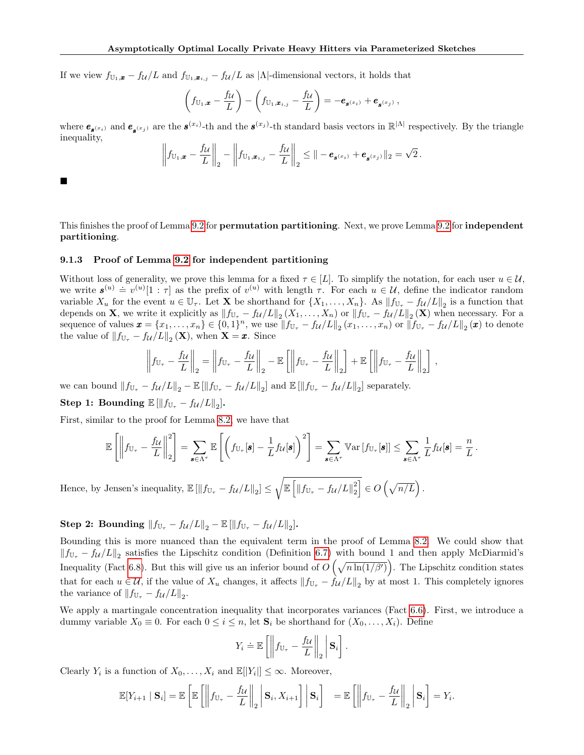If we view $f_{\mathbb{U}_1,\boldsymbol{x}} - f_{\mathcal{U}}/L$ and $f_{\mathbb{U}_1,\boldsymbol{x}_{i,j}} - f_{\mathcal{U}}/L$ as $|\Lambda|$-dimensional vectors, it holds that

$$\left(f_{\mathbb{U}_1,\boldsymbol{x}} - \frac{f_{\mathcal{U}}}{L}\right) - \left(f_{\mathbb{U}_1,\boldsymbol{x}_{i,j}} - \frac{f_{\mathcal{U}}}{L}\right) = -\boldsymbol{e}_{\boldsymbol{s}^{(x_i)}} + \boldsymbol{e}_{\boldsymbol{s}^{(x_j)}},$$

where $\boldsymbol{e}_{\boldsymbol{s}^{(x_i)}}$ and $\boldsymbol{e}_{\boldsymbol{s}^{(x_j)}}$ are the $\boldsymbol{s}^{(x_i)}$-th and the $\boldsymbol{s}^{(x_j)}$-th standard basis vectors in $\mathbb{R}^{|\Lambda|}$ respectively. By the triangle inequality,

$$\left\|f_{\mathbb{U}_1,\boldsymbol{x}} - \frac{f_{\mathcal{U}}}{L}\right\|_2 - \left\|f_{\mathbb{U}_1,\boldsymbol{x}_{i,j}} - \frac{f_{\mathcal{U}}}{L}\right\|_2 \le \| -\boldsymbol{e}_{\boldsymbol{s}^{(x_i)}} + \boldsymbol{e}_{\boldsymbol{s}^{(x_j)}} \|_2 = \sqrt{2}\,.$$

■

This finishes the proof of Lemma 9.2 for **permutation partitioning**. Next, we prove Lemma 9.2 for **independent partitioning**.

### 9.1.3 Proof of Lemma 9.2 for independent partitioning

Without loss of generality, we prove this lemma for a fixed $\tau \in [L]$. To simplify the notation, for each user $u \in \mathcal{U}$, we write $\boldsymbol{s}^{(u)} \doteq v^{(u)}[1:\tau]$ as the prefix of $v^{(u)}$ with length $\tau$. For each $u \in \mathcal{U}$, define the indicator random variable $X_u$ for the event $u \in \mathbb{U}_\tau$. Let $\mathbf{X}$ be shorthand for $\{X_1, \dots, X_n\}$. As $\|f_{\mathbb{U}_\tau} - f_{\mathcal{U}}/L\|_2$ is a function that depends on $\mathbf{X}$, we write it explicitly as $\|f_{\mathbb{U}_\tau} - f_{\mathcal{U}}/L\|_2\,(X_1,\dots,X_n)$ or $\|f_{\mathbb{U}_\tau} - f_{\mathcal{U}}/L\|_2\,(\mathbf{X})$ when necessary. For a sequence of values $\boldsymbol{x} = \{x_1,\dots,x_n\} \in \{0,1\}^n$, we use $\|f_{\mathbb{U}_\tau} - f_{\mathcal{U}}/L\|_2\,(x_1,\dots,x_n)$ or $\|f_{\mathbb{U}_\tau} - f_{\mathcal{U}}/L\|_2\,(\boldsymbol{x})$ to denote the value of $\|f_{\mathbb{U}_\tau} - f_{\mathcal{U}}/L\|_2\,(\mathbf{X})$, when $\mathbf{X} = \boldsymbol{x}$. Since

$$\left\|f_{\mathbb{U}_\tau} - \frac{f_{\mathcal{U}}}{L}\right\|_2 = \left\|f_{\mathbb{U}_\tau} - \frac{f_{\mathcal{U}}}{L}\right\|_2 - \mathbb{E}\left[\left\|f_{\mathbb{U}_\tau} - \frac{f_{\mathcal{U}}}{L}\right\|_2\right] + \mathbb{E}\left[\left\|f_{\mathbb{U}_\tau} - \frac{f_{\mathcal{U}}}{L}\right\|_2\right],$$

we can bound $\|f_{\mathbb{U}_\tau} - f_{\mathcal{U}}/L\|_2 - \mathbb{E}\left[\|f_{\mathbb{U}_\tau} - f_{\mathcal{U}}/L\|_2\right]$ and $\mathbb{E}\left[\|f_{\mathbb{U}_\tau} - f_{\mathcal{U}}/L\|_2\right]$ separately.

**Step 1: Bounding $\mathbb{E}\left[\|f_{\mathbb{U}_\tau} - f_{\mathcal{U}}/L\|_2\right]$.**

First, similar to the proof for Lemma 8.2, we have that

$$\mathbb{E}\left[\left\|f_{\mathbb{U}_\tau} - \frac{f_{\mathcal{U}}}{L}\right\|_2^2\right] = \sum_{\boldsymbol{s}\in\Lambda^\tau} \mathbb{E}\left[\left(f_{\mathbb{U}_\tau}[\boldsymbol{s}] - \frac{1}{L} f_{\mathcal{U}}[\boldsymbol{s}]\right)^2\right] = \sum_{\boldsymbol{s}\in\Lambda^\tau} \mathbb{V}\mathrm{ar}\left[f_{\mathbb{U}_\tau}[\boldsymbol{s}]\right] \le \sum_{\boldsymbol{s}\in\Lambda^\tau} \frac{1}{L} f_{\mathcal{U}}[\boldsymbol{s}] = \frac{n}{L}.$$

Hence, by Jensen's inequality, $\mathbb{E}\left[\|f_{\mathbb{U}_\tau} - f_{\mathcal{U}}/L\|_2\right] \le \sqrt{\mathbb{E}\left[\|f_{\mathbb{U}_\tau} - f_{\mathcal{U}}/L\|_2^2\right]} \in O\left(\sqrt{n/L}\right)$.

**Step 2: Bounding $\|f_{\mathbb{U}_\tau} - f_{\mathcal{U}}/L\|_2 - \mathbb{E}\left[\|f_{\mathbb{U}_\tau} - f_{\mathcal{U}}/L\|_2\right]$.**

Bounding this is more nuanced than the equivalent term in the proof of Lemma 8.2. We could show that $\|f_{\mathbb{U}_\tau} - f_{\mathcal{U}}/L\|_2$ satisfies the Lipschitz condition (Definition 6.7) with bound 1 and then apply McDiarmid's Inequality (Fact 6.8). But this will give us an inferior bound of $O\left(\sqrt{n\ln(1/\beta')}\right)$. The Lipschitz condition states that for each $u \in \mathcal{U}$, if the value of $X_u$ changes, it affects $\|f_{\mathbb{U}_\tau} - f_{\mathcal{U}}/L\|_2$ by at most 1. This completely ignores the variance of $\|f_{\mathbb{U}_\tau} - f_{\mathcal{U}}/L\|_2$.

We apply a martingale concentration inequality that incorporates variances (Fact 6.6). First, we introduce a dummy variable $X_0 \equiv 0$. For each $0 \le i \le n$, let $\mathbf{S}_i$ be shorthand for $(X_0,\dots,X_i)$. Define

$$Y_i \doteq \mathbb{E}\left[\left\|f_{\mathbb{U}_\tau} - \frac{f_{\mathcal{U}}}{L}\right\|_2 \,\middle|\, \mathbf{S}_i\right].$$

Clearly $Y_i$ is a function of $X_0,\dots,X_i$ and $\mathbb{E}[|Y_i|] \le \infty$. Moreover,

$$\mathbb{E}[Y_{i+1} \mid \mathbf{S}_i] = \mathbb{E}\left[\mathbb{E}\left[\left\|f_{\mathbb{U}_\tau} - \frac{f_{\mathcal{U}}}{L}\right\|_2 \,\middle|\, \mathbf{S}_i, X_{i+1}\right] \,\middle|\, \mathbf{S}_i\right] = \mathbb{E}\left[\left\|f_{\mathbb{U}_\tau} - \frac{f_{\mathcal{U}}}{L}\right\|_2 \,\middle|\, \mathbf{S}_i\right] = Y_i.$$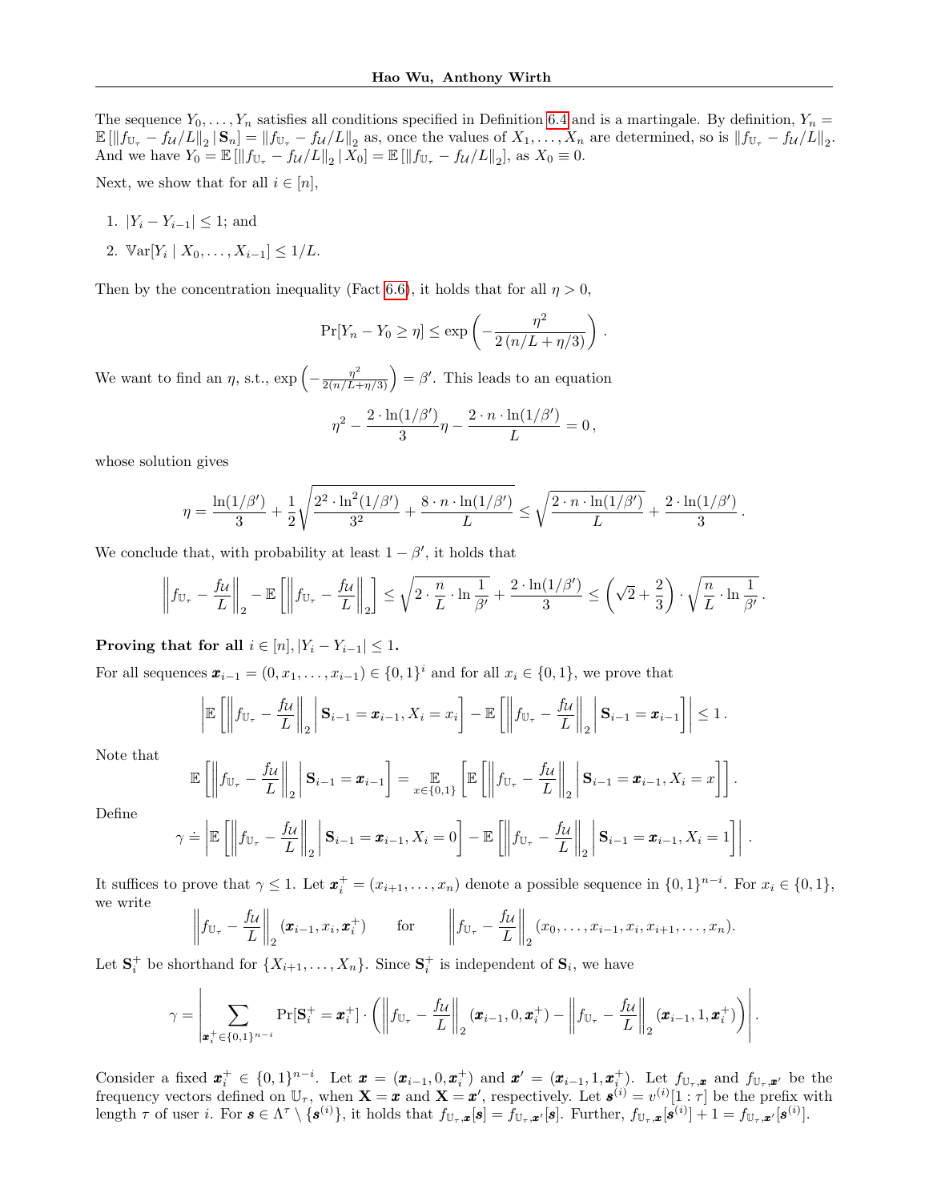The sequence $Y_0, \ldots, Y_n$ satisfies all conditions specified in Definition 6.4 and is a martingale. By definition, $Y_n = \mathbb{E}\left[\|f_{\mathbb{U}_\tau} - f_{\mathcal{U}}/L\|_2 \,|\, \mathbf{S}_n\right] = \|f_{\mathbb{U}_\tau} - f_{\mathcal{U}}/L\|_2$ as, once the values of $X_1, \ldots, X_n$ are determined, so is $\|f_{\mathbb{U}_\tau} - f_{\mathcal{U}}/L\|_2$. And we have $Y_0 = \mathbb{E}\left[\|f_{\mathbb{U}_\tau} - f_{\mathcal{U}}/L\|_2 \,|\, X_0\right] = \mathbb{E}\left[\|f_{\mathbb{U}_\tau} - f_{\mathcal{U}}/L\|_2\right]$, as $X_0 \equiv 0$.

Next, we show that for all $i \in [n]$,

1. $|Y_i - Y_{i-1}| \le 1$; and
2. $\mathbb{V}\mathrm{ar}[Y_i \mid X_0, \ldots, X_{i-1}] \le 1/L$.

Then by the concentration inequality (Fact 6.6), it holds that for all $\eta > 0$,

$$\Pr[Y_n - Y_0 \ge \eta] \le \exp\left(-\frac{\eta^2}{2\,(n/L + \eta/3)}\right).$$

We want to find an $\eta$, s.t., $\exp\left(-\frac{\eta^2}{2(n/L+\eta/3)}\right) = \beta'$. This leads to an equation

$$\eta^2 - \frac{2 \cdot \ln(1/\beta')}{3}\eta - \frac{2 \cdot n \cdot \ln(1/\beta')}{L} = 0,$$

whose solution gives

$$\eta = \frac{\ln(1/\beta')}{3} + \frac{1}{2}\sqrt{\frac{2^2 \cdot \ln^2(1/\beta')}{3^2} + \frac{8 \cdot n \cdot \ln(1/\beta')}{L}} \le \sqrt{\frac{2 \cdot n \cdot \ln(1/\beta')}{L}} + \frac{2 \cdot \ln(1/\beta')}{3}.$$

We conclude that, with probability at least $1 - \beta'$, it holds that

$$\left\|f_{\mathbb{U}_\tau} - \frac{f_{\mathcal{U}}}{L}\right\|_2 - \mathbb{E}\left[\left\|f_{\mathbb{U}_\tau} - \frac{f_{\mathcal{U}}}{L}\right\|_2\right] \le \sqrt{2 \cdot \frac{n}{L} \cdot \ln\frac{1}{\beta'}} + \frac{2 \cdot \ln(1/\beta')}{3} \le \left(\sqrt{2} + \frac{2}{3}\right) \cdot \sqrt{\frac{n}{L} \cdot \ln\frac{1}{\beta'}}.$$

**Proving that for all $i \in [n]$, $|Y_i - Y_{i-1}| \le 1$.**

For all sequences $\boldsymbol{x}_{i-1} = (0, x_1, \ldots, x_{i-1}) \in \{0,1\}^i$ and for all $x_i \in \{0,1\}$, we prove that

$$\left|\mathbb{E}\left[\left\|f_{\mathbb{U}_\tau} - \frac{f_{\mathcal{U}}}{L}\right\|_2 \,\middle|\, \mathbf{S}_{i-1} = \boldsymbol{x}_{i-1}, X_i = x_i\right] - \mathbb{E}\left[\left\|f_{\mathbb{U}_\tau} - \frac{f_{\mathcal{U}}}{L}\right\|_2 \,\middle|\, \mathbf{S}_{i-1} = \boldsymbol{x}_{i-1}\right]\right| \le 1.$$

Note that

$$\mathbb{E}\left[\left\|f_{\mathbb{U}_\tau} - \frac{f_{\mathcal{U}}}{L}\right\|_2 \,\middle|\, \mathbf{S}_{i-1} = \boldsymbol{x}_{i-1}\right] = \mathop{\mathbb{E}}_{x \in \{0,1\}}\left[\mathbb{E}\left[\left\|f_{\mathbb{U}_\tau} - \frac{f_{\mathcal{U}}}{L}\right\|_2 \,\middle|\, \mathbf{S}_{i-1} = \boldsymbol{x}_{i-1}, X_i = x\right]\right].$$

Define

$$\gamma \doteq \left|\mathbb{E}\left[\left\|f_{\mathbb{U}_\tau} - \frac{f_{\mathcal{U}}}{L}\right\|_2 \,\middle|\, \mathbf{S}_{i-1} = \boldsymbol{x}_{i-1}, X_i = 0\right] - \mathbb{E}\left[\left\|f_{\mathbb{U}_\tau} - \frac{f_{\mathcal{U}}}{L}\right\|_2 \,\middle|\, \mathbf{S}_{i-1} = \boldsymbol{x}_{i-1}, X_i = 1\right]\right|.$$

It suffices to prove that $\gamma \le 1$. Let $\boldsymbol{x}_i^+ = (x_{i+1}, \ldots, x_n)$ denote a possible sequence in $\{0,1\}^{n-i}$. For $x_i \in \{0,1\}$, we write

$$\left\|f_{\mathbb{U}_\tau} - \frac{f_{\mathcal{U}}}{L}\right\|_2 (\boldsymbol{x}_{i-1}, x_i, \boldsymbol{x}_i^+) \qquad \text{for} \qquad \left\|f_{\mathbb{U}_\tau} - \frac{f_{\mathcal{U}}}{L}\right\|_2 (x_0, \ldots, x_{i-1}, x_i, x_{i+1}, \ldots, x_n).$$

Let $\mathbf{S}_i^+$ be shorthand for $\{X_{i+1}, \ldots, X_n\}$. Since $\mathbf{S}_i^+$ is independent of $\mathbf{S}_i$, we have

$$\gamma = \left|\sum_{\boldsymbol{x}_i^+ \in \{0,1\}^{n-i}} \Pr[\mathbf{S}_i^+ = \boldsymbol{x}_i^+] \cdot \left(\left\|f_{\mathbb{U}_\tau} - \frac{f_{\mathcal{U}}}{L}\right\|_2 (\boldsymbol{x}_{i-1}, 0, \boldsymbol{x}_i^+) - \left\|f_{\mathbb{U}_\tau} - \frac{f_{\mathcal{U}}}{L}\right\|_2 (\boldsymbol{x}_{i-1}, 1, \boldsymbol{x}_i^+)\right)\right|.$$

Consider a fixed $\boldsymbol{x}_i^+ \in \{0,1\}^{n-i}$. Let $\boldsymbol{x} = (\boldsymbol{x}_{i-1}, 0, \boldsymbol{x}_i^+)$ and $\boldsymbol{x}' = (\boldsymbol{x}_{i-1}, 1, \boldsymbol{x}_i^+)$. Let $f_{\mathbb{U}_\tau, \boldsymbol{x}}$ and $f_{\mathbb{U}_\tau, \boldsymbol{x}'}$ be the frequency vectors defined on $\mathbb{U}_\tau$, when $\mathbf{X} = \boldsymbol{x}$ and $\mathbf{X} = \boldsymbol{x}'$, respectively. Let $\boldsymbol{s}^{(i)} = v^{(i)}[1:\tau]$ be the prefix with length $\tau$ of user $i$. For $\boldsymbol{s} \in \Lambda^\tau \setminus \{\boldsymbol{s}^{(i)}\}$, it holds that $f_{\mathbb{U}_\tau, \boldsymbol{x}}[\boldsymbol{s}] = f_{\mathbb{U}_\tau, \boldsymbol{x}'}[\boldsymbol{s}]$. Further, $f_{\mathbb{U}_\tau, \boldsymbol{x}}[\boldsymbol{s}^{(i)}] + 1 = f_{\mathbb{U}_\tau, \boldsymbol{x}'}[\boldsymbol{s}^{(i)}]$.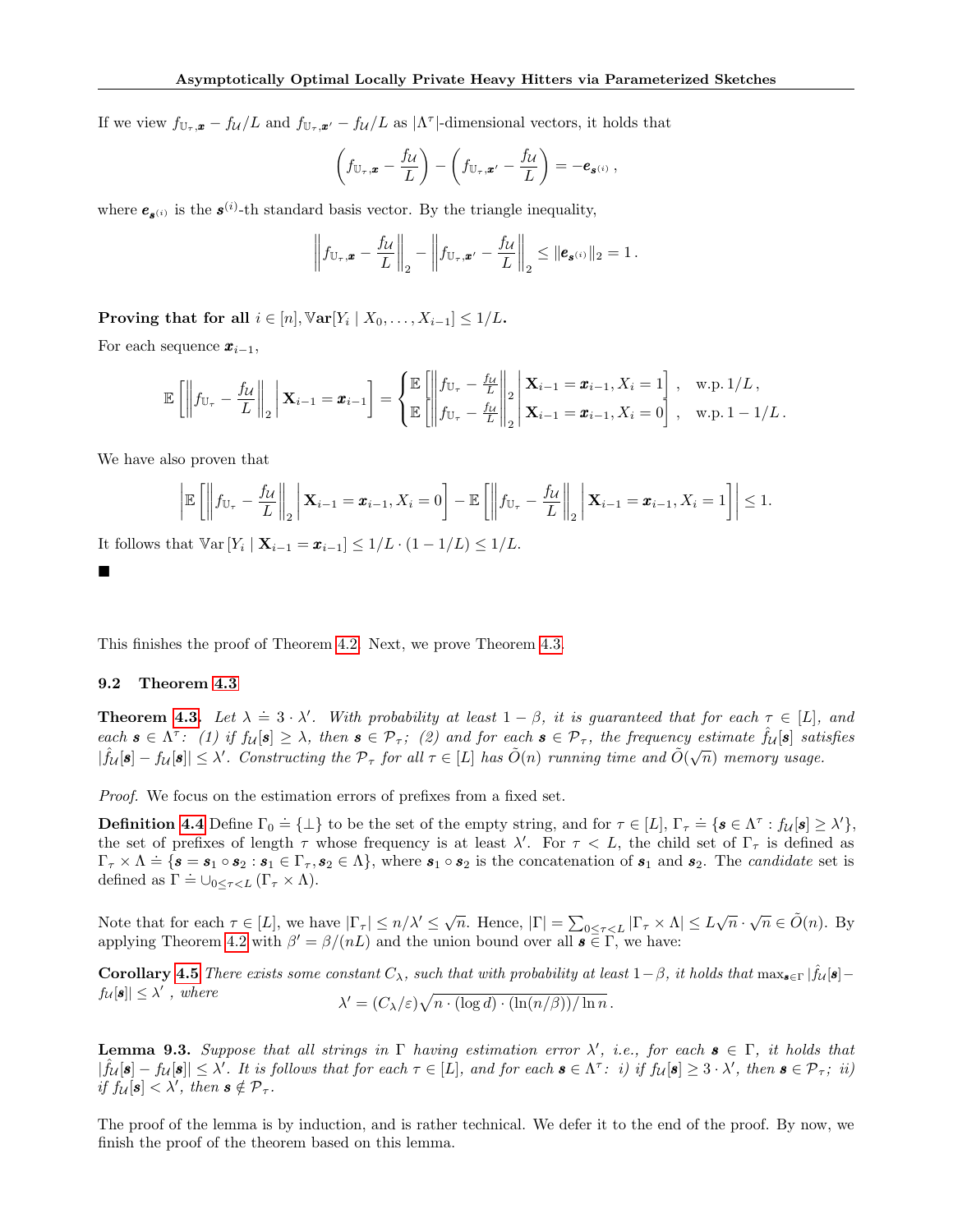If we view $f_{\mathbb{U}_\tau, \boldsymbol{x}} - f_{\mathcal{U}}/L$ and $f_{\mathbb{U}_\tau, \boldsymbol{x}'} - f_{\mathcal{U}}/L$ as $|\Lambda^\tau|$-dimensional vectors, it holds that

$$\left( f_{\mathbb{U}_\tau, \boldsymbol{x}} - \frac{f_{\mathcal{U}}}{L} \right) - \left( f_{\mathbb{U}_\tau, \boldsymbol{x}'} - \frac{f_{\mathcal{U}}}{L} \right) = -\boldsymbol{e}_{\boldsymbol{s}^{(i)}} ,$$

where $\boldsymbol{e}_{\boldsymbol{s}^{(i)}}$ is the $\boldsymbol{s}^{(i)}$-th standard basis vector. By the triangle inequality,

$$\left\| f_{\mathbb{U}_\tau, \boldsymbol{x}} - \frac{f_{\mathcal{U}}}{L} \right\|_2 - \left\| f_{\mathbb{U}_\tau, \boldsymbol{x}'} - \frac{f_{\mathcal{U}}}{L} \right\|_2 \le \| \boldsymbol{e}_{\boldsymbol{s}^{(i)}} \|_2 = 1 .$$

**Proving that for all $i \in [n], \mathbb{V}\mathbf{ar}[Y_i \mid X_0, \dots, X_{i-1}] \le 1/L$.**

For each sequence $\boldsymbol{x}_{i-1}$,

$$\mathbb{E}\left[ \left\| f_{\mathbb{U}_\tau} - \frac{f_{\mathcal{U}}}{L} \right\|_2 \,\middle|\, \mathbf{X}_{i-1} = \boldsymbol{x}_{i-1} \right] = \begin{cases} \mathbb{E}\left[ \left\| f_{\mathbb{U}_\tau} - \frac{f_{\mathcal{U}}}{L} \right\|_2 \,\middle|\, \mathbf{X}_{i-1} = \boldsymbol{x}_{i-1}, X_i = 1 \right], & \text{w.p. } 1/L , \\ \mathbb{E}\left[ \left\| f_{\mathbb{U}_\tau} - \frac{f_{\mathcal{U}}}{L} \right\|_2 \,\middle|\, \mathbf{X}_{i-1} = \boldsymbol{x}_{i-1}, X_i = 0 \right], & \text{w.p. } 1 - 1/L . \end{cases}$$

We have also proven that

$$\left| \mathbb{E}\left[ \left\| f_{\mathbb{U}_\tau} - \frac{f_{\mathcal{U}}}{L} \right\|_2 \,\middle|\, \mathbf{X}_{i-1} = \boldsymbol{x}_{i-1}, X_i = 0 \right] - \mathbb{E}\left[ \left\| f_{\mathbb{U}_\tau} - \frac{f_{\mathcal{U}}}{L} \right\|_2 \,\middle|\, \mathbf{X}_{i-1} = \boldsymbol{x}_{i-1}, X_i = 1 \right] \right| \le 1.$$

It follows that $\mathbb{V}\mathrm{ar}\left[ Y_i \mid \mathbf{X}_{i-1} = \boldsymbol{x}_{i-1} \right] \le 1/L \cdot (1 - 1/L) \le 1/L$.

■

This finishes the proof of Theorem 4.2. Next, we prove Theorem 4.3.

### 9.2 Theorem 4.3

**Theorem 4.3.** *Let $\lambda \doteq 3 \cdot \lambda'$. With probability at least $1 - \beta$, it is guaranteed that for each $\tau \in [L]$, and each $\boldsymbol{s} \in \Lambda^\tau$: (1) if $f_{\mathcal{U}}[\boldsymbol{s}] \ge \lambda$, then $\boldsymbol{s} \in \mathcal{P}_\tau$; (2) and for each $\boldsymbol{s} \in \mathcal{P}_\tau$, the frequency estimate $\hat{f}_{\mathcal{U}}[\boldsymbol{s}]$ satisfies $|\hat{f}_{\mathcal{U}}[\boldsymbol{s}] - f_{\mathcal{U}}[\boldsymbol{s}]| \le \lambda'$. Constructing the $\mathcal{P}_\tau$ for all $\tau \in [L]$ has $\tilde{O}(n)$ running time and $\tilde{O}(\sqrt{n})$ memory usage.*

*Proof.* We focus on the estimation errors of prefixes from a fixed set.

**Definition 4.4** Define $\Gamma_0 \doteq \{\perp\}$ to be the set of the empty string, and for $\tau \in [L]$, $\Gamma_\tau \doteq \{\boldsymbol{s} \in \Lambda^\tau : f_{\mathcal{U}}[\boldsymbol{s}] \ge \lambda'\}$, the set of prefixes of length $\tau$ whose frequency is at least $\lambda'$. For $\tau < L$, the child set of $\Gamma_\tau$ is defined as $\Gamma_\tau \times \Lambda \doteq \{\boldsymbol{s} = \boldsymbol{s}_1 \circ \boldsymbol{s}_2 : \boldsymbol{s}_1 \in \Gamma_\tau, \boldsymbol{s}_2 \in \Lambda\}$, where $\boldsymbol{s}_1 \circ \boldsymbol{s}_2$ is the concatenation of $\boldsymbol{s}_1$ and $\boldsymbol{s}_2$. The *candidate* set is defined as $\Gamma \doteq \cup_{0 \le \tau < L} (\Gamma_\tau \times \Lambda)$.

Note that for each $\tau \in [L]$, we have $|\Gamma_\tau| \le n/\lambda' \le \sqrt{n}$. Hence, $|\Gamma| = \sum_{0 \le \tau < L} |\Gamma_\tau \times \Lambda| \le L\sqrt{n} \cdot \sqrt{n} \in \tilde{O}(n)$. By applying Theorem 4.2 with $\beta' = \beta/(nL)$ and the union bound over all $\boldsymbol{s} \in \Gamma$, we have:

**Corollary 4.5** *There exists some constant $C_\lambda$, such that with probability at least $1 - \beta$, it holds that $\max_{\boldsymbol{s} \in \Gamma} |\hat{f}_{\mathcal{U}}[\boldsymbol{s}] - f_{\mathcal{U}}[\boldsymbol{s}]| \le \lambda'$ , where*

$$\lambda' = (C_\lambda/\varepsilon)\sqrt{n \cdot (\log d) \cdot (\ln(n/\beta))/\ln n} \, .$$

**Lemma 9.3.** *Suppose that all strings in $\Gamma$ having estimation error $\lambda'$, i.e., for each $\boldsymbol{s} \in \Gamma$, it holds that $|\hat{f}_{\mathcal{U}}[\boldsymbol{s}] - f_{\mathcal{U}}[\boldsymbol{s}]| \le \lambda'$. It is follows that for each $\tau \in [L]$, and for each $\boldsymbol{s} \in \Lambda^\tau$: i) if $f_{\mathcal{U}}[\boldsymbol{s}] \ge 3 \cdot \lambda'$, then $\boldsymbol{s} \in \mathcal{P}_\tau$; ii) if $f_{\mathcal{U}}[\boldsymbol{s}] < \lambda'$, then $\boldsymbol{s} \notin \mathcal{P}_\tau$.*

The proof of the lemma is by induction, and is rather technical. We defer it to the end of the proof. By now, we finish the proof of the theorem based on this lemma.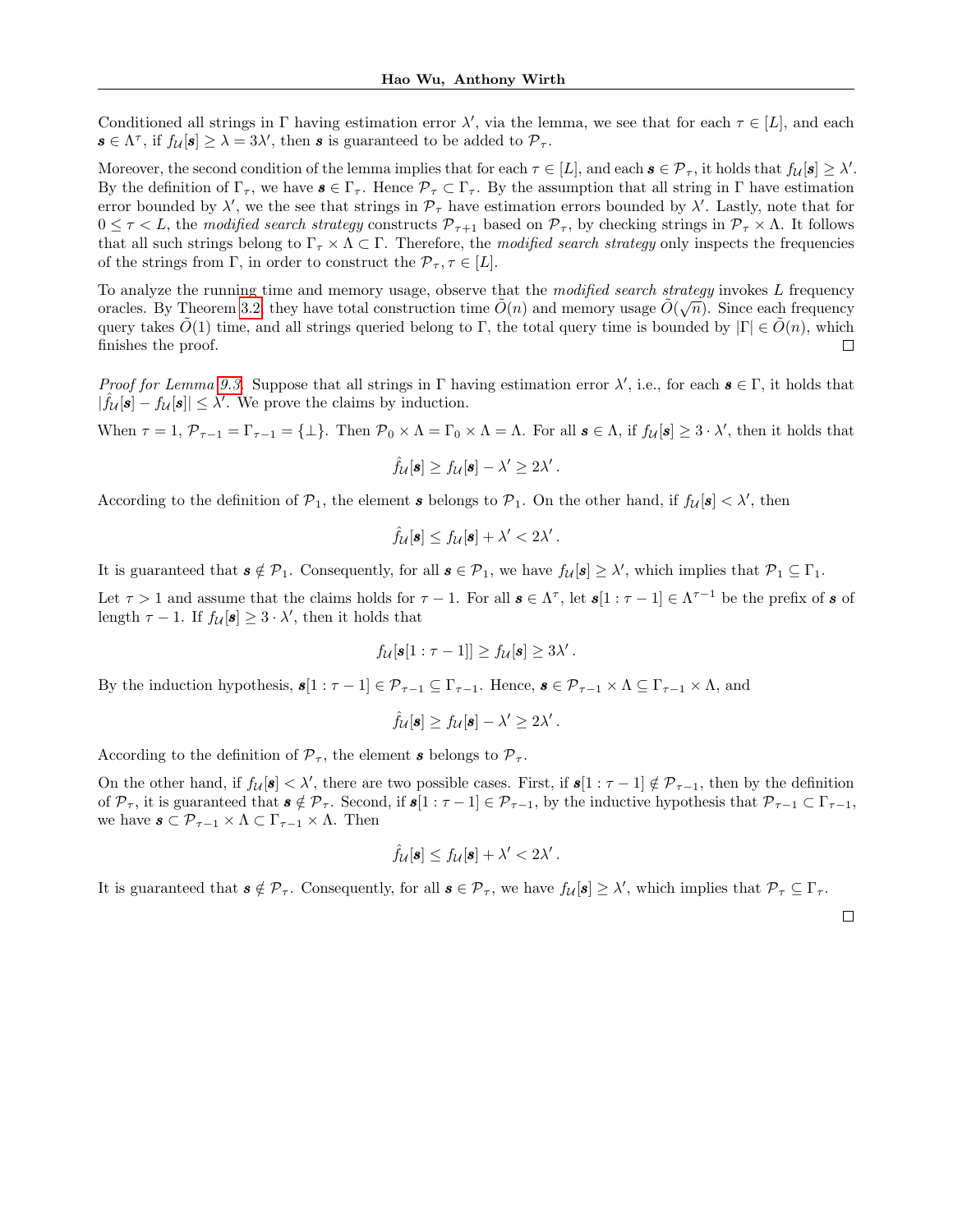Conditioned all strings in $\Gamma$ having estimation error $\lambda'$, via the lemma, we see that for each $\tau \in [L]$, and each $\boldsymbol{s} \in \Lambda^\tau$, if $f_{\mathcal{U}}[\boldsymbol{s}] \geq \lambda = 3\lambda'$, then $\boldsymbol{s}$ is guaranteed to be added to $\mathcal{P}_\tau$.

Moreover, the second condition of the lemma implies that for each $\tau \in [L]$, and each $\boldsymbol{s} \in \mathcal{P}_\tau$, it holds that $f_{\mathcal{U}}[\boldsymbol{s}] \geq \lambda'$. By the definition of $\Gamma_\tau$, we have $\boldsymbol{s} \in \Gamma_\tau$. Hence $\mathcal{P}_\tau \subset \Gamma_\tau$. By the assumption that all string in $\Gamma$ have estimation error bounded by $\lambda'$, we the see that strings in $\mathcal{P}_\tau$ have estimation errors bounded by $\lambda'$. Lastly, note that for $0 \leq \tau < L$, the *modified search strategy* constructs $\mathcal{P}_{\tau+1}$ based on $\mathcal{P}_\tau$, by checking strings in $\mathcal{P}_\tau \times \Lambda$. It follows that all such strings belong to $\Gamma_\tau \times \Lambda \subset \Gamma$. Therefore, the *modified search strategy* only inspects the frequencies of the strings from $\Gamma$, in order to construct the $\mathcal{P}_\tau, \tau \in [L]$.

To analyze the running time and memory usage, observe that the *modified search strategy* invokes $L$ frequency oracles. By Theorem 3.2, they have total construction time $\tilde{O}(n)$ and memory usage $\tilde{O}(\sqrt{n})$. Since each frequency query takes $\tilde{O}(1)$ time, and all strings queried belong to $\Gamma$, the total query time is bounded by $|\Gamma| \in \tilde{O}(n)$, which finishes the proof. □

*Proof for Lemma 9.3.* Suppose that all strings in $\Gamma$ having estimation error $\lambda'$, i.e., for each $\boldsymbol{s} \in \Gamma$, it holds that $|\hat{f}_{\mathcal{U}}[\boldsymbol{s}] - f_{\mathcal{U}}[\boldsymbol{s}]| \leq \lambda'$. We prove the claims by induction.

When $\tau = 1$, $\mathcal{P}_{\tau-1} = \Gamma_{\tau-1} = \{\perp\}$. Then $\mathcal{P}_0 \times \Lambda = \Gamma_0 \times \Lambda = \Lambda$. For all $\boldsymbol{s} \in \Lambda$, if $f_{\mathcal{U}}[\boldsymbol{s}] \geq 3 \cdot \lambda'$, then it holds that

$$\hat{f}_{\mathcal{U}}[\boldsymbol{s}] \geq f_{\mathcal{U}}[\boldsymbol{s}] - \lambda' \geq 2\lambda' .$$

According to the definition of $\mathcal{P}_1$, the element $\boldsymbol{s}$ belongs to $\mathcal{P}_1$. On the other hand, if $f_{\mathcal{U}}[\boldsymbol{s}] < \lambda'$, then

$$\hat{f}_{\mathcal{U}}[\boldsymbol{s}] \leq f_{\mathcal{U}}[\boldsymbol{s}] + \lambda' < 2\lambda' .$$

It is guaranteed that $\boldsymbol{s} \notin \mathcal{P}_1$. Consequently, for all $\boldsymbol{s} \in \mathcal{P}_1$, we have $f_{\mathcal{U}}[\boldsymbol{s}] \geq \lambda'$, which implies that $\mathcal{P}_1 \subseteq \Gamma_1$.

Let $\tau > 1$ and assume that the claims holds for $\tau - 1$. For all $\boldsymbol{s} \in \Lambda^\tau$, let $\boldsymbol{s}[1 : \tau - 1] \in \Lambda^{\tau-1}$ be the prefix of $\boldsymbol{s}$ of length $\tau - 1$. If $f_{\mathcal{U}}[\boldsymbol{s}] \geq 3 \cdot \lambda'$, then it holds that

$$f_{\mathcal{U}}[\boldsymbol{s}[1 : \tau - 1]] \geq f_{\mathcal{U}}[\boldsymbol{s}] \geq 3\lambda' .$$

By the induction hypothesis, $\boldsymbol{s}[1 : \tau - 1] \in \mathcal{P}_{\tau-1} \subseteq \Gamma_{\tau-1}$. Hence, $\boldsymbol{s} \in \mathcal{P}_{\tau-1} \times \Lambda \subseteq \Gamma_{\tau-1} \times \Lambda$, and

$$\hat{f}_{\mathcal{U}}[\boldsymbol{s}] \geq f_{\mathcal{U}}[\boldsymbol{s}] - \lambda' \geq 2\lambda' .$$

According to the definition of $\mathcal{P}_\tau$, the element $\boldsymbol{s}$ belongs to $\mathcal{P}_\tau$.

On the other hand, if $f_{\mathcal{U}}[\boldsymbol{s}] < \lambda'$, there are two possible cases. First, if $\boldsymbol{s}[1 : \tau - 1] \notin \mathcal{P}_{\tau-1}$, then by the definition of $\mathcal{P}_\tau$, it is guaranteed that $\boldsymbol{s} \notin \mathcal{P}_\tau$. Second, if $\boldsymbol{s}[1 : \tau - 1] \in \mathcal{P}_{\tau-1}$, by the inductive hypothesis that $\mathcal{P}_{\tau-1} \subset \Gamma_{\tau-1}$, we have $\boldsymbol{s} \subset \mathcal{P}_{\tau-1} \times \Lambda \subset \Gamma_{\tau-1} \times \Lambda$. Then

$$\hat{f}_{\mathcal{U}}[\boldsymbol{s}] \leq f_{\mathcal{U}}[\boldsymbol{s}] + \lambda' < 2\lambda' .$$

It is guaranteed that $\boldsymbol{s} \notin \mathcal{P}_\tau$. Consequently, for all $\boldsymbol{s} \in \mathcal{P}_\tau$, we have $f_{\mathcal{U}}[\boldsymbol{s}] \geq \lambda'$, which implies that $\mathcal{P}_\tau \subseteq \Gamma_\tau$.

□